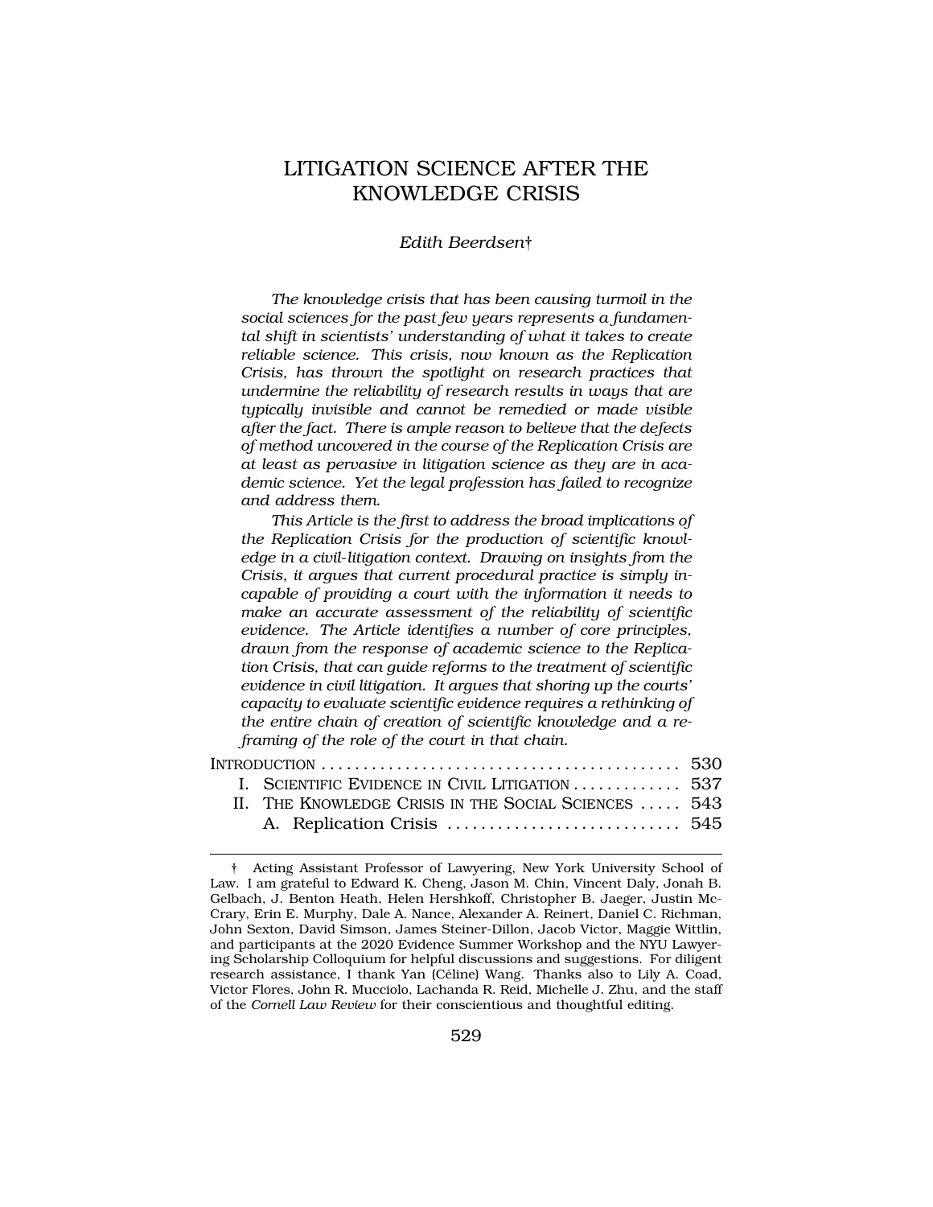# LITIGATION SCIENCE AFTER THE KNOWLEDGE CRISIS

*Edith Beerdsen*†

*The knowledge crisis that has been causing turmoil in the social sciences for the past few years represents a fundamental shift in scientists' understanding of what it takes to create reliable science. This crisis, now known as the Replication Crisis, has thrown the spotlight on research practices that undermine the reliability of research results in ways that are typically invisible and cannot be remedied or made visible after the fact. There is ample reason to believe that the defects of method uncovered in the course of the Replication Crisis are at least as pervasive in litigation science as they are in academic science. Yet the legal profession has failed to recognize and address them.*

*This Article is the first to address the broad implications of the Replication Crisis for the production of scientific knowledge in a civil-litigation context. Drawing on insights from the Crisis, it argues that current procedural practice is simply incapable of providing a court with the information it needs to make an accurate assessment of the reliability of scientific evidence. The Article identifies a number of core principles, drawn from the response of academic science to the Replication Crisis, that can guide reforms to the treatment of scientific evidence in civil litigation. It argues that shoring up the courts' capacity to evaluate scientific evidence requires a rethinking of the entire chain of creation of scientific knowledge and a reframing of the role of the court in that chain.*

INTRODUCTION .......................................... 530
- I. SCIENTIFIC EVIDENCE IN CIVIL LITIGATION ............. 537
- II. THE KNOWLEDGE CRISIS IN THE SOCIAL SCIENCES ..... 543
  - A. Replication Crisis ............................ 545

---

† Acting Assistant Professor of Lawyering, New York University School of Law. I am grateful to Edward K. Cheng, Jason M. Chin, Vincent Daly, Jonah B. Gelbach, J. Benton Heath, Helen Hershkoff, Christopher B. Jaeger, Justin McCrary, Erin E. Murphy, Dale A. Nance, Alexander A. Reinert, Daniel C. Richman, John Sexton, David Simson, James Steiner-Dillon, Jacob Victor, Maggie Wittlin, and participants at the 2020 Evidence Summer Workshop and the NYU Lawyering Scholarship Colloquium for helpful discussions and suggestions. For diligent research assistance, I thank Yan (Céline) Wang. Thanks also to Lily A. Coad, Victor Flores, John R. Mucciolo, Lachanda R. Reid, Michelle J. Zhu, and the staff of the *Cornell Law Review* for their conscientious and thoughtful editing.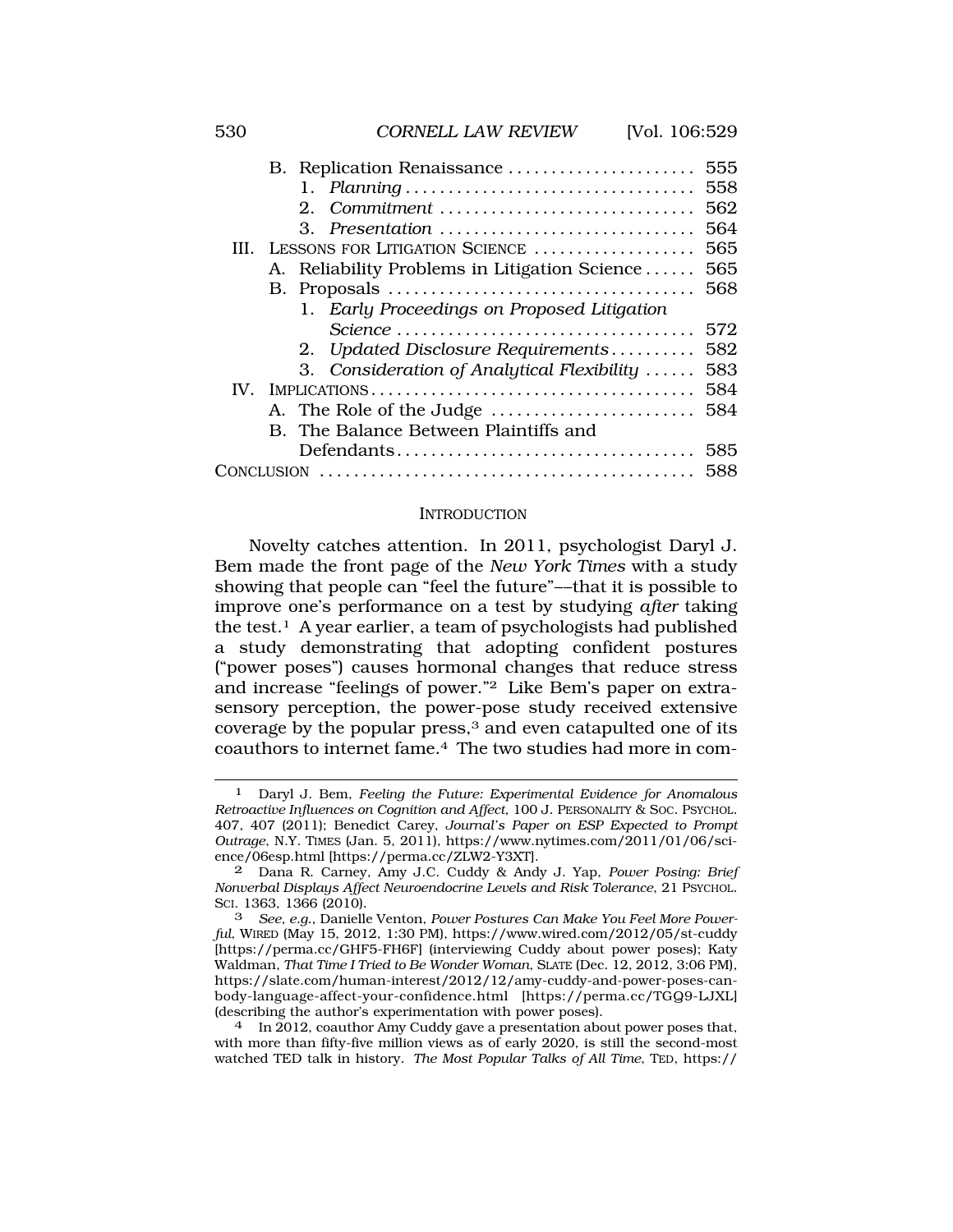- B. Replication Renaissance ...................... 555
  - 1. *Planning* ................................ 558
  - 2. *Commitment* ............................. 562
  - 3. *Presentation* ............................ 564
- III. LESSONS FOR LITIGATION SCIENCE .................. 565
  - A. Reliability Problems in Litigation Science ...... 565
  - B. Proposals ................................... 568
    - 1. *Early Proceedings on Proposed Litigation Science* ................................. 572
    - 2. *Updated Disclosure Requirements* .......... 582
    - 3. *Consideration of Analytical Flexibility* ...... 583
- IV. IMPLICATIONS ..................................... 584
  - A. The Role of the Judge ........................ 584
  - B. The Balance Between Plaintiffs and Defendants.................................. 585
- CONCLUSION .......................................... 588

## INTRODUCTION

Novelty catches attention. In 2011, psychologist Daryl J. Bem made the front page of the *New York Times* with a study showing that people can "feel the future"––that it is possible to improve one's performance on a test by studying *after* taking the test.[1] A year earlier, a team of psychologists had published a study demonstrating that adopting confident postures ("power poses") causes hormonal changes that reduce stress and increase "feelings of power."[2] Like Bem's paper on extrasensory perception, the power-pose study received extensive coverage by the popular press,[3] and even catapulted one of its coauthors to internet fame.[4] The two studies had more in com-

---

[1] Daryl J. Bem, *Feeling the Future: Experimental Evidence for Anomalous Retroactive Influences on Cognition and Affect*, 100 J. PERSONALITY & SOC. PSYCHOL. 407, 407 (2011); Benedict Carey, *Journal's Paper on ESP Expected to Prompt Outrage*, N.Y. TIMES (Jan. 5, 2011), https://www.nytimes.com/2011/01/06/science/06esp.html [https://perma.cc/ZLW2-Y3XT].

[2] Dana R. Carney, Amy J.C. Cuddy & Andy J. Yap, *Power Posing: Brief Nonverbal Displays Affect Neuroendocrine Levels and Risk Tolerance*, 21 PSYCHOL. SCI. 1363, 1366 (2010).

[3] *See, e.g.*, Danielle Venton, *Power Postures Can Make You Feel More Powerful*, WIRED (May 15, 2012, 1:30 PM), https://www.wired.com/2012/05/st-cuddy [https://perma.cc/GHF5-FH6F] (interviewing Cuddy about power poses); Katy Waldman, *That Time I Tried to Be Wonder Woman*, SLATE (Dec. 12, 2012, 3:06 PM), https://slate.com/human-interest/2012/12/amy-cuddy-and-power-poses-can-body-language-affect-your-confidence.html [https://perma.cc/TGQ9-LJXL] (describing the author's experimentation with power poses).

[4] In 2012, coauthor Amy Cuddy gave a presentation about power poses that, with more than fifty-five million views as of early 2020, is still the second-most watched TED talk in history. *The Most Popular Talks of All Time*, TED, https://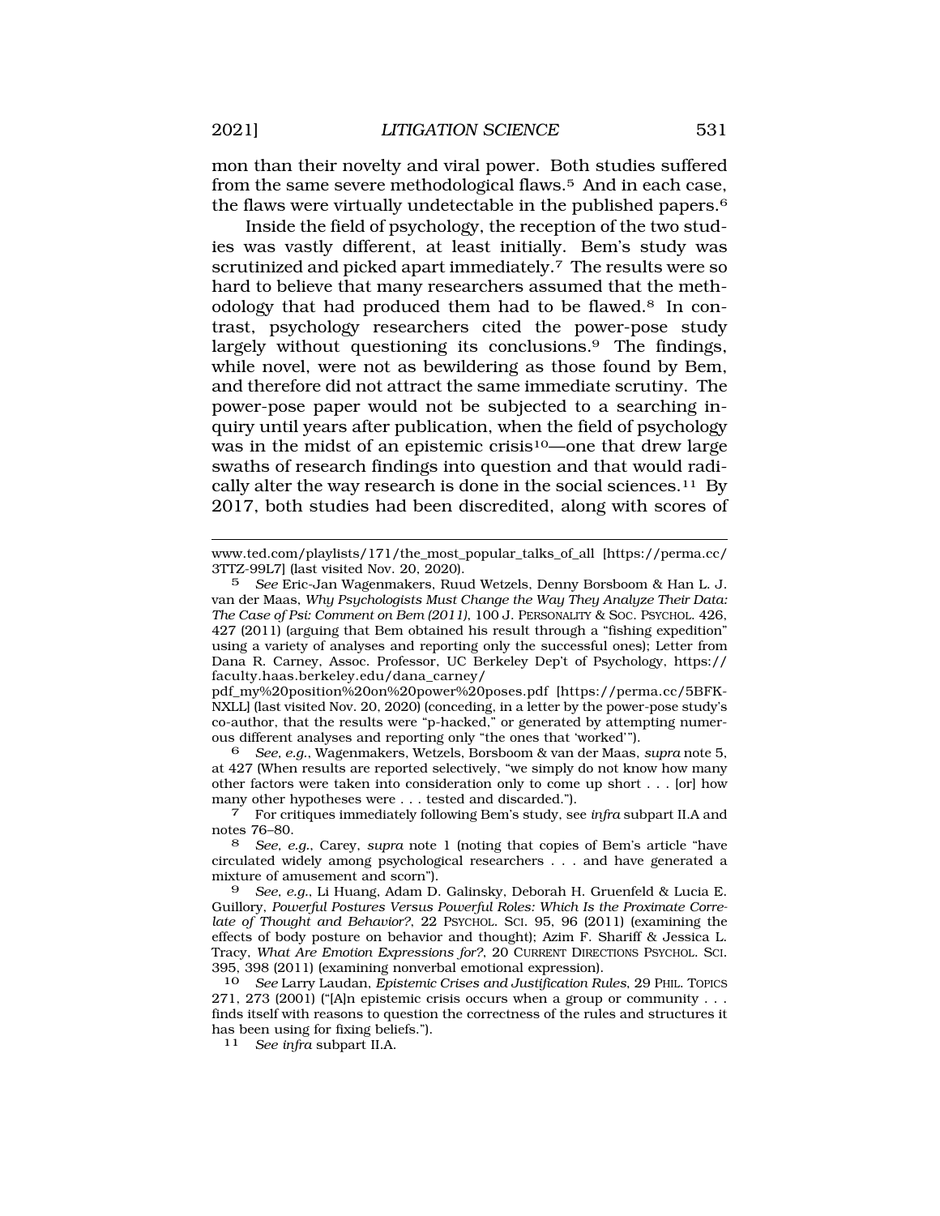mon than their novelty and viral power. Both studies suffered from the same severe methodological flaws.[5] And in each case, the flaws were virtually undetectable in the published papers.[6]

Inside the field of psychology, the reception of the two studies was vastly different, at least initially. Bem's study was scrutinized and picked apart immediately.[7] The results were so hard to believe that many researchers assumed that the methodology that had produced them had to be flawed.[8] In contrast, psychology researchers cited the power-pose study largely without questioning its conclusions.[9] The findings, while novel, were not as bewildering as those found by Bem, and therefore did not attract the same immediate scrutiny. The power-pose paper would not be subjected to a searching inquiry until years after publication, when the field of psychology was in the midst of an epistemic crisis[10]—one that drew large swaths of research findings into question and that would radically alter the way research is done in the social sciences.[11] By 2017, both studies had been discredited, along with scores of

---

www.ted.com/playlists/171/the_most_popular_talks_of_all [https://perma.cc/3TTZ-99L7] (last visited Nov. 20, 2020).

[5] *See* Eric-Jan Wagenmakers, Ruud Wetzels, Denny Borsboom & Han L. J. van der Maas, *Why Psychologists Must Change the Way They Analyze Their Data: The Case of Psi: Comment on Bem (2011)*, 100 J. PERSONALITY & SOC. PSYCHOL. 426, 427 (2011) (arguing that Bem obtained his result through a "fishing expedition" using a variety of analyses and reporting only the successful ones); Letter from Dana R. Carney, Assoc. Professor, UC Berkeley Dep't of Psychology, https://faculty.haas.berkeley.edu/dana_carney/pdf_my%20position%20on%20power%20poses.pdf [https://perma.cc/5BFK-NXLL] (last visited Nov. 20, 2020) (conceding, in a letter by the power-pose study's co-author, that the results were "p-hacked," or generated by attempting numerous different analyses and reporting only "the ones that 'worked'").

[6] *See, e.g.*, Wagenmakers, Wetzels, Borsboom & van der Maas, *supra* note 5, at 427 (When results are reported selectively, "we simply do not know how many other factors were taken into consideration only to come up short . . . [or] how many other hypotheses were . . . tested and discarded.").

[7] For critiques immediately following Bem's study, see *infra* subpart II.A and notes 76–80.

[8] *See, e.g.*, Carey, *supra* note 1 (noting that copies of Bem's article "have circulated widely among psychological researchers . . . and have generated a mixture of amusement and scorn").

[9] *See, e.g.*, Li Huang, Adam D. Galinsky, Deborah H. Gruenfeld & Lucia E. Guillory, *Powerful Postures Versus Powerful Roles: Which Is the Proximate Correlate of Thought and Behavior?*, 22 PSYCHOL. SCI. 95, 96 (2011) (examining the effects of body posture on behavior and thought); Azim F. Shariff & Jessica L. Tracy, *What Are Emotion Expressions for?*, 20 CURRENT DIRECTIONS PSYCHOL. SCI. 395, 398 (2011) (examining nonverbal emotional expression).

[10] *See* Larry Laudan, *Epistemic Crises and Justification Rules*, 29 PHIL. TOPICS 271, 273 (2001) ("[A]n epistemic crisis occurs when a group or community . . . finds itself with reasons to question the correctness of the rules and structures it has been using for fixing beliefs.").

[11] *See infra* subpart II.A.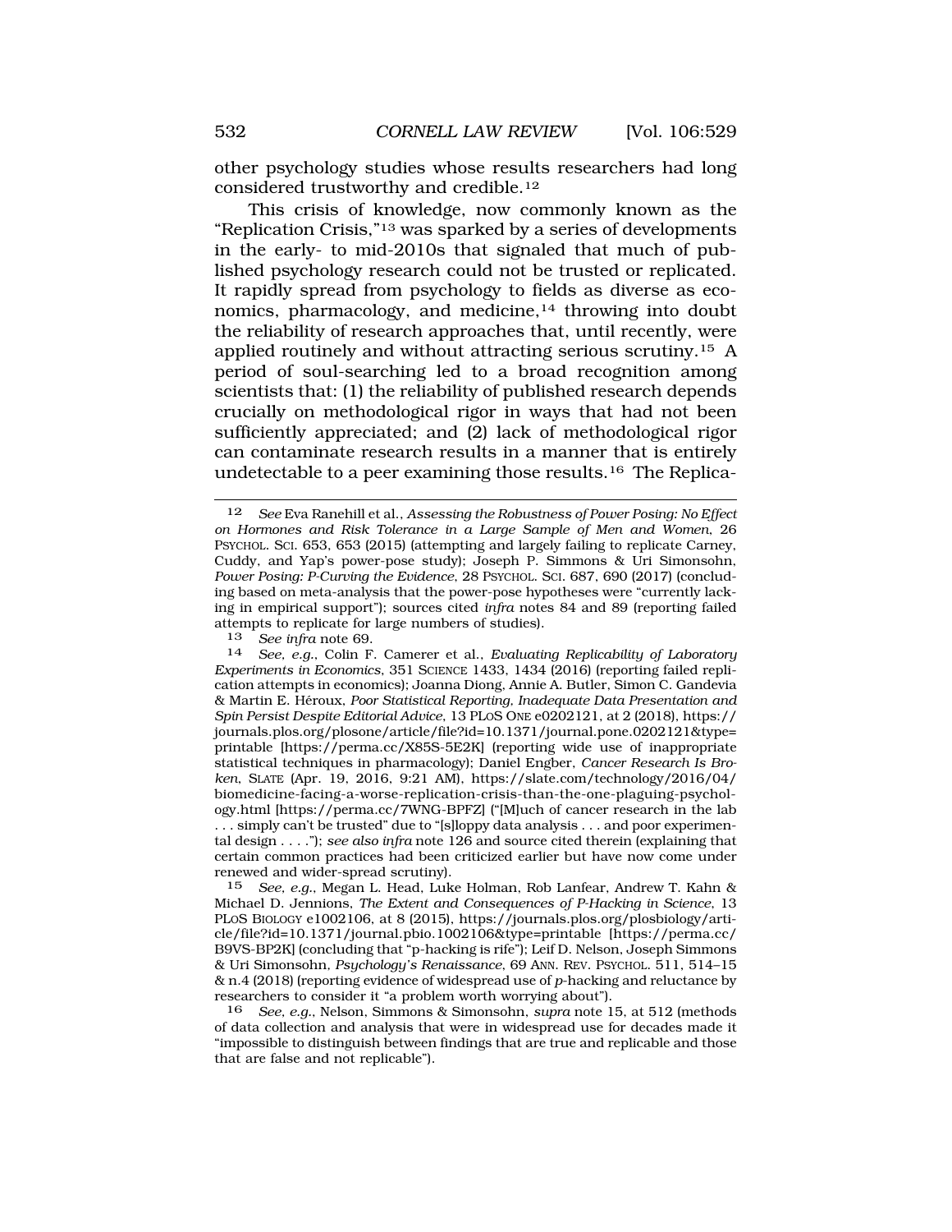other psychology studies whose results researchers had long considered trustworthy and credible.[12]

This crisis of knowledge, now commonly known as the "Replication Crisis,"[13] was sparked by a series of developments in the early- to mid-2010s that signaled that much of published psychology research could not be trusted or replicated. It rapidly spread from psychology to fields as diverse as economics, pharmacology, and medicine,[14] throwing into doubt the reliability of research approaches that, until recently, were applied routinely and without attracting serious scrutiny.[15] A period of soul-searching led to a broad recognition among scientists that: (1) the reliability of published research depends crucially on methodological rigor in ways that had not been sufficiently appreciated; and (2) lack of methodological rigor can contaminate research results in a manner that is entirely undetectable to a peer examining those results.[16] The Replica-

---

12 *See* Eva Ranehill et al., *Assessing the Robustness of Power Posing: No Effect on Hormones and Risk Tolerance in a Large Sample of Men and Women*, 26 PSYCHOL. SCI. 653, 653 (2015) (attempting and largely failing to replicate Carney, Cuddy, and Yap's power-pose study); Joseph P. Simmons & Uri Simonsohn, *Power Posing: P-Curving the Evidence*, 28 PSYCHOL. SCI. 687, 690 (2017) (concluding based on meta-analysis that the power-pose hypotheses were "currently lacking in empirical support"); sources cited *infra* notes 84 and 89 (reporting failed attempts to replicate for large numbers of studies).

13 *See infra* note 69.

14 *See, e.g.*, Colin F. Camerer et al., *Evaluating Replicability of Laboratory Experiments in Economics*, 351 SCIENCE 1433, 1434 (2016) (reporting failed replication attempts in economics); Joanna Diong, Annie A. Butler, Simon C. Gandevia & Martin E. Héroux, *Poor Statistical Reporting, Inadequate Data Presentation and Spin Persist Despite Editorial Advice*, 13 PLOS ONE e0202121, at 2 (2018), https://journals.plos.org/plosone/article/file?id=10.1371/journal.pone.0202121&type=printable [https://perma.cc/X85S-5E2K] (reporting wide use of inappropriate statistical techniques in pharmacology); Daniel Engber, *Cancer Research Is Broken*, SLATE (Apr. 19, 2016, 9:21 AM), https://slate.com/technology/2016/04/biomedicine-facing-a-worse-replication-crisis-than-the-one-plaguing-psychology.html [https://perma.cc/7WNG-BPFZ] ("[M]uch of cancer research in the lab . . . simply can't be trusted" due to "[s]loppy data analysis . . . and poor experimental design . . . ."); *see also infra* note 126 and source cited therein (explaining that certain common practices had been criticized earlier but have now come under renewed and wider-spread scrutiny).

15 *See, e.g.*, Megan L. Head, Luke Holman, Rob Lanfear, Andrew T. Kahn & Michael D. Jennions, *The Extent and Consequences of P-Hacking in Science*, 13 PLOS BIOLOGY e1002106, at 8 (2015), https://journals.plos.org/plosbiology/article/file?id=10.1371/journal.pbio.1002106&type=printable [https://perma.cc/B9VS-BP2K] (concluding that "p-hacking is rife"); Leif D. Nelson, Joseph Simmons & Uri Simonsohn, *Psychology's Renaissance*, 69 ANN. REV. PSYCHOL. 511, 514–15 & n.4 (2018) (reporting evidence of widespread use of *p*-hacking and reluctance by researchers to consider it "a problem worth worrying about").

16 *See, e.g.*, Nelson, Simmons & Simonsohn, *supra* note 15, at 512 (methods of data collection and analysis that were in widespread use for decades made it "impossible to distinguish between findings that are true and replicable and those that are false and not replicable").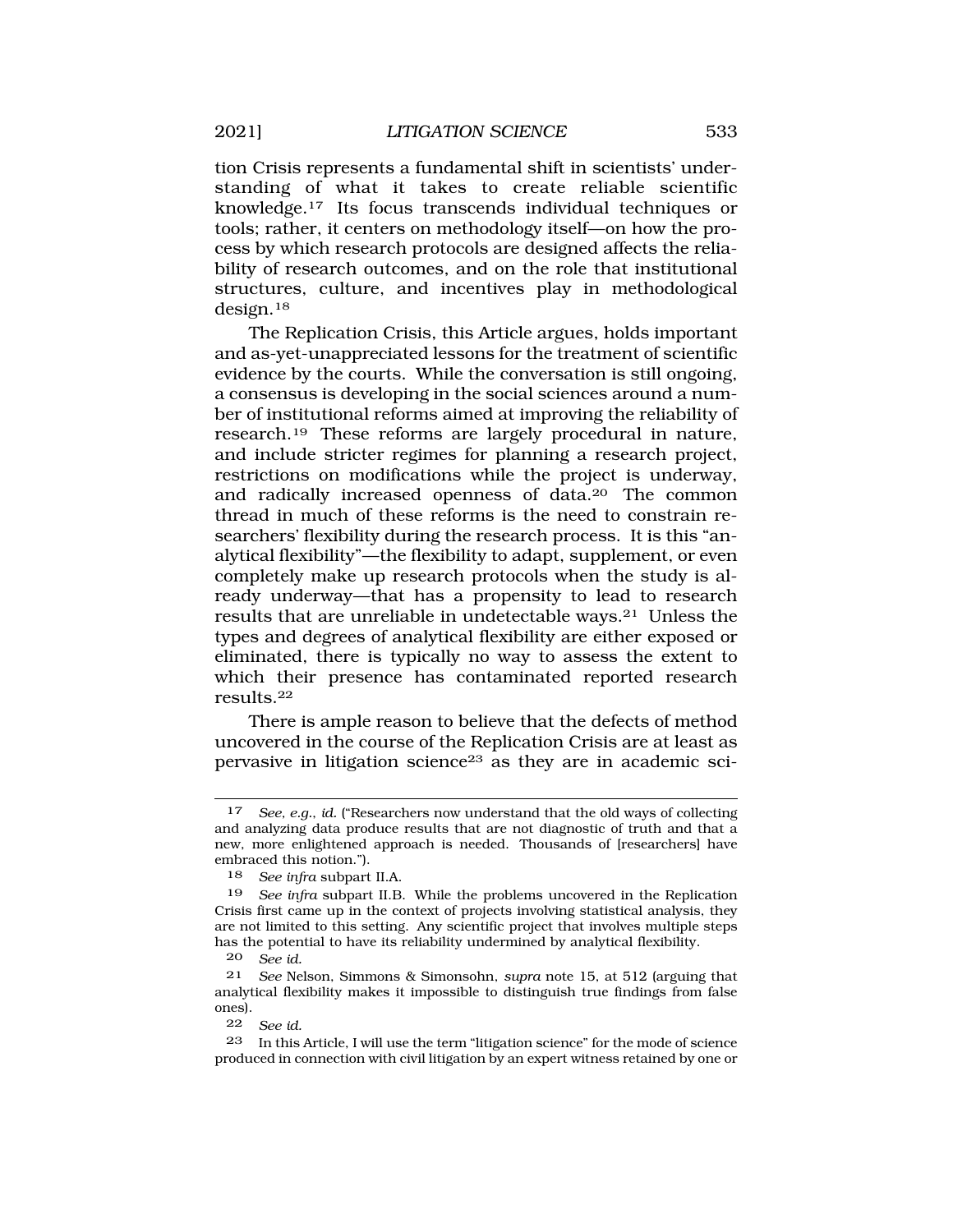tion Crisis represents a fundamental shift in scientists' understanding of what it takes to create reliable scientific knowledge.[17] Its focus transcends individual techniques or tools; rather, it centers on methodology itself—on how the process by which research protocols are designed affects the reliability of research outcomes, and on the role that institutional structures, culture, and incentives play in methodological design.[18]

The Replication Crisis, this Article argues, holds important and as-yet-unappreciated lessons for the treatment of scientific evidence by the courts. While the conversation is still ongoing, a consensus is developing in the social sciences around a number of institutional reforms aimed at improving the reliability of research.[19] These reforms are largely procedural in nature, and include stricter regimes for planning a research project, restrictions on modifications while the project is underway, and radically increased openness of data.[20] The common thread in much of these reforms is the need to constrain researchers' flexibility during the research process. It is this "analytical flexibility"—the flexibility to adapt, supplement, or even completely make up research protocols when the study is already underway—that has a propensity to lead to research results that are unreliable in undetectable ways.[21] Unless the types and degrees of analytical flexibility are either exposed or eliminated, there is typically no way to assess the extent to which their presence has contaminated reported research results.[22]

There is ample reason to believe that the defects of method uncovered in the course of the Replication Crisis are at least as pervasive in litigation science[23] as they are in academic sci-

---

17 *See, e.g.*, *id.* ("Researchers now understand that the old ways of collecting and analyzing data produce results that are not diagnostic of truth and that a new, more enlightened approach is needed. Thousands of [researchers] have embraced this notion.").

18 *See infra* subpart II.A.

19 *See infra* subpart II.B. While the problems uncovered in the Replication Crisis first came up in the context of projects involving statistical analysis, they are not limited to this setting. Any scientific project that involves multiple steps has the potential to have its reliability undermined by analytical flexibility.

20 *See id.*

21 *See* Nelson, Simmons & Simonsohn, *supra* note 15, at 512 (arguing that analytical flexibility makes it impossible to distinguish true findings from false ones).

22 *See id.*

23 In this Article, I will use the term "litigation science" for the mode of science produced in connection with civil litigation by an expert witness retained by one or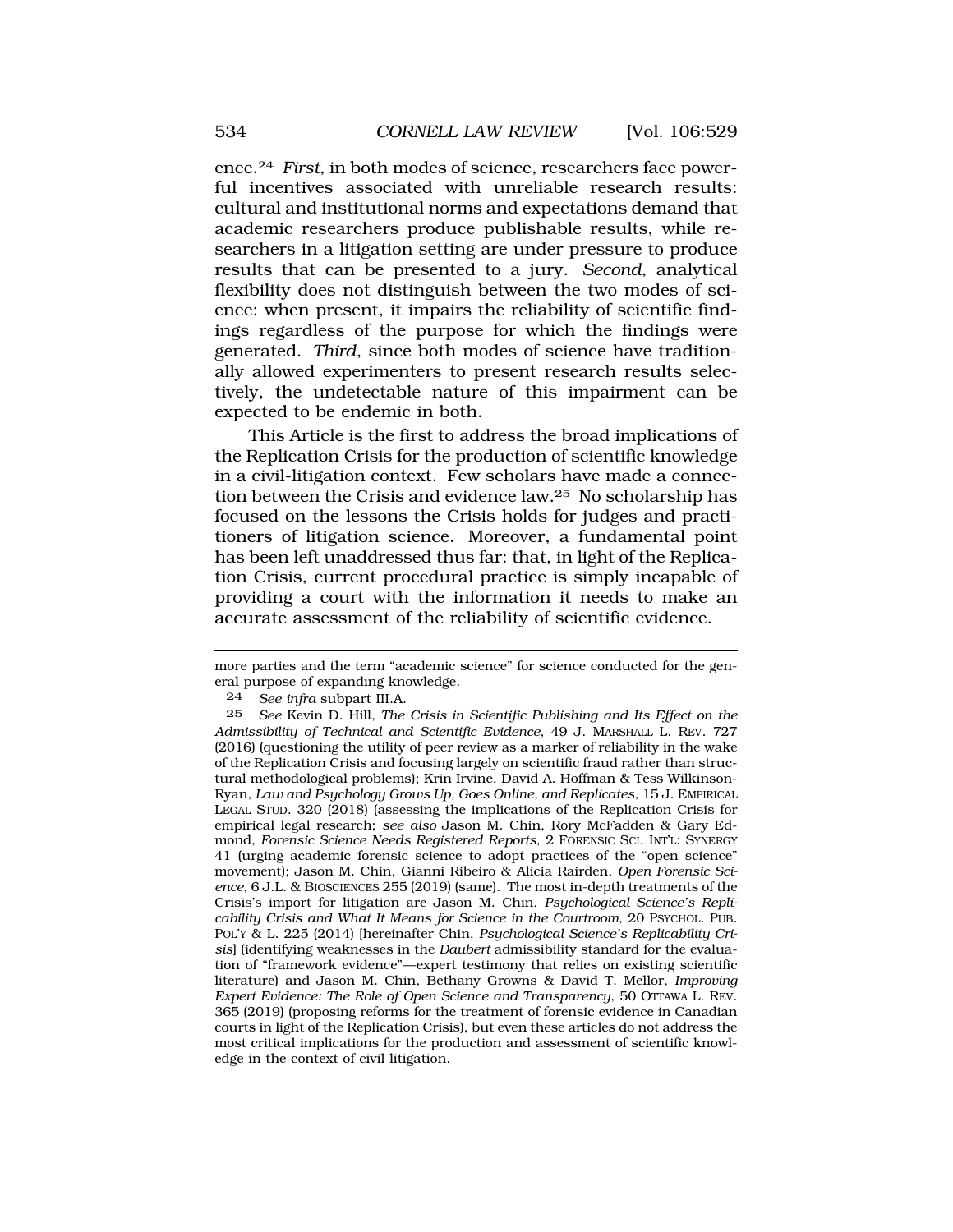ence.[24] *First*, in both modes of science, researchers face powerful incentives associated with unreliable research results: cultural and institutional norms and expectations demand that academic researchers produce publishable results, while researchers in a litigation setting are under pressure to produce results that can be presented to a jury. *Second*, analytical flexibility does not distinguish between the two modes of science: when present, it impairs the reliability of scientific findings regardless of the purpose for which the findings were generated. *Third*, since both modes of science have traditionally allowed experimenters to present research results selectively, the undetectable nature of this impairment can be expected to be endemic in both.

This Article is the first to address the broad implications of the Replication Crisis for the production of scientific knowledge in a civil-litigation context. Few scholars have made a connection between the Crisis and evidence law.[25] No scholarship has focused on the lessons the Crisis holds for judges and practitioners of litigation science. Moreover, a fundamental point has been left unaddressed thus far: that, in light of the Replication Crisis, current procedural practice is simply incapable of providing a court with the information it needs to make an accurate assessment of the reliability of scientific evidence.

---

more parties and the term "academic science" for science conducted for the general purpose of expanding knowledge.

[24] *See infra* subpart III.A.

[25] *See* Kevin D. Hill, *The Crisis in Scientific Publishing and Its Effect on the Admissibility of Technical and Scientific Evidence*, 49 J. MARSHALL L. REV. 727 (2016) (questioning the utility of peer review as a marker of reliability in the wake of the Replication Crisis and focusing largely on scientific fraud rather than structural methodological problems); Krin Irvine, David A. Hoffman & Tess Wilkinson-Ryan, *Law and Psychology Grows Up, Goes Online, and Replicates*, 15 J. EMPIRICAL LEGAL STUD. 320 (2018) (assessing the implications of the Replication Crisis for empirical legal research; *see also* Jason M. Chin, Rory McFadden & Gary Edmond, *Forensic Science Needs Registered Reports*, 2 FORENSIC SCI. INT'L: SYNERGY 41 (urging academic forensic science to adopt practices of the "open science" movement); Jason M. Chin, Gianni Ribeiro & Alicia Rairden, *Open Forensic Science*, 6 J.L. & BIOSCIENCES 255 (2019) (same). The most in-depth treatments of the Crisis's import for litigation are Jason M. Chin, *Psychological Science's Replicability Crisis and What It Means for Science in the Courtroom*, 20 PSYCHOL. PUB. POL'Y & L. 225 (2014) [hereinafter Chin, *Psychological Science's Replicability Crisis*] (identifying weaknesses in the *Daubert* admissibility standard for the evaluation of "framework evidence"—expert testimony that relies on existing scientific literature) and Jason M. Chin, Bethany Growns & David T. Mellor, *Improving Expert Evidence: The Role of Open Science and Transparency*, 50 OTTAWA L. REV. 365 (2019) (proposing reforms for the treatment of forensic evidence in Canadian courts in light of the Replication Crisis), but even these articles do not address the most critical implications for the production and assessment of scientific knowledge in the context of civil litigation.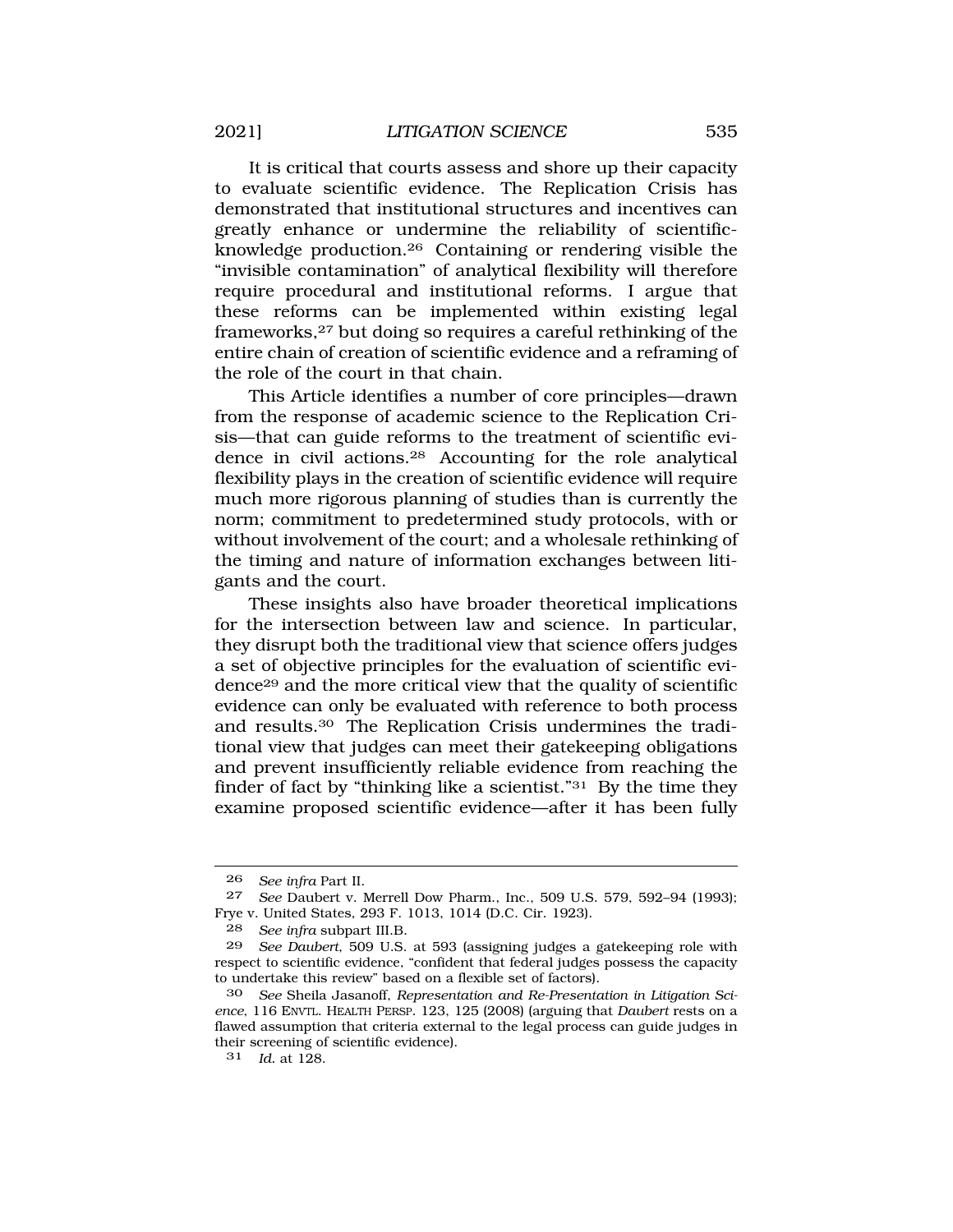It is critical that courts assess and shore up their capacity to evaluate scientific evidence. The Replication Crisis has demonstrated that institutional structures and incentives can greatly enhance or undermine the reliability of scientific-knowledge production.[26] Containing or rendering visible the "invisible contamination" of analytical flexibility will therefore require procedural and institutional reforms. I argue that these reforms can be implemented within existing legal frameworks,[27] but doing so requires a careful rethinking of the entire chain of creation of scientific evidence and a reframing of the role of the court in that chain.

This Article identifies a number of core principles—drawn from the response of academic science to the Replication Crisis—that can guide reforms to the treatment of scientific evidence in civil actions.[28] Accounting for the role analytical flexibility plays in the creation of scientific evidence will require much more rigorous planning of studies than is currently the norm; commitment to predetermined study protocols, with or without involvement of the court; and a wholesale rethinking of the timing and nature of information exchanges between litigants and the court.

These insights also have broader theoretical implications for the intersection between law and science. In particular, they disrupt both the traditional view that science offers judges a set of objective principles for the evaluation of scientific evidence[29] and the more critical view that the quality of scientific evidence can only be evaluated with reference to both process and results.[30] The Replication Crisis undermines the traditional view that judges can meet their gatekeeping obligations and prevent insufficiently reliable evidence from reaching the finder of fact by "thinking like a scientist."[31] By the time they examine proposed scientific evidence—after it has been fully

---

[26] *See infra* Part II.

[27] *See* Daubert v. Merrell Dow Pharm., Inc., 509 U.S. 579, 592–94 (1993); Frye v. United States, 293 F. 1013, 1014 (D.C. Cir. 1923).

[28] *See infra* subpart III.B.

[29] *See Daubert*, 509 U.S. at 593 (assigning judges a gatekeeping role with respect to scientific evidence, "confident that federal judges possess the capacity to undertake this review" based on a flexible set of factors).

[30] *See* Sheila Jasanoff, *Representation and Re-Presentation in Litigation Science*, 116 ENVTL. HEALTH PERSP. 123, 125 (2008) (arguing that *Daubert* rests on a flawed assumption that criteria external to the legal process can guide judges in their screening of scientific evidence).

[31] *Id.* at 128.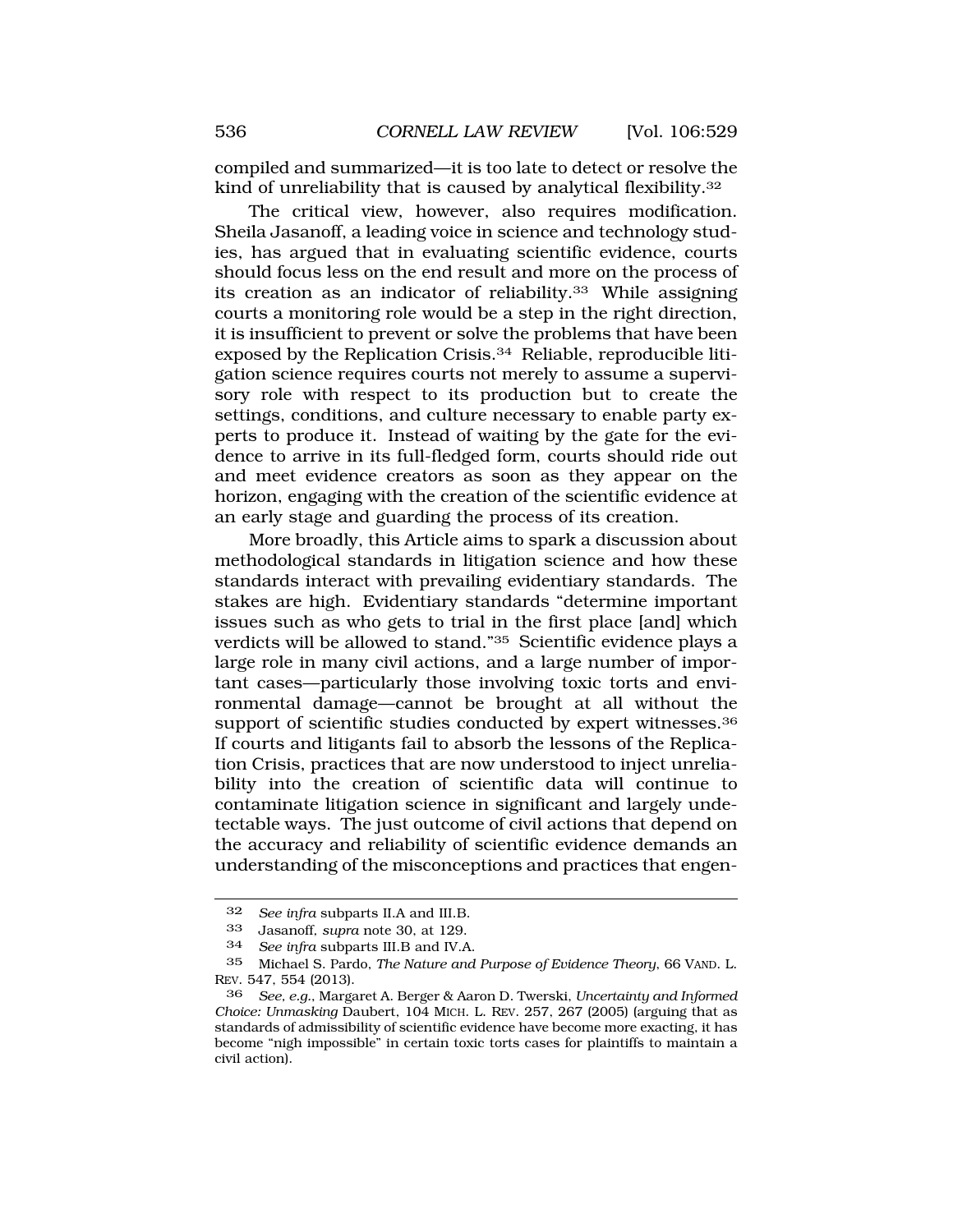compiled and summarized—it is too late to detect or resolve the kind of unreliability that is caused by analytical flexibility.[32]

The critical view, however, also requires modification. Sheila Jasanoff, a leading voice in science and technology studies, has argued that in evaluating scientific evidence, courts should focus less on the end result and more on the process of its creation as an indicator of reliability.[33] While assigning courts a monitoring role would be a step in the right direction, it is insufficient to prevent or solve the problems that have been exposed by the Replication Crisis.[34] Reliable, reproducible litigation science requires courts not merely to assume a supervisory role with respect to its production but to create the settings, conditions, and culture necessary to enable party experts to produce it. Instead of waiting by the gate for the evidence to arrive in its full-fledged form, courts should ride out and meet evidence creators as soon as they appear on the horizon, engaging with the creation of the scientific evidence at an early stage and guarding the process of its creation.

More broadly, this Article aims to spark a discussion about methodological standards in litigation science and how these standards interact with prevailing evidentiary standards. The stakes are high. Evidentiary standards "determine important issues such as who gets to trial in the first place [and] which verdicts will be allowed to stand."[35] Scientific evidence plays a large role in many civil actions, and a large number of important cases—particularly those involving toxic torts and environmental damage—cannot be brought at all without the support of scientific studies conducted by expert witnesses.[36] If courts and litigants fail to absorb the lessons of the Replication Crisis, practices that are now understood to inject unreliability into the creation of scientific data will continue to contaminate litigation science in significant and largely undetectable ways. The just outcome of civil actions that depend on the accuracy and reliability of scientific evidence demands an understanding of the misconceptions and practices that engen-

---

32 *See infra* subparts II.A and III.B.

33 Jasanoff, *supra* note 30, at 129.

34 *See infra* subparts III.B and IV.A.

35 Michael S. Pardo, *The Nature and Purpose of Evidence Theory*, 66 VAND. L. REV. 547, 554 (2013).

36 *See, e.g.*, Margaret A. Berger & Aaron D. Twerski, *Uncertainty and Informed Choice: Unmasking* Daubert, 104 MICH. L. REV. 257, 267 (2005) (arguing that as standards of admissibility of scientific evidence have become more exacting, it has become "nigh impossible" in certain toxic torts cases for plaintiffs to maintain a civil action).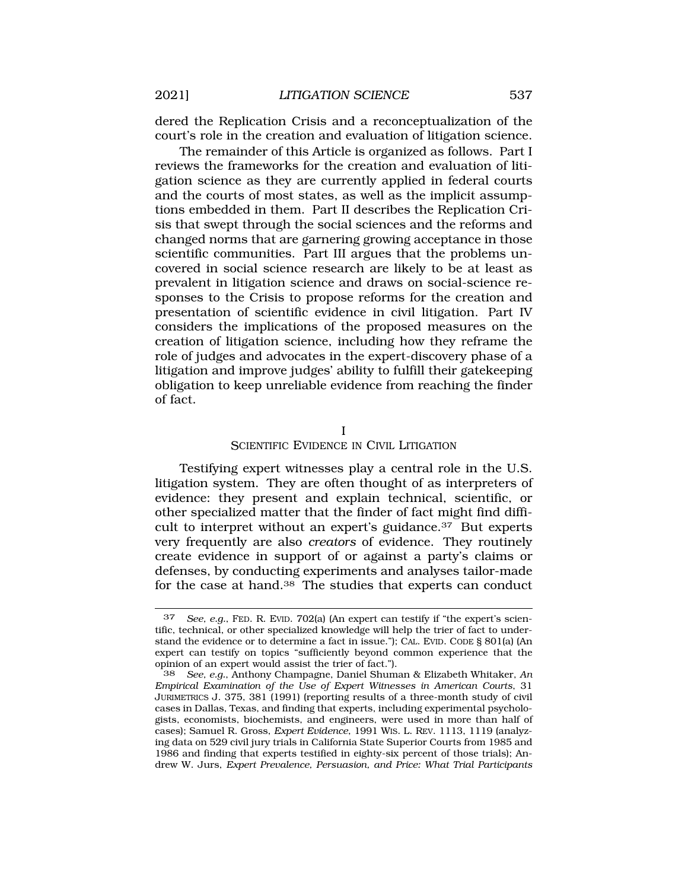dered the Replication Crisis and a reconceptualization of the court's role in the creation and evaluation of litigation science.

The remainder of this Article is organized as follows. Part I reviews the frameworks for the creation and evaluation of litigation science as they are currently applied in federal courts and the courts of most states, as well as the implicit assumptions embedded in them. Part II describes the Replication Crisis that swept through the social sciences and the reforms and changed norms that are garnering growing acceptance in those scientific communities. Part III argues that the problems uncovered in social science research are likely to be at least as prevalent in litigation science and draws on social-science responses to the Crisis to propose reforms for the creation and presentation of scientific evidence in civil litigation. Part IV considers the implications of the proposed measures on the creation of litigation science, including how they reframe the role of judges and advocates in the expert-discovery phase of a litigation and improve judges' ability to fulfill their gatekeeping obligation to keep unreliable evidence from reaching the finder of fact.

## I
## SCIENTIFIC EVIDENCE IN CIVIL LITIGATION

Testifying expert witnesses play a central role in the U.S. litigation system. They are often thought of as interpreters of evidence: they present and explain technical, scientific, or other specialized matter that the finder of fact might find difficult to interpret without an expert's guidance.[37] But experts very frequently are also *creators* of evidence. They routinely create evidence in support of or against a party's claims or defenses, by conducting experiments and analyses tailor-made for the case at hand.[38] The studies that experts can conduct

---

[37] *See, e.g.*, FED. R. EVID. 702(a) (An expert can testify if "the expert's scientific, technical, or other specialized knowledge will help the trier of fact to understand the evidence or to determine a fact in issue."); CAL. EVID. CODE § 801(a) (An expert can testify on topics "sufficiently beyond common experience that the opinion of an expert would assist the trier of fact.").

[38] *See, e.g.*, Anthony Champagne, Daniel Shuman & Elizabeth Whitaker, *An Empirical Examination of the Use of Expert Witnesses in American Courts*, 31 JURIMETRICS J. 375, 381 (1991) (reporting results of a three-month study of civil cases in Dallas, Texas, and finding that experts, including experimental psychologists, economists, biochemists, and engineers, were used in more than half of cases); Samuel R. Gross, *Expert Evidence*, 1991 WIS. L. REV. 1113, 1119 (analyzing data on 529 civil jury trials in California State Superior Courts from 1985 and 1986 and finding that experts testified in eighty-six percent of those trials); Andrew W. Jurs, *Expert Prevalence, Persuasion, and Price: What Trial Participants*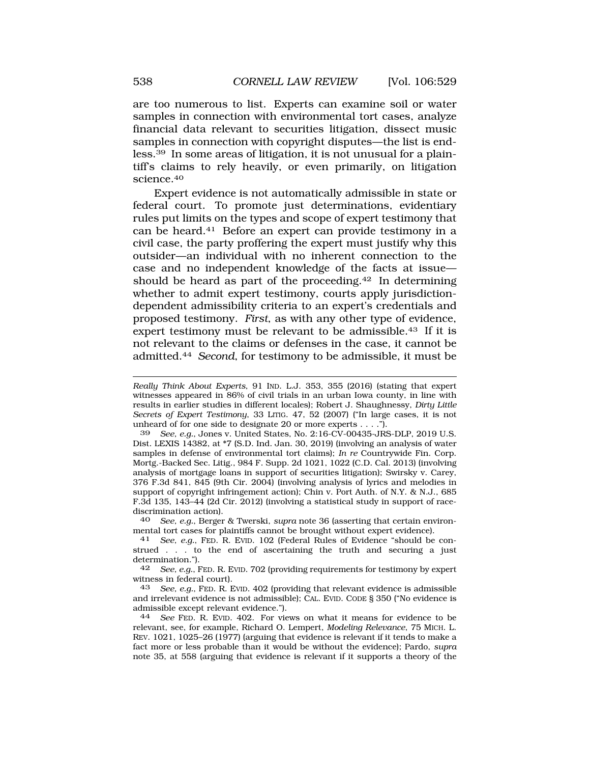are too numerous to list. Experts can examine soil or water samples in connection with environmental tort cases, analyze financial data relevant to securities litigation, dissect music samples in connection with copyright disputes—the list is endless.[39] In some areas of litigation, it is not unusual for a plaintiff's claims to rely heavily, or even primarily, on litigation science.[40]

Expert evidence is not automatically admissible in state or federal court. To promote just determinations, evidentiary rules put limits on the types and scope of expert testimony that can be heard.[41] Before an expert can provide testimony in a civil case, the party proffering the expert must justify why this outsider—an individual with no inherent connection to the case and no independent knowledge of the facts at issue—should be heard as part of the proceeding.[42] In determining whether to admit expert testimony, courts apply jurisdiction-dependent admissibility criteria to an expert's credentials and proposed testimony. *First*, as with any other type of evidence, expert testimony must be relevant to be admissible.[43] If it is not relevant to the claims or defenses in the case, it cannot be admitted.[44] *Second*, for testimony to be admissible, it must be

---

*Really Think About Experts*, 91 IND. L.J. 353, 355 (2016) (stating that expert witnesses appeared in 86% of civil trials in an urban Iowa county, in line with results in earlier studies in different locales); Robert J. Shaughnessy, *Dirty Little Secrets of Expert Testimony*, 33 LITIG. 47, 52 (2007) ("In large cases, it is not unheard of for one side to designate 20 or more experts . . . .").

39 *See, e.g.*, Jones v. United States, No. 2:16-CV-00435-JRS-DLP, 2019 U.S. Dist. LEXIS 14382, at *7 (S.D. Ind. Jan. 30, 2019) (involving an analysis of water samples in defense of environmental tort claims); *In re* Countrywide Fin. Corp. Mortg.-Backed Sec. Litig., 984 F. Supp. 2d 1021, 1022 (C.D. Cal. 2013) (involving analysis of mortgage loans in support of securities litigation); Swirsky v. Carey, 376 F.3d 841, 845 (9th Cir. 2004) (involving analysis of lyrics and melodies in support of copyright infringement action); Chin v. Port Auth. of N.Y. & N.J., 685 F.3d 135, 143–44 (2d Cir. 2012) (involving a statistical study in support of race-discrimination action).

40 *See, e.g.*, Berger & Twerski, *supra* note 36 (asserting that certain environmental tort cases for plaintiffs cannot be brought without expert evidence).

41 *See, e.g.*, FED. R. EVID. 102 (Federal Rules of Evidence "should be construed . . . to the end of ascertaining the truth and securing a just determination.").

42 *See, e.g.*, FED. R. EVID. 702 (providing requirements for testimony by expert witness in federal court).

43 *See, e.g.*, FED. R. EVID. 402 (providing that relevant evidence is admissible and irrelevant evidence is not admissible); CAL. EVID. CODE § 350 ("No evidence is admissible except relevant evidence.").

44 *See* FED. R. EVID. 402. For views on what it means for evidence to be relevant, see, for example, Richard O. Lempert, *Modeling Relevance*, 75 MICH. L. REV. 1021, 1025–26 (1977) (arguing that evidence is relevant if it tends to make a fact more or less probable than it would be without the evidence); Pardo, *supra* note 35, at 558 (arguing that evidence is relevant if it supports a theory of the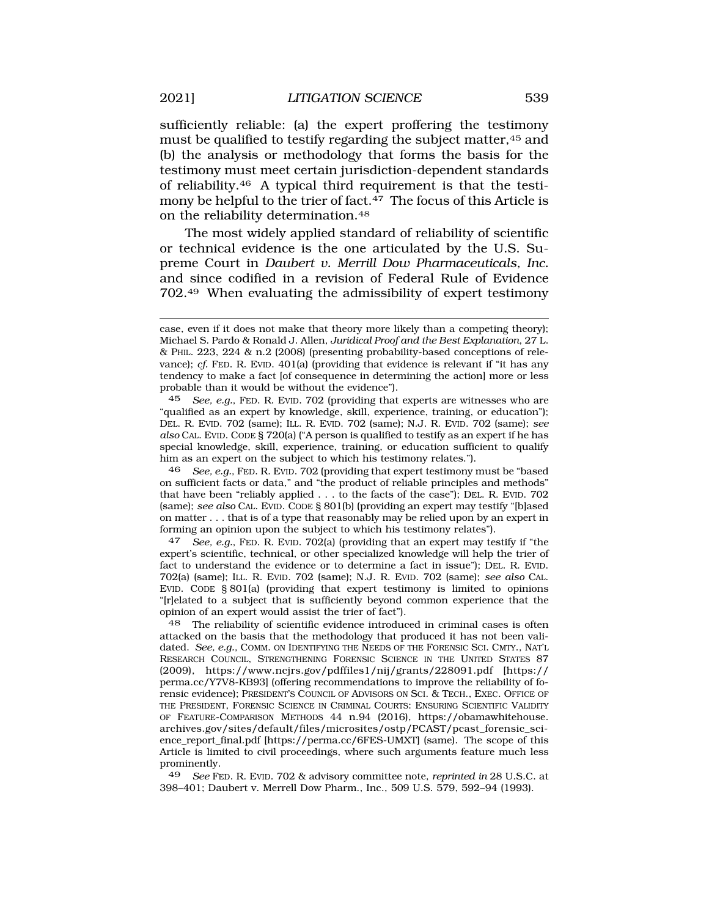sufficiently reliable: (a) the expert proffering the testimony must be qualified to testify regarding the subject matter,[45] and (b) the analysis or methodology that forms the basis for the testimony must meet certain jurisdiction-dependent standards of reliability.[46] A typical third requirement is that the testimony be helpful to the trier of fact.[47] The focus of this Article is on the reliability determination.[48]

The most widely applied standard of reliability of scientific or technical evidence is the one articulated by the U.S. Supreme Court in *Daubert v. Merrill Dow Pharmaceuticals, Inc.* and since codified in a revision of Federal Rule of Evidence 702.[49] When evaluating the admissibility of expert testimony

---

case, even if it does not make that theory more likely than a competing theory); Michael S. Pardo & Ronald J. Allen, *Juridical Proof and the Best Explanation*, 27 L. & PHIL. 223, 224 & n.2 (2008) (presenting probability-based conceptions of relevance); *cf.* FED. R. EVID. 401(a) (providing that evidence is relevant if "it has any tendency to make a fact [of consequence in determining the action] more or less probable than it would be without the evidence").

45 *See, e.g.*, FED. R. EVID. 702 (providing that experts are witnesses who are "qualified as an expert by knowledge, skill, experience, training, or education"); DEL. R. EVID. 702 (same); ILL. R. EVID. 702 (same); N.J. R. EVID. 702 (same); *see also* CAL. EVID. CODE § 720(a) ("A person is qualified to testify as an expert if he has special knowledge, skill, experience, training, or education sufficient to qualify him as an expert on the subject to which his testimony relates.").

46 *See, e.g.*, FED. R. EVID. 702 (providing that expert testimony must be "based on sufficient facts or data," and "the product of reliable principles and methods" that have been "reliably applied . . . to the facts of the case"); DEL. R. EVID. 702 (same); *see also* CAL. EVID. CODE § 801(b) (providing an expert may testify "[b]ased on matter . . . that is of a type that reasonably may be relied upon by an expert in forming an opinion upon the subject to which his testimony relates").

47 *See, e.g.*, FED. R. EVID. 702(a) (providing that an expert may testify if "the expert's scientific, technical, or other specialized knowledge will help the trier of fact to understand the evidence or to determine a fact in issue"); DEL. R. EVID. 702(a) (same); ILL. R. EVID. 702 (same); N.J. R. EVID. 702 (same); *see also* CAL. EVID. CODE § 801(a) (providing that expert testimony is limited to opinions "[r]elated to a subject that is sufficiently beyond common experience that the opinion of an expert would assist the trier of fact").

48 The reliability of scientific evidence introduced in criminal cases is often attacked on the basis that the methodology that produced it has not been validated. *See, e.g.*, COMM. ON IDENTIFYING THE NEEDS OF THE FORENSIC SCI. CMTY., NAT'L RESEARCH COUNCIL, STRENGTHENING FORENSIC SCIENCE IN THE UNITED STATES 87 (2009), https://www.ncjrs.gov/pdffiles1/nij/grants/228091.pdf [https://perma.cc/Y7V8-KB93] (offering recommendations to improve the reliability of forensic evidence); PRESIDENT'S COUNCIL OF ADVISORS ON SCI. & TECH., EXEC. OFFICE OF THE PRESIDENT, FORENSIC SCIENCE IN CRIMINAL COURTS: ENSURING SCIENTIFIC VALIDITY OF FEATURE-COMPARISON METHODS 44 n.94 (2016), https://obamawhitehouse.archives.gov/sites/default/files/microsites/ostp/PCAST/pcast_forensic_science_report_final.pdf [https://perma.cc/6FES-UMXT] (same). The scope of this Article is limited to civil proceedings, where such arguments feature much less prominently.

49 *See* FED. R. EVID. 702 & advisory committee note, *reprinted in* 28 U.S.C. at 398–401; Daubert v. Merrell Dow Pharm., Inc., 509 U.S. 579, 592–94 (1993).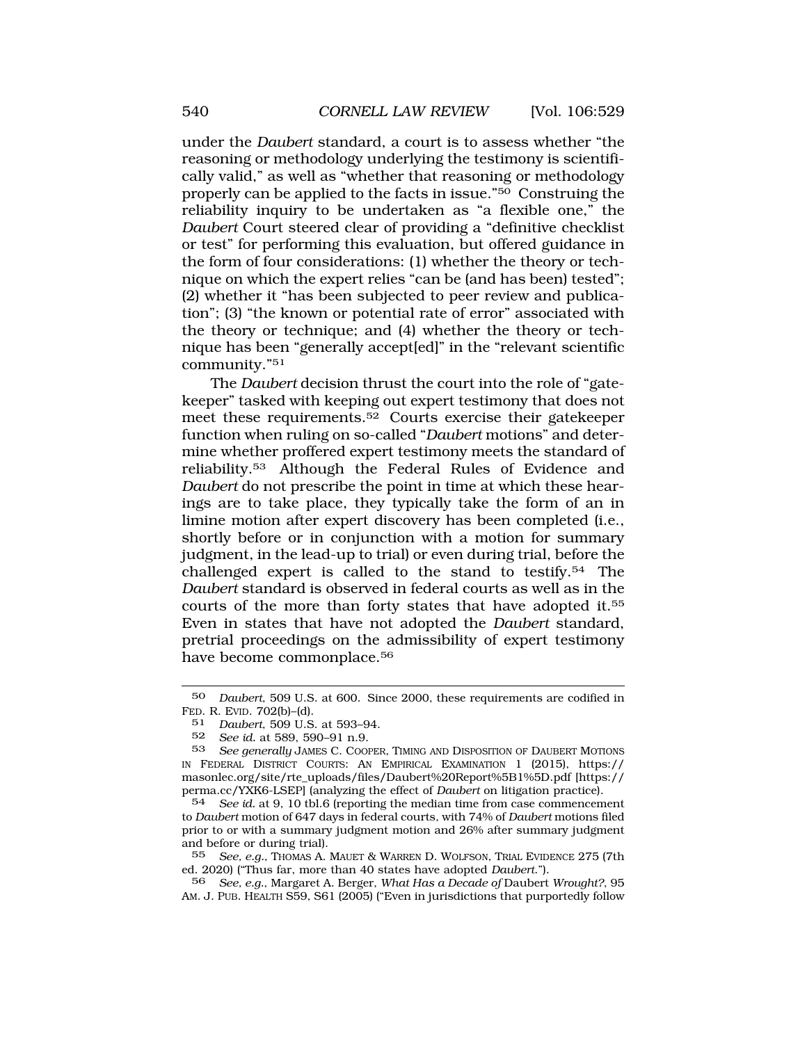under the *Daubert* standard, a court is to assess whether "the reasoning or methodology underlying the testimony is scientifically valid," as well as "whether that reasoning or methodology properly can be applied to the facts in issue."[50] Construing the reliability inquiry to be undertaken as "a flexible one," the *Daubert* Court steered clear of providing a "definitive checklist or test" for performing this evaluation, but offered guidance in the form of four considerations: (1) whether the theory or technique on which the expert relies "can be (and has been) tested"; (2) whether it "has been subjected to peer review and publication"; (3) "the known or potential rate of error" associated with the theory or technique; and (4) whether the theory or technique has been "generally accept[ed]" in the "relevant scientific community."[51]

The *Daubert* decision thrust the court into the role of "gatekeeper" tasked with keeping out expert testimony that does not meet these requirements.[52] Courts exercise their gatekeeper function when ruling on so-called "*Daubert* motions" and determine whether proffered expert testimony meets the standard of reliability.[53] Although the Federal Rules of Evidence and *Daubert* do not prescribe the point in time at which these hearings are to take place, they typically take the form of an in limine motion after expert discovery has been completed (i.e., shortly before or in conjunction with a motion for summary judgment, in the lead-up to trial) or even during trial, before the challenged expert is called to the stand to testify.[54] The *Daubert* standard is observed in federal courts as well as in the courts of the more than forty states that have adopted it.[55] Even in states that have not adopted the *Daubert* standard, pretrial proceedings on the admissibility of expert testimony have become commonplace.[56]

---

50 *Daubert*, 509 U.S. at 600. Since 2000, these requirements are codified in FED. R. EVID. 702(b)–(d).

51 *Daubert*, 509 U.S. at 593–94.

52 *See id.* at 589, 590–91 n.9.

53 *See generally* JAMES C. COOPER, TIMING AND DISPOSITION OF DAUBERT MOTIONS IN FEDERAL DISTRICT COURTS: AN EMPIRICAL EXAMINATION 1 (2015), https://masonlec.org/site/rte_uploads/files/Daubert%20Report%5B1%5D.pdf [https://perma.cc/YXK6-LSEP] (analyzing the effect of *Daubert* on litigation practice).

54 *See id.* at 9, 10 tbl.6 (reporting the median time from case commencement to *Daubert* motion of 647 days in federal courts, with 74% of *Daubert* motions filed prior to or with a summary judgment motion and 26% after summary judgment and before or during trial).

55 *See, e.g.*, THOMAS A. MAUET & WARREN D. WOLFSON, TRIAL EVIDENCE 275 (7th ed. 2020) ("Thus far, more than 40 states have adopted *Daubert*.").

56 *See, e.g.*, Margaret A. Berger, *What Has a Decade of* Daubert *Wrought?*, 95 AM. J. PUB. HEALTH S59, S61 (2005) ("Even in jurisdictions that purportedly follow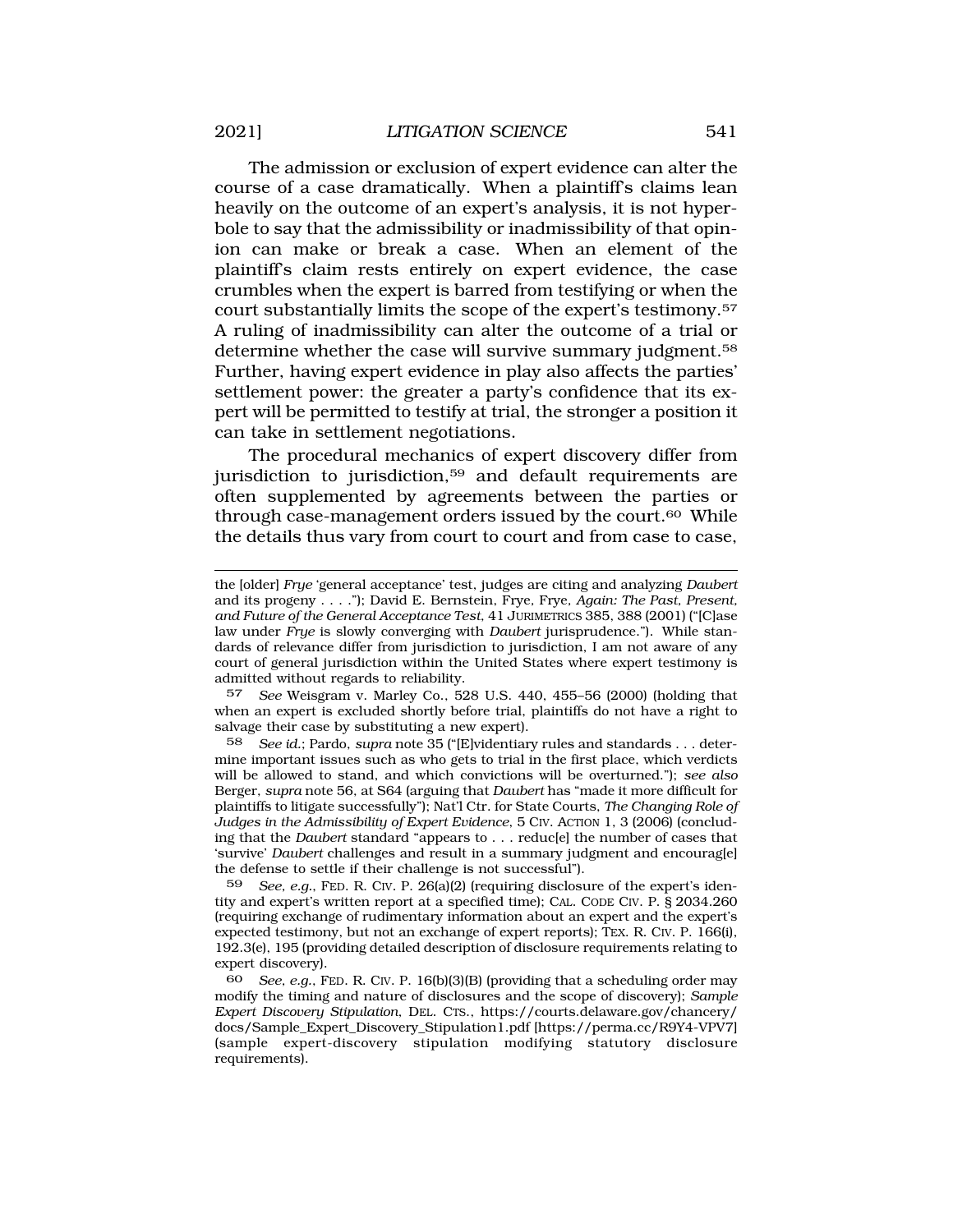The admission or exclusion of expert evidence can alter the course of a case dramatically. When a plaintiff's claims lean heavily on the outcome of an expert's analysis, it is not hyperbole to say that the admissibility or inadmissibility of that opinion can make or break a case. When an element of the plaintiff's claim rests entirely on expert evidence, the case crumbles when the expert is barred from testifying or when the court substantially limits the scope of the expert's testimony.[57] A ruling of inadmissibility can alter the outcome of a trial or determine whether the case will survive summary judgment.[58] Further, having expert evidence in play also affects the parties' settlement power: the greater a party's confidence that its expert will be permitted to testify at trial, the stronger a position it can take in settlement negotiations.

The procedural mechanics of expert discovery differ from jurisdiction to jurisdiction,[59] and default requirements are often supplemented by agreements between the parties or through case-management orders issued by the court.[60] While the details thus vary from court to court and from case to case,

---

the [older] *Frye* 'general acceptance' test, judges are citing and analyzing *Daubert* and its progeny . . . ."); David E. Bernstein, Frye, Frye, *Again: The Past, Present, and Future of the General Acceptance Test*, 41 JURIMETRICS 385, 388 (2001) ("[C]ase law under *Frye* is slowly converging with *Daubert* jurisprudence."). While standards of relevance differ from jurisdiction to jurisdiction, I am not aware of any court of general jurisdiction within the United States where expert testimony is admitted without regards to reliability.

57 *See* Weisgram v. Marley Co., 528 U.S. 440, 455–56 (2000) (holding that when an expert is excluded shortly before trial, plaintiffs do not have a right to salvage their case by substituting a new expert).

58 *See id.*; Pardo, *supra* note 35 ("[E]videntiary rules and standards . . . determine important issues such as who gets to trial in the first place, which verdicts will be allowed to stand, and which convictions will be overturned."); *see also* Berger, *supra* note 56, at S64 (arguing that *Daubert* has "made it more difficult for plaintiffs to litigate successfully"); Nat'l Ctr. for State Courts, *The Changing Role of Judges in the Admissibility of Expert Evidence*, 5 CIV. ACTION 1, 3 (2006) (concluding that the *Daubert* standard "appears to . . . reduc[e] the number of cases that 'survive' *Daubert* challenges and result in a summary judgment and encourag[e] the defense to settle if their challenge is not successful").

59 *See, e.g.*, FED. R. CIV. P. 26(a)(2) (requiring disclosure of the expert's identity and expert's written report at a specified time); CAL. CODE CIV. P. § 2034.260 (requiring exchange of rudimentary information about an expert and the expert's expected testimony, but not an exchange of expert reports); TEX. R. CIV. P. 166(i), 192.3(e), 195 (providing detailed description of disclosure requirements relating to expert discovery).

60 *See, e.g.*, FED. R. CIV. P. 16(b)(3)(B) (providing that a scheduling order may modify the timing and nature of disclosures and the scope of discovery); *Sample Expert Discovery Stipulation*, DEL. CTS., https://courts.delaware.gov/chancery/docs/Sample_Expert_Discovery_Stipulation1.pdf [https://perma.cc/R9Y4-VPV7] (sample expert-discovery stipulation modifying statutory disclosure requirements).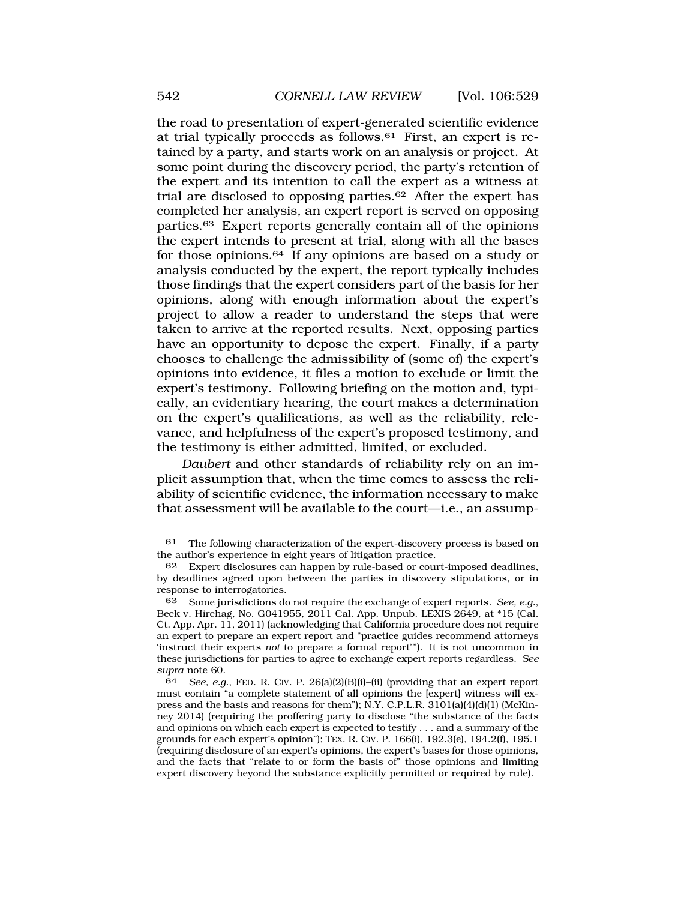the road to presentation of expert-generated scientific evidence at trial typically proceeds as follows.[61] First, an expert is retained by a party, and starts work on an analysis or project. At some point during the discovery period, the party's retention of the expert and its intention to call the expert as a witness at trial are disclosed to opposing parties.[62] After the expert has completed her analysis, an expert report is served on opposing parties.[63] Expert reports generally contain all of the opinions the expert intends to present at trial, along with all the bases for those opinions.[64] If any opinions are based on a study or analysis conducted by the expert, the report typically includes those findings that the expert considers part of the basis for her opinions, along with enough information about the expert's project to allow a reader to understand the steps that were taken to arrive at the reported results. Next, opposing parties have an opportunity to depose the expert. Finally, if a party chooses to challenge the admissibility of (some of) the expert's opinions into evidence, it files a motion to exclude or limit the expert's testimony. Following briefing on the motion and, typically, an evidentiary hearing, the court makes a determination on the expert's qualifications, as well as the reliability, relevance, and helpfulness of the expert's proposed testimony, and the testimony is either admitted, limited, or excluded.

*Daubert* and other standards of reliability rely on an implicit assumption that, when the time comes to assess the reliability of scientific evidence, the information necessary to make that assessment will be available to the court—i.e., an assump-

---

61 The following characterization of the expert-discovery process is based on the author's experience in eight years of litigation practice.

62 Expert disclosures can happen by rule-based or court-imposed deadlines, by deadlines agreed upon between the parties in discovery stipulations, or in response to interrogatories.

63 Some jurisdictions do not require the exchange of expert reports. *See, e.g.*, Beck v. Hirchag, No. G041955, 2011 Cal. App. Unpub. LEXIS 2649, at *15 (Cal. Ct. App. Apr. 11, 2011) (acknowledging that California procedure does not require an expert to prepare an expert report and "practice guides recommend attorneys 'instruct their experts *not* to prepare a formal report'"). It is not uncommon in these jurisdictions for parties to agree to exchange expert reports regardless. *See supra* note 60.

64 *See, e.g.*, FED. R. CIV. P. 26(a)(2)(B)(i)–(ii) (providing that an expert report must contain "a complete statement of all opinions the [expert] witness will express and the basis and reasons for them"); N.Y. C.P.L.R. 3101(a)(4)(d)(1) (McKinney 2014) (requiring the proffering party to disclose "the substance of the facts and opinions on which each expert is expected to testify . . . and a summary of the grounds for each expert's opinion"); TEX. R. CIV. P. 166(i), 192.3(e), 194.2(f), 195.1 (requiring disclosure of an expert's opinions, the expert's bases for those opinions, and the facts that "relate to or form the basis of" those opinions and limiting expert discovery beyond the substance explicitly permitted or required by rule).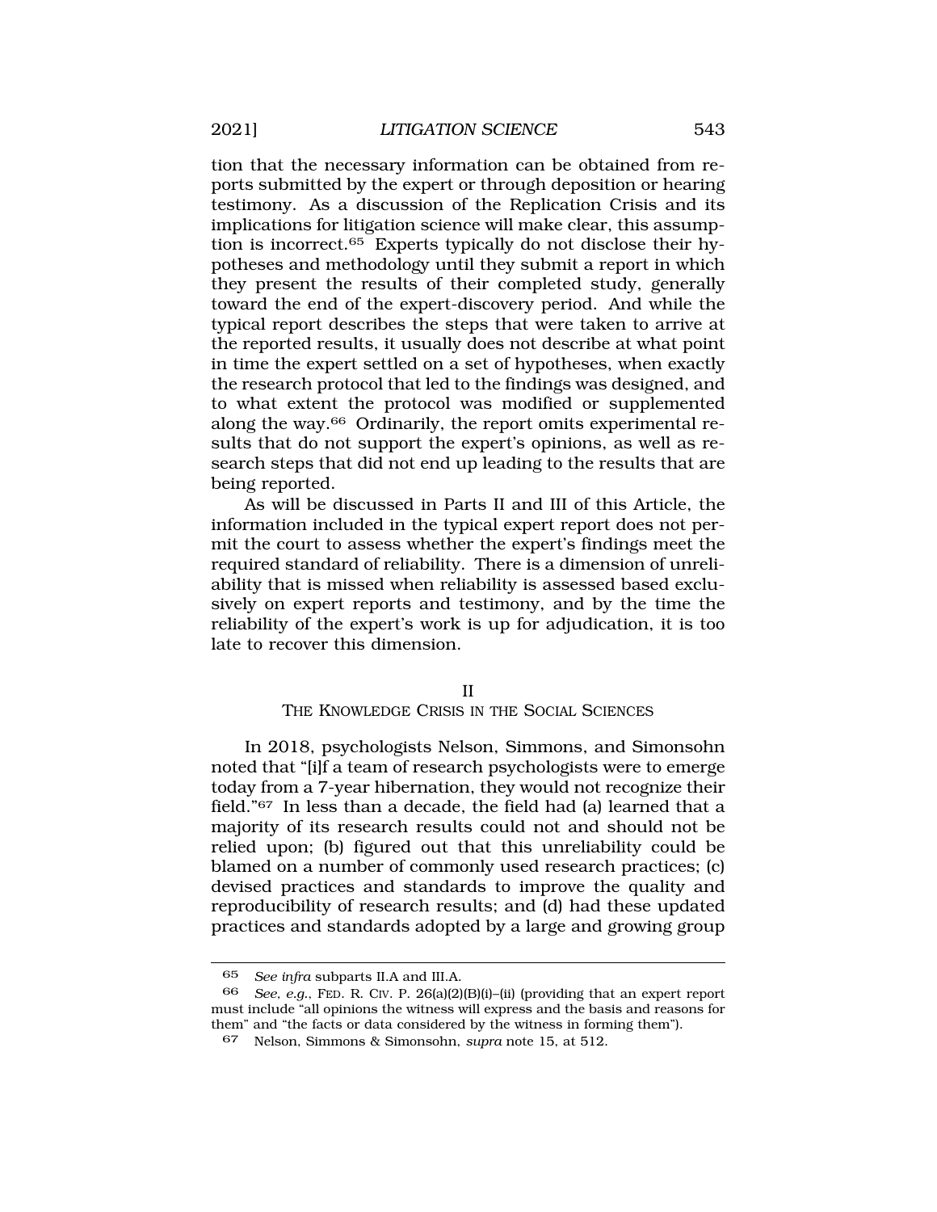tion that the necessary information can be obtained from reports submitted by the expert or through deposition or hearing testimony. As a discussion of the Replication Crisis and its implications for litigation science will make clear, this assumption is incorrect.[65] Experts typically do not disclose their hypotheses and methodology until they submit a report in which they present the results of their completed study, generally toward the end of the expert-discovery period. And while the typical report describes the steps that were taken to arrive at the reported results, it usually does not describe at what point in time the expert settled on a set of hypotheses, when exactly the research protocol that led to the findings was designed, and to what extent the protocol was modified or supplemented along the way.[66] Ordinarily, the report omits experimental results that do not support the expert's opinions, as well as research steps that did not end up leading to the results that are being reported.

As will be discussed in Parts II and III of this Article, the information included in the typical expert report does not permit the court to assess whether the expert's findings meet the required standard of reliability. There is a dimension of unreliability that is missed when reliability is assessed based exclusively on expert reports and testimony, and by the time the reliability of the expert's work is up for adjudication, it is too late to recover this dimension.

## II
## THE KNOWLEDGE CRISIS IN THE SOCIAL SCIENCES

In 2018, psychologists Nelson, Simmons, and Simonsohn noted that "[i]f a team of research psychologists were to emerge today from a 7-year hibernation, they would not recognize their field."[67] In less than a decade, the field had (a) learned that a majority of its research results could not and should not be relied upon; (b) figured out that this unreliability could be blamed on a number of commonly used research practices; (c) devised practices and standards to improve the quality and reproducibility of research results; and (d) had these updated practices and standards adopted by a large and growing group

---

[65] *See infra* subparts II.A and III.A.

[66] *See, e.g.*, FED. R. CIV. P. 26(a)(2)(B)(i)–(ii) (providing that an expert report must include "all opinions the witness will express and the basis and reasons for them" and "the facts or data considered by the witness in forming them").

[67] Nelson, Simmons & Simonsohn, *supra* note 15, at 512.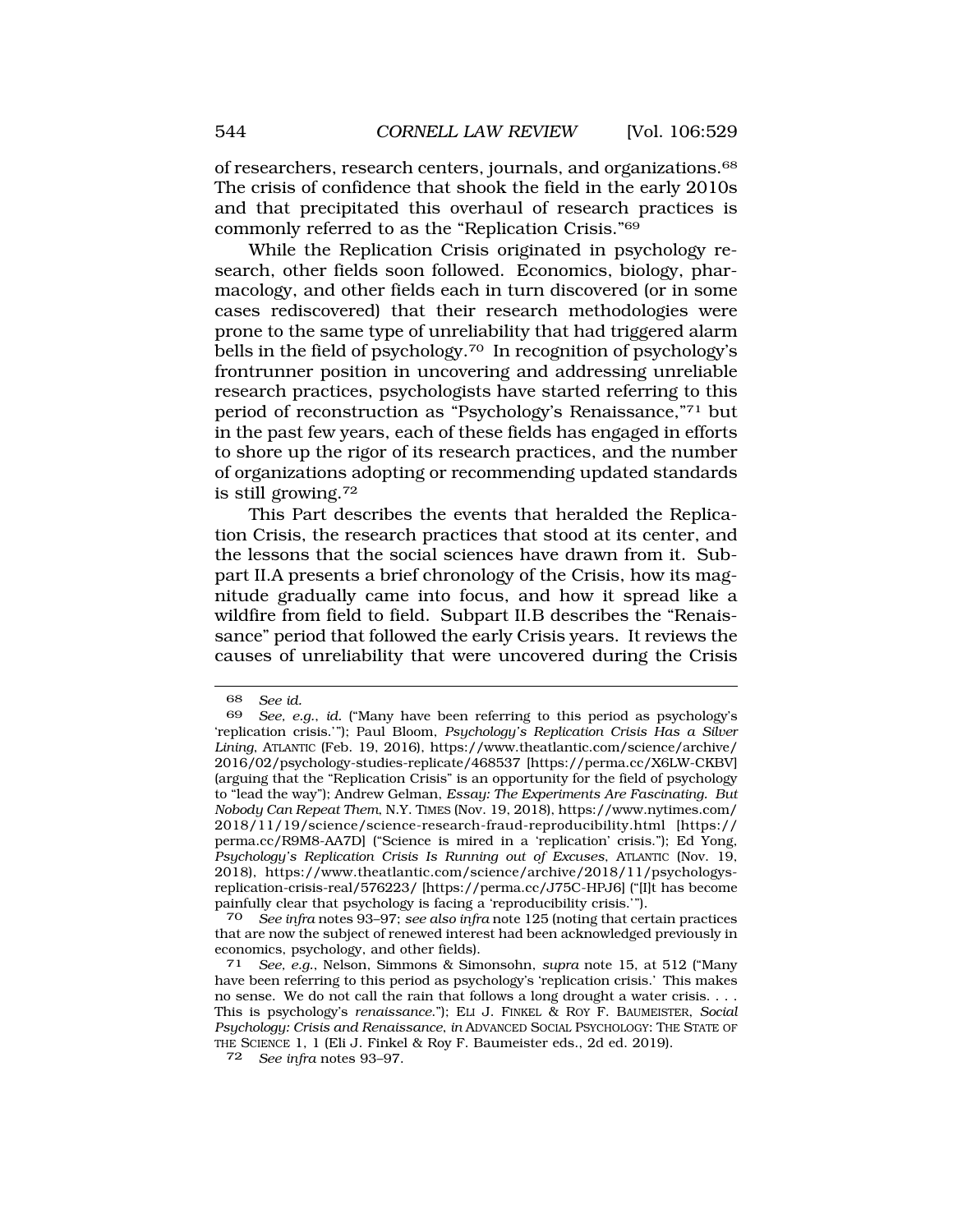of researchers, research centers, journals, and organizations.[68] The crisis of confidence that shook the field in the early 2010s and that precipitated this overhaul of research practices is commonly referred to as the "Replication Crisis."[69]

While the Replication Crisis originated in psychology research, other fields soon followed. Economics, biology, pharmacology, and other fields each in turn discovered (or in some cases rediscovered) that their research methodologies were prone to the same type of unreliability that had triggered alarm bells in the field of psychology.[70] In recognition of psychology's frontrunner position in uncovering and addressing unreliable research practices, psychologists have started referring to this period of reconstruction as "Psychology's Renaissance,"[71] but in the past few years, each of these fields has engaged in efforts to shore up the rigor of its research practices, and the number of organizations adopting or recommending updated standards is still growing.[72]

This Part describes the events that heralded the Replication Crisis, the research practices that stood at its center, and the lessons that the social sciences have drawn from it. Subpart II.A presents a brief chronology of the Crisis, how its magnitude gradually came into focus, and how it spread like a wildfire from field to field. Subpart II.B describes the "Renaissance" period that followed the early Crisis years. It reviews the causes of unreliability that were uncovered during the Crisis

---

68 *See id.*

69 *See, e.g.*, *id.* ("Many have been referring to this period as psychology's 'replication crisis.'"); Paul Bloom, *Psychology's Replication Crisis Has a Silver Lining*, ATLANTIC (Feb. 19, 2016), https://www.theatlantic.com/science/archive/2016/02/psychology-studies-replicate/468537 [https://perma.cc/X6LW-CKBV] (arguing that the "Replication Crisis" is an opportunity for the field of psychology to "lead the way"); Andrew Gelman, *Essay: The Experiments Are Fascinating. But Nobody Can Repeat Them*, N.Y. TIMES (Nov. 19, 2018), https://www.nytimes.com/2018/11/19/science/science-research-fraud-reproducibility.html [https://perma.cc/R9M8-AA7D] ("Science is mired in a 'replication' crisis."); Ed Yong, *Psychology's Replication Crisis Is Running out of Excuses*, ATLANTIC (Nov. 19, 2018), https://www.theatlantic.com/science/archive/2018/11/psychologys-replication-crisis-real/576223/ [https://perma.cc/J75C-HPJ6] ("[I]t has become painfully clear that psychology is facing a 'reproducibility crisis.'").

70 *See infra* notes 93–97; *see also infra* note 125 (noting that certain practices that are now the subject of renewed interest had been acknowledged previously in economics, psychology, and other fields).

71 *See, e.g.*, Nelson, Simmons & Simonsohn, *supra* note 15, at 512 ("Many have been referring to this period as psychology's 'replication crisis.' This makes no sense. We do not call the rain that follows a long drought a water crisis. . . . This is psychology's *renaissance*."); ELI J. FINKEL & ROY F. BAUMEISTER, *Social Psychology: Crisis and Renaissance*, *in* ADVANCED SOCIAL PSYCHOLOGY: THE STATE OF THE SCIENCE 1, 1 (Eli J. Finkel & Roy F. Baumeister eds., 2d ed. 2019).

72 *See infra* notes 93–97.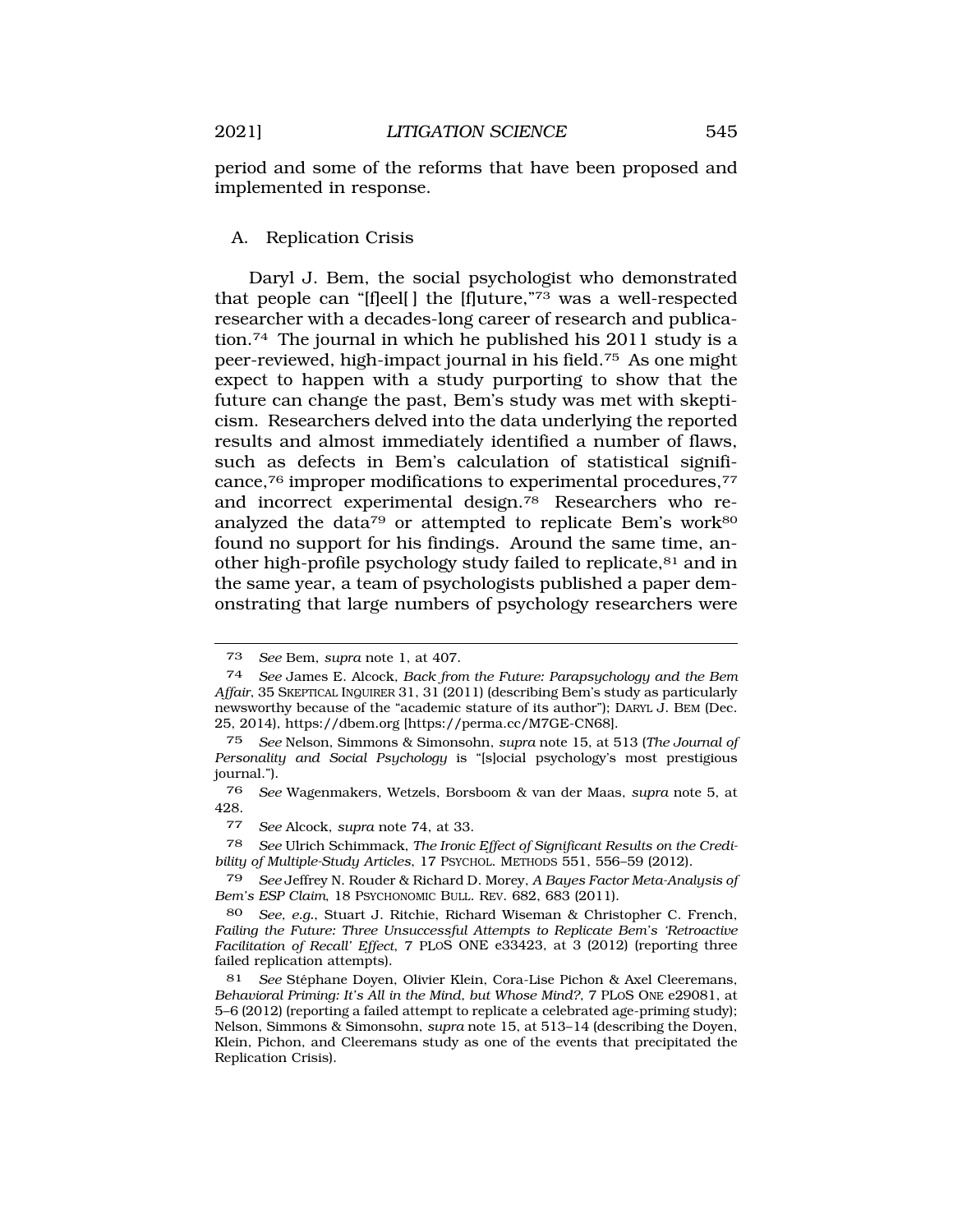period and some of the reforms that have been proposed and implemented in response.

### A. Replication Crisis

Daryl J. Bem, the social psychologist who demonstrated that people can "[f]eel[ ] the [f]uture,"[73] was a well-respected researcher with a decades-long career of research and publication.[74] The journal in which he published his 2011 study is a peer-reviewed, high-impact journal in his field.[75] As one might expect to happen with a study purporting to show that the future can change the past, Bem's study was met with skepticism. Researchers delved into the data underlying the reported results and almost immediately identified a number of flaws, such as defects in Bem's calculation of statistical significance,[76] improper modifications to experimental procedures,[77] and incorrect experimental design.[78] Researchers who reanalyzed the data[79] or attempted to replicate Bem's work[80] found no support for his findings. Around the same time, another high-profile psychology study failed to replicate,[81] and in the same year, a team of psychologists published a paper demonstrating that large numbers of psychology researchers were

---

73 *See* Bem, *supra* note 1, at 407.

74 *See* James E. Alcock, *Back from the Future: Parapsychology and the Bem Affair*, 35 SKEPTICAL INQUIRER 31, 31 (2011) (describing Bem's study as particularly newsworthy because of the "academic stature of its author"); DARYL J. BEM (Dec. 25, 2014), https://dbem.org [https://perma.cc/M7GE-CN68].

75 *See* Nelson, Simmons & Simonsohn, *supra* note 15, at 513 (*The Journal of Personality and Social Psychology* is "[s]ocial psychology's most prestigious journal.").

76 *See* Wagenmakers, Wetzels, Borsboom & van der Maas, *supra* note 5, at 428.

77 *See* Alcock, *supra* note 74, at 33.

78 *See* Ulrich Schimmack, *The Ironic Effect of Significant Results on the Credibility of Multiple-Study Articles*, 17 PSYCHOL. METHODS 551, 556–59 (2012).

79 *See* Jeffrey N. Rouder & Richard D. Morey, *A Bayes Factor Meta-Analysis of Bem's ESP Claim*, 18 PSYCHONOMIC BULL. REV. 682, 683 (2011).

80 *See, e.g.*, Stuart J. Ritchie, Richard Wiseman & Christopher C. French, *Failing the Future: Three Unsuccessful Attempts to Replicate Bem's 'Retroactive Facilitation of Recall' Effect*, 7 PLOS ONE e33423, at 3 (2012) (reporting three failed replication attempts).

81 *See* Stéphane Doyen, Olivier Klein, Cora-Lise Pichon & Axel Cleeremans, *Behavioral Priming: It's All in the Mind, but Whose Mind?*, 7 PLOS ONE e29081, at 5–6 (2012) (reporting a failed attempt to replicate a celebrated age-priming study); Nelson, Simmons & Simonsohn, *supra* note 15, at 513–14 (describing the Doyen, Klein, Pichon, and Cleeremans study as one of the events that precipitated the Replication Crisis).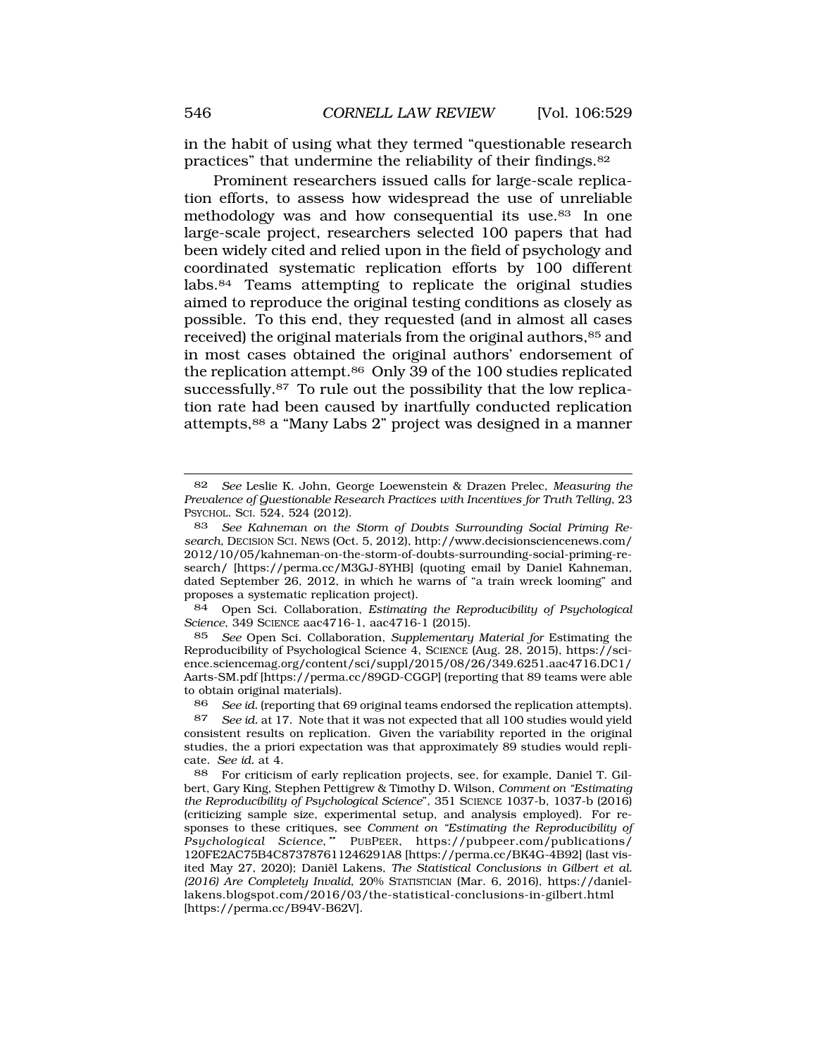in the habit of using what they termed "questionable research practices" that undermine the reliability of their findings.[82]

Prominent researchers issued calls for large-scale replication efforts, to assess how widespread the use of unreliable methodology was and how consequential its use.[83] In one large-scale project, researchers selected 100 papers that had been widely cited and relied upon in the field of psychology and coordinated systematic replication efforts by 100 different labs.[84] Teams attempting to replicate the original studies aimed to reproduce the original testing conditions as closely as possible. To this end, they requested (and in almost all cases received) the original materials from the original authors,[85] and in most cases obtained the original authors' endorsement of the replication attempt.[86] Only 39 of the 100 studies replicated successfully.[87] To rule out the possibility that the low replication rate had been caused by inartfully conducted replication attempts,[88] a "Many Labs 2" project was designed in a manner

---

[82] *See* Leslie K. John, George Loewenstein & Drazen Prelec, *Measuring the Prevalence of Questionable Research Practices with Incentives for Truth Telling*, 23 PSYCHOL. SCI. 524, 524 (2012).

[83] *See Kahneman on the Storm of Doubts Surrounding Social Priming Research*, DECISION SCI. NEWS (Oct. 5, 2012), http://www.decisionsciencenews.com/2012/10/05/kahneman-on-the-storm-of-doubts-surrounding-social-priming-research/ [https://perma.cc/M3GJ-8YHB] (quoting email by Daniel Kahneman, dated September 26, 2012, in which he warns of "a train wreck looming" and proposes a systematic replication project).

[84] Open Sci. Collaboration, *Estimating the Reproducibility of Psychological Science*, 349 SCIENCE aac4716-1, aac4716-1 (2015).

[85] *See* Open Sci. Collaboration, *Supplementary Material for* Estimating the Reproducibility of Psychological Science 4, SCIENCE (Aug. 28, 2015), https://science.sciencemag.org/content/sci/suppl/2015/08/26/349.6251.aac4716.DC1/Aarts-SM.pdf [https://perma.cc/89GD-CGGP] (reporting that 89 teams were able to obtain original materials).

[86] *See id.* (reporting that 69 original teams endorsed the replication attempts).

[87] *See id.* at 17. Note that it was not expected that all 100 studies would yield consistent results on replication. Given the variability reported in the original studies, the a priori expectation was that approximately 89 studies would replicate. *See id.* at 4.

[88] For criticism of early replication projects, see, for example, Daniel T. Gilbert, Gary King, Stephen Pettigrew & Timothy D. Wilson, *Comment on "Estimating the Reproducibility of Psychological Science"*, 351 SCIENCE 1037-b, 1037-b (2016) (criticizing sample size, experimental setup, and analysis employed). For responses to these critiques, see *Comment on "Estimating the Reproducibility of Psychological Science*,*"* PUBPEER, https://pubpeer.com/publications/120FE2AC75B4C873787611246291A8 [https://perma.cc/BK4G-4B92] (last visited May 27, 2020); Daniël Lakens, *The Statistical Conclusions in Gilbert et al. (2016) Are Completely Invalid*, 20% STATISTICIAN (Mar. 6, 2016), https://daniellakens.blogspot.com/2016/03/the-statistical-conclusions-in-gilbert.html [https://perma.cc/B94V-B62V].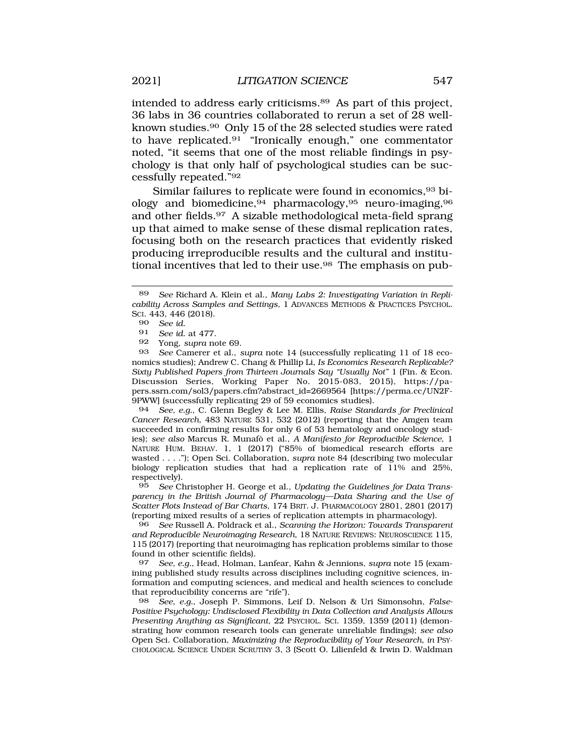intended to address early criticisms.[89] As part of this project, 36 labs in 36 countries collaborated to rerun a set of 28 well-known studies.[90] Only 15 of the 28 selected studies were rated to have replicated.[91] "Ironically enough," one commentator noted, "it seems that one of the most reliable findings in psychology is that only half of psychological studies can be successfully repeated."[92]

Similar failures to replicate were found in economics,[93] biology and biomedicine,[94] pharmacology,[95] neuro-imaging,[96] and other fields.[97] A sizable methodological meta-field sprang up that aimed to make sense of these dismal replication rates, focusing both on the research practices that evidently risked producing irreproducible results and the cultural and institutional incentives that led to their use.[98] The emphasis on pub-

---

89 *See* Richard A. Klein et al., *Many Labs 2: Investigating Variation in Replicability Across Samples and Settings*, 1 ADVANCES METHODS & PRACTICES PSYCHOL. SCI. 443, 446 (2018).

90 *See id.*

91 *See id.* at 477.

92 Yong, *supra* note 69.

93 *See* Camerer et al., *supra* note 14 (successfully replicating 11 of 18 economics studies); Andrew C. Chang & Phillip Li, *Is Economics Research Replicable? Sixty Published Papers from Thirteen Journals Say "Usually Not"* 1 (Fin. & Econ. Discussion Series, Working Paper No. 2015-083, 2015), https://papers.ssrn.com/sol3/papers.cfm?abstract_id=2669564 [https://perma.cc/UN2F-9PWW] (successfully replicating 29 of 59 economics studies).

94 *See, e.g.*, C. Glenn Begley & Lee M. Ellis, *Raise Standards for Preclinical Cancer Research*, 483 NATURE 531, 532 (2012) (reporting that the Amgen team succeeded in confirming results for only 6 of 53 hematology and oncology studies); *see also* Marcus R. Munafò et al., *A Manifesto for Reproducible Science*, 1 NATURE HUM. BEHAV. 1, 1 (2017) ("85% of biomedical research efforts are wasted . . . ."); Open Sci. Collaboration, *supra* note 84 (describing two molecular biology replication studies that had a replication rate of 11% and 25%, respectively).

95 *See* Christopher H. George et al., *Updating the Guidelines for Data Transparency in the British Journal of Pharmacology—Data Sharing and the Use of Scatter Plots Instead of Bar Charts*, 174 BRIT. J. PHARMACOLOGY 2801, 2801 (2017) (reporting mixed results of a series of replication attempts in pharmacology).

96 *See* Russell A. Poldrack et al., *Scanning the Horizon: Towards Transparent and Reproducible Neuroimaging Research*, 18 NATURE REVIEWS: NEUROSCIENCE 115, 115 (2017) (reporting that neuroimaging has replication problems similar to those found in other scientific fields).

97 *See, e.g.*, Head, Holman, Lanfear, Kahn & Jennions, *supra* note 15 (examining published study results across disciplines including cognitive sciences, information and computing sciences, and medical and health sciences to conclude that reproducibility concerns are "rife").

98 *See, e.g.*, Joseph P. Simmons, Leif D. Nelson & Uri Simonsohn, *False-Positive Psychology: Undisclosed Flexibility in Data Collection and Analysis Allows Presenting Anything as Significant*, 22 PSYCHOL. SCI. 1359, 1359 (2011) (demonstrating how common research tools can generate unreliable findings); *see also* Open Sci. Collaboration, *Maximizing the Reproducibility of Your Research*, *in* PSYCHOLOGICAL SCIENCE UNDER SCRUTINY 3, 3 (Scott O. Lilienfeld & Irwin D. Waldman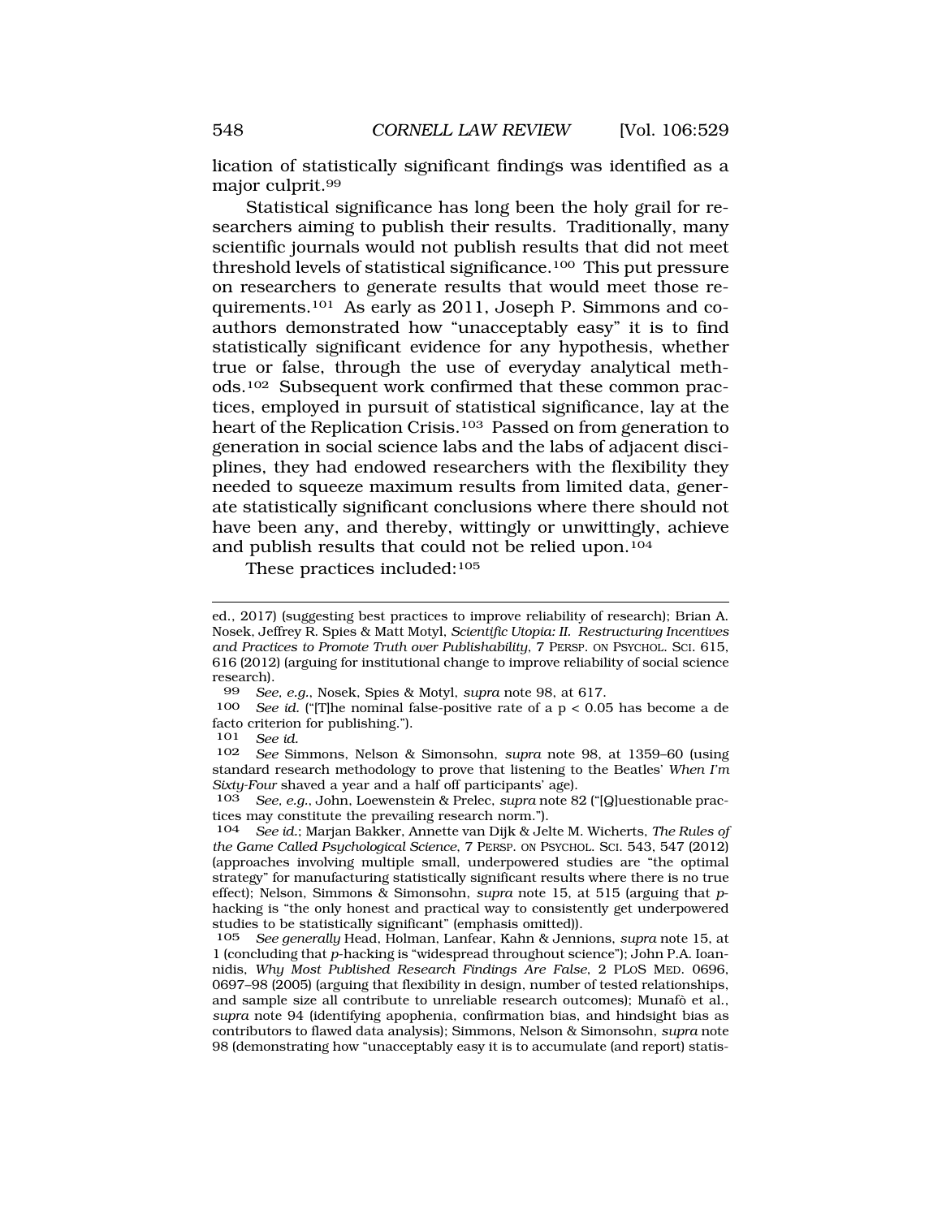lication of statistically significant findings was identified as a major culprit.[99]

Statistical significance has long been the holy grail for researchers aiming to publish their results. Traditionally, many scientific journals would not publish results that did not meet threshold levels of statistical significance.[100] This put pressure on researchers to generate results that would meet those requirements.[101] As early as 2011, Joseph P. Simmons and coauthors demonstrated how "unacceptably easy" it is to find statistically significant evidence for any hypothesis, whether true or false, through the use of everyday analytical methods.[102] Subsequent work confirmed that these common practices, employed in pursuit of statistical significance, lay at the heart of the Replication Crisis.[103] Passed on from generation to generation in social science labs and the labs of adjacent disciplines, they had endowed researchers with the flexibility they needed to squeeze maximum results from limited data, generate statistically significant conclusions where there should not have been any, and thereby, wittingly or unwittingly, achieve and publish results that could not be relied upon.[104]

These practices included:[105]

---

ed., 2017) (suggesting best practices to improve reliability of research); Brian A. Nosek, Jeffrey R. Spies & Matt Motyl, *Scientific Utopia: II. Restructuring Incentives and Practices to Promote Truth over Publishability*, 7 PERSP. ON PSYCHOL. SCI. 615, 616 (2012) (arguing for institutional change to improve reliability of social science research).

99 *See, e.g.*, Nosek, Spies & Motyl, *supra* note 98, at 617.

100 *See id.* ("[T]he nominal false-positive rate of a $p < 0.05$ has become a de facto criterion for publishing.").

101 *See id.*

102 *See* Simmons, Nelson & Simonsohn, *supra* note 98, at 1359–60 (using standard research methodology to prove that listening to the Beatles' *When I'm Sixty-Four* shaved a year and a half off participants' age).

103 *See, e.g.*, John, Loewenstein & Prelec, *supra* note 82 ("[Q]uestionable practices may constitute the prevailing research norm.").

104 *See id.*; Marjan Bakker, Annette van Dijk & Jelte M. Wicherts, *The Rules of the Game Called Psychological Science*, 7 PERSP. ON PSYCHOL. SCI. 543, 547 (2012) (approaches involving multiple small, underpowered studies are "the optimal strategy" for manufacturing statistically significant results where there is no true effect); Nelson, Simmons & Simonsohn, *supra* note 15, at 515 (arguing that *p*-hacking is "the only honest and practical way to consistently get underpowered studies to be statistically significant" (emphasis omitted)).

105 *See generally* Head, Holman, Lanfear, Kahn & Jennions, *supra* note 15, at 1 (concluding that *p*-hacking is "widespread throughout science"); John P.A. Ioannidis, *Why Most Published Research Findings Are False*, 2 PLOS MED. 0696, 0697–98 (2005) (arguing that flexibility in design, number of tested relationships, and sample size all contribute to unreliable research outcomes); Munafò et al., *supra* note 94 (identifying apophenia, confirmation bias, and hindsight bias as contributors to flawed data analysis); Simmons, Nelson & Simonsohn, *supra* note 98 (demonstrating how "unacceptably easy it is to accumulate (and report) statis-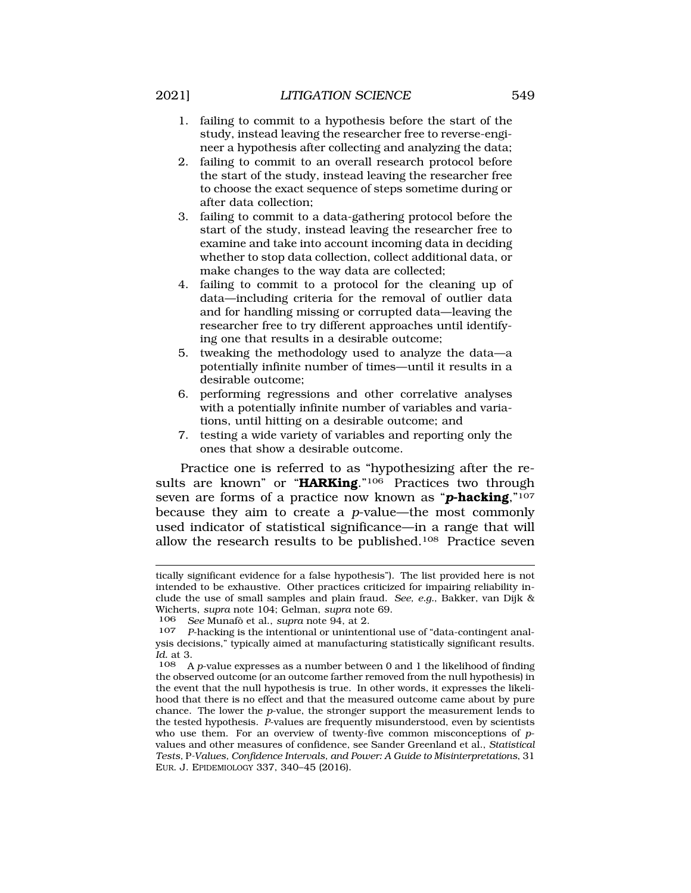1. failing to commit to a hypothesis before the start of the study, instead leaving the researcher free to reverse-engineer a hypothesis after collecting and analyzing the data;
2. failing to commit to an overall research protocol before the start of the study, instead leaving the researcher free to choose the exact sequence of steps sometime during or after data collection;
3. failing to commit to a data-gathering protocol before the start of the study, instead leaving the researcher free to examine and take into account incoming data in deciding whether to stop data collection, collect additional data, or make changes to the way data are collected;
4. failing to commit to a protocol for the cleaning up of data—including criteria for the removal of outlier data and for handling missing or corrupted data—leaving the researcher free to try different approaches until identifying one that results in a desirable outcome;
5. tweaking the methodology used to analyze the data—a potentially infinite number of times—until it results in a desirable outcome;
6. performing regressions and other correlative analyses with a potentially infinite number of variables and variations, until hitting on a desirable outcome; and
7. testing a wide variety of variables and reporting only the ones that show a desirable outcome.

Practice one is referred to as "hypothesizing after the results are known" or "**HARKing**."[106] Practices two through seven are forms of a practice now known as "***p*-hacking**,"[107] because they aim to create a *p*-value—the most commonly used indicator of statistical significance—in a range that will allow the research results to be published.[108] Practice seven

---

tically significant evidence for a false hypothesis"). The list provided here is not intended to be exhaustive. Other practices criticized for impairing reliability include the use of small samples and plain fraud. *See, e.g.*, Bakker, van Dijk & Wicherts, *supra* note 104; Gelman, *supra* note 69.

[106] *See* Munafò et al., *supra* note 94, at 2.

[107] *P*-hacking is the intentional or unintentional use of "data-contingent analysis decisions," typically aimed at manufacturing statistically significant results. *Id.* at 3.

[108] A *p*-value expresses as a number between 0 and 1 the likelihood of finding the observed outcome (or an outcome farther removed from the null hypothesis) in the event that the null hypothesis is true. In other words, it expresses the likelihood that there is no effect and that the measured outcome came about by pure chance. The lower the *p*-value, the stronger support the measurement lends to the tested hypothesis. *P*-values are frequently misunderstood, even by scientists who use them. For an overview of twenty-five common misconceptions of *p*-values and other measures of confidence, see Sander Greenland et al., *Statistical Tests,* P*-Values, Confidence Intervals, and Power: A Guide to Misinterpretations*, 31 EUR. J. EPIDEMIOLOGY 337, 340–45 (2016).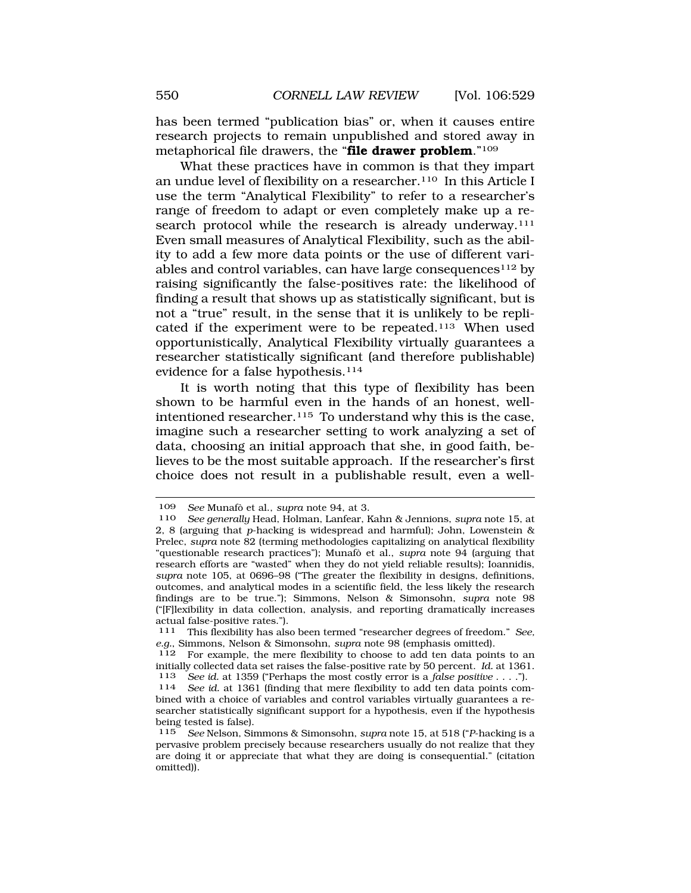has been termed "publication bias" or, when it causes entire research projects to remain unpublished and stored away in metaphorical file drawers, the "**file drawer problem**."[109]

What these practices have in common is that they impart an undue level of flexibility on a researcher.[110] In this Article I use the term "Analytical Flexibility" to refer to a researcher's range of freedom to adapt or even completely make up a research protocol while the research is already underway.[111] Even small measures of Analytical Flexibility, such as the ability to add a few more data points or the use of different variables and control variables, can have large consequences[112] by raising significantly the false-positives rate: the likelihood of finding a result that shows up as statistically significant, but is not a "true" result, in the sense that it is unlikely to be replicated if the experiment were to be repeated.[113] When used opportunistically, Analytical Flexibility virtually guarantees a researcher statistically significant (and therefore publishable) evidence for a false hypothesis.[114]

It is worth noting that this type of flexibility has been shown to be harmful even in the hands of an honest, well-intentioned researcher.[115] To understand why this is the case, imagine such a researcher setting to work analyzing a set of data, choosing an initial approach that she, in good faith, believes to be the most suitable approach. If the researcher's first choice does not result in a publishable result, even a well-

---

109 *See* Munafò et al., *supra* note 94, at 3.

110 *See generally* Head, Holman, Lanfear, Kahn & Jennions, *supra* note 15, at 2, 8 (arguing that *p*-hacking is widespread and harmful); John, Lowenstein & Prelec, *supra* note 82 (terming methodologies capitalizing on analytical flexibility "questionable research practices"); Munafò et al., *supra* note 94 (arguing that research efforts are "wasted" when they do not yield reliable results); Ioannidis, *supra* note 105, at 0696–98 ("The greater the flexibility in designs, definitions, outcomes, and analytical modes in a scientific field, the less likely the research findings are to be true."); Simmons, Nelson & Simonsohn, *supra* note 98 ("[F]lexibility in data collection, analysis, and reporting dramatically increases actual false-positive rates.").

111 This flexibility has also been termed "researcher degrees of freedom." *See, e.g.*, Simmons, Nelson & Simonsohn, *supra* note 98 (emphasis omitted).

112 For example, the mere flexibility to choose to add ten data points to an initially collected data set raises the false-positive rate by 50 percent. *Id.* at 1361.

113 *See id.* at 1359 ("Perhaps the most costly error is a *false positive* . . . .").

114 *See id.* at 1361 (finding that mere flexibility to add ten data points combined with a choice of variables and control variables virtually guarantees a researcher statistically significant support for a hypothesis, even if the hypothesis being tested is false).

115 *See* Nelson, Simmons & Simonsohn, *supra* note 15, at 518 ("*P*-hacking is a pervasive problem precisely because researchers usually do not realize that they are doing it or appreciate that what they are doing is consequential." (citation omitted)).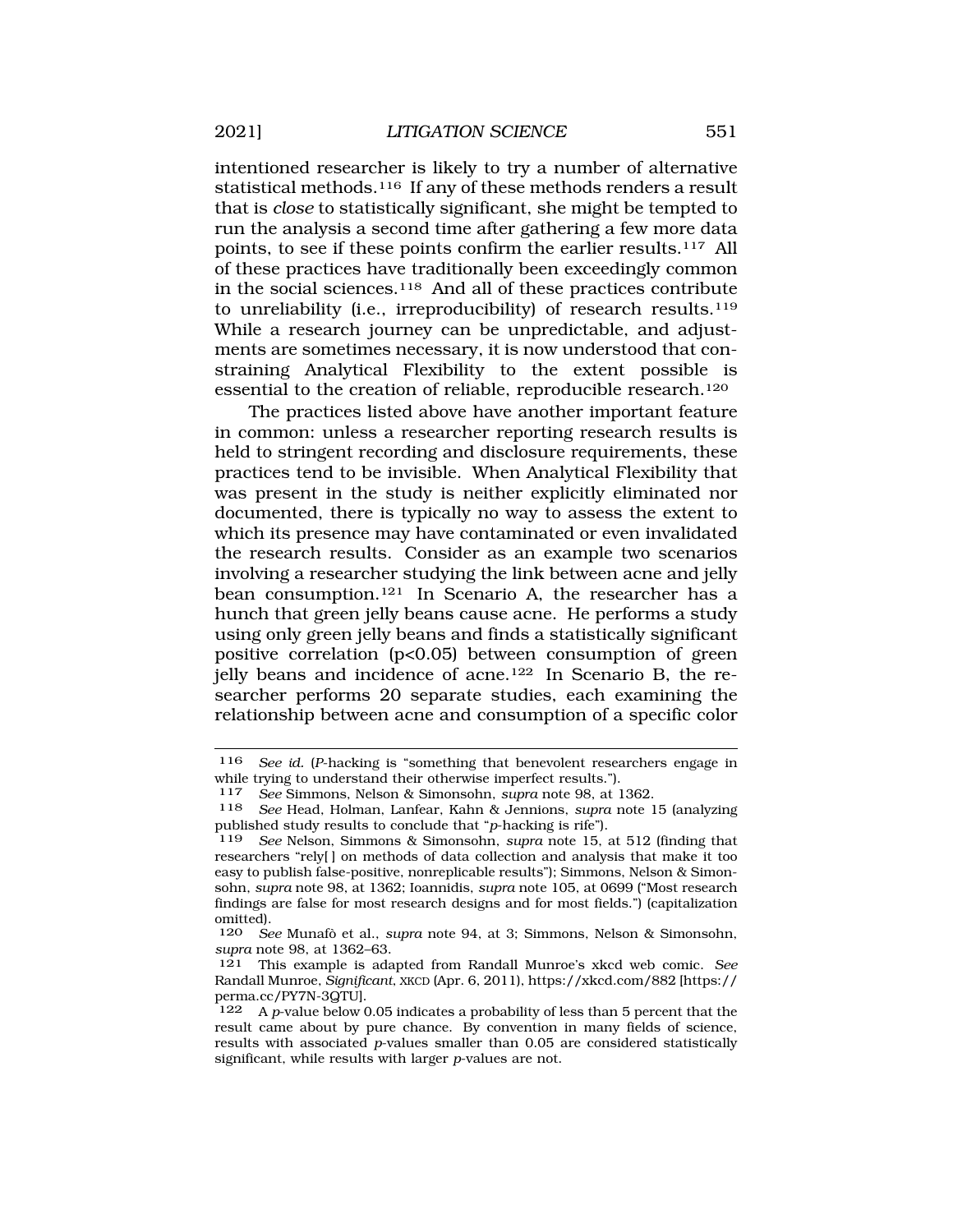intentioned researcher is likely to try a number of alternative statistical methods.[116] If any of these methods renders a result that is *close* to statistically significant, she might be tempted to run the analysis a second time after gathering a few more data points, to see if these points confirm the earlier results.[117] All of these practices have traditionally been exceedingly common in the social sciences.[118] And all of these practices contribute to unreliability (i.e., irreproducibility) of research results.[119] While a research journey can be unpredictable, and adjustments are sometimes necessary, it is now understood that constraining Analytical Flexibility to the extent possible is essential to the creation of reliable, reproducible research.[120]

The practices listed above have another important feature in common: unless a researcher reporting research results is held to stringent recording and disclosure requirements, these practices tend to be invisible. When Analytical Flexibility that was present in the study is neither explicitly eliminated nor documented, there is typically no way to assess the extent to which its presence may have contaminated or even invalidated the research results. Consider as an example two scenarios involving a researcher studying the link between acne and jelly bean consumption.[121] In Scenario A, the researcher has a hunch that green jelly beans cause acne. He performs a study using only green jelly beans and finds a statistically significant positive correlation ($p<0.05$) between consumption of green jelly beans and incidence of acne.[122] In Scenario B, the researcher performs 20 separate studies, each examining the relationship between acne and consumption of a specific color

---

116 *See id.* (*P*-hacking is "something that benevolent researchers engage in while trying to understand their otherwise imperfect results.").

117 *See* Simmons, Nelson & Simonsohn, *supra* note 98, at 1362.

118 *See* Head, Holman, Lanfear, Kahn & Jennions, *supra* note 15 (analyzing published study results to conclude that "*p*-hacking is rife").

119 *See* Nelson, Simmons & Simonsohn, *supra* note 15, at 512 (finding that researchers "rely[ ] on methods of data collection and analysis that make it too easy to publish false-positive, nonreplicable results"); Simmons, Nelson & Simonsohn, *supra* note 98, at 1362; Ioannidis, *supra* note 105, at 0699 ("Most research findings are false for most research designs and for most fields.") (capitalization omitted).

120 *See* Munafò et al., *supra* note 94, at 3; Simmons, Nelson & Simonsohn, *supra* note 98, at 1362–63.

121 This example is adapted from Randall Munroe's xkcd web comic. *See* Randall Munroe, *Significant*, XKCD (Apr. 6, 2011), https://xkcd.com/882 [https://perma.cc/PY7N-3QTU].

122 A *p*-value below 0.05 indicates a probability of less than 5 percent that the result came about by pure chance. By convention in many fields of science, results with associated *p*-values smaller than 0.05 are considered statistically significant, while results with larger *p*-values are not.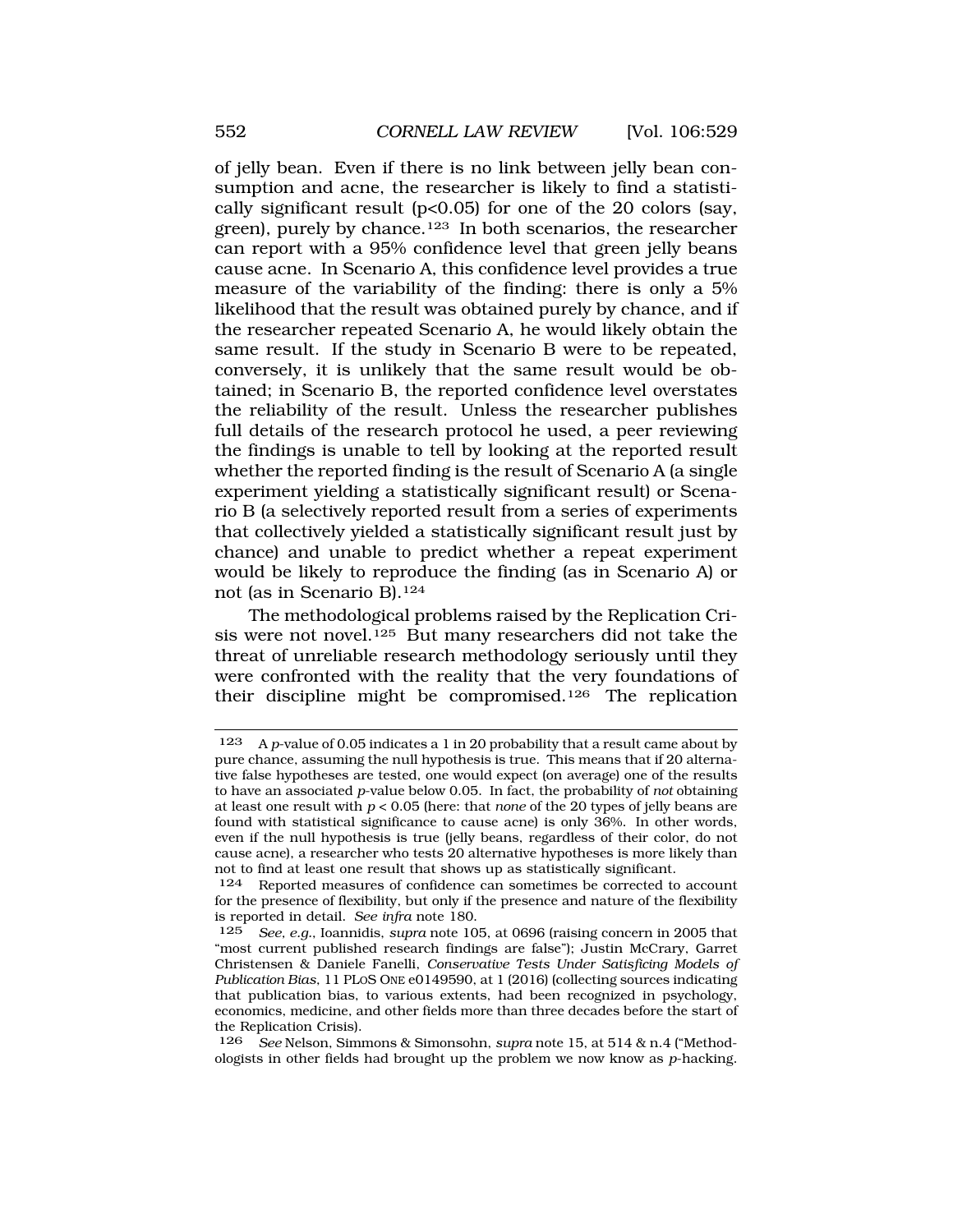of jelly bean. Even if there is no link between jelly bean consumption and acne, the researcher is likely to find a statistically significant result ($p<0.05$) for one of the 20 colors (say, green), purely by chance.[123] In both scenarios, the researcher can report with a 95% confidence level that green jelly beans cause acne. In Scenario A, this confidence level provides a true measure of the variability of the finding: there is only a 5% likelihood that the result was obtained purely by chance, and if the researcher repeated Scenario A, he would likely obtain the same result. If the study in Scenario B were to be repeated, conversely, it is unlikely that the same result would be obtained; in Scenario B, the reported confidence level overstates the reliability of the result. Unless the researcher publishes full details of the research protocol he used, a peer reviewing the findings is unable to tell by looking at the reported result whether the reported finding is the result of Scenario A (a single experiment yielding a statistically significant result) or Scenario B (a selectively reported result from a series of experiments that collectively yielded a statistically significant result just by chance) and unable to predict whether a repeat experiment would be likely to reproduce the finding (as in Scenario A) or not (as in Scenario B).[124]

The methodological problems raised by the Replication Crisis were not novel.[125] But many researchers did not take the threat of unreliable research methodology seriously until they were confronted with the reality that the very foundations of their discipline might be compromised.[126] The replication

---

123 A *p*-value of 0.05 indicates a 1 in 20 probability that a result came about by pure chance, assuming the null hypothesis is true. This means that if 20 alternative false hypotheses are tested, one would expect (on average) one of the results to have an associated *p*-value below 0.05. In fact, the probability of *not* obtaining at least one result with $p < 0.05$ (here: that *none* of the 20 types of jelly beans are found with statistical significance to cause acne) is only 36%. In other words, even if the null hypothesis is true (jelly beans, regardless of their color, do not cause acne), a researcher who tests 20 alternative hypotheses is more likely than not to find at least one result that shows up as statistically significant.

124 Reported measures of confidence can sometimes be corrected to account for the presence of flexibility, but only if the presence and nature of the flexibility is reported in detail. *See infra* note 180.

125 *See, e.g.*, Ioannidis, *supra* note 105, at 0696 (raising concern in 2005 that "most current published research findings are false"); Justin McCrary, Garret Christensen & Daniele Fanelli, *Conservative Tests Under Satisficing Models of Publication Bias*, 11 PLOS ONE e0149590, at 1 (2016) (collecting sources indicating that publication bias, to various extents, had been recognized in psychology, economics, medicine, and other fields more than three decades before the start of the Replication Crisis).

126 *See* Nelson, Simmons & Simonsohn, *supra* note 15, at 514 & n.4 ("Methodologists in other fields had brought up the problem we now know as *p*-hacking.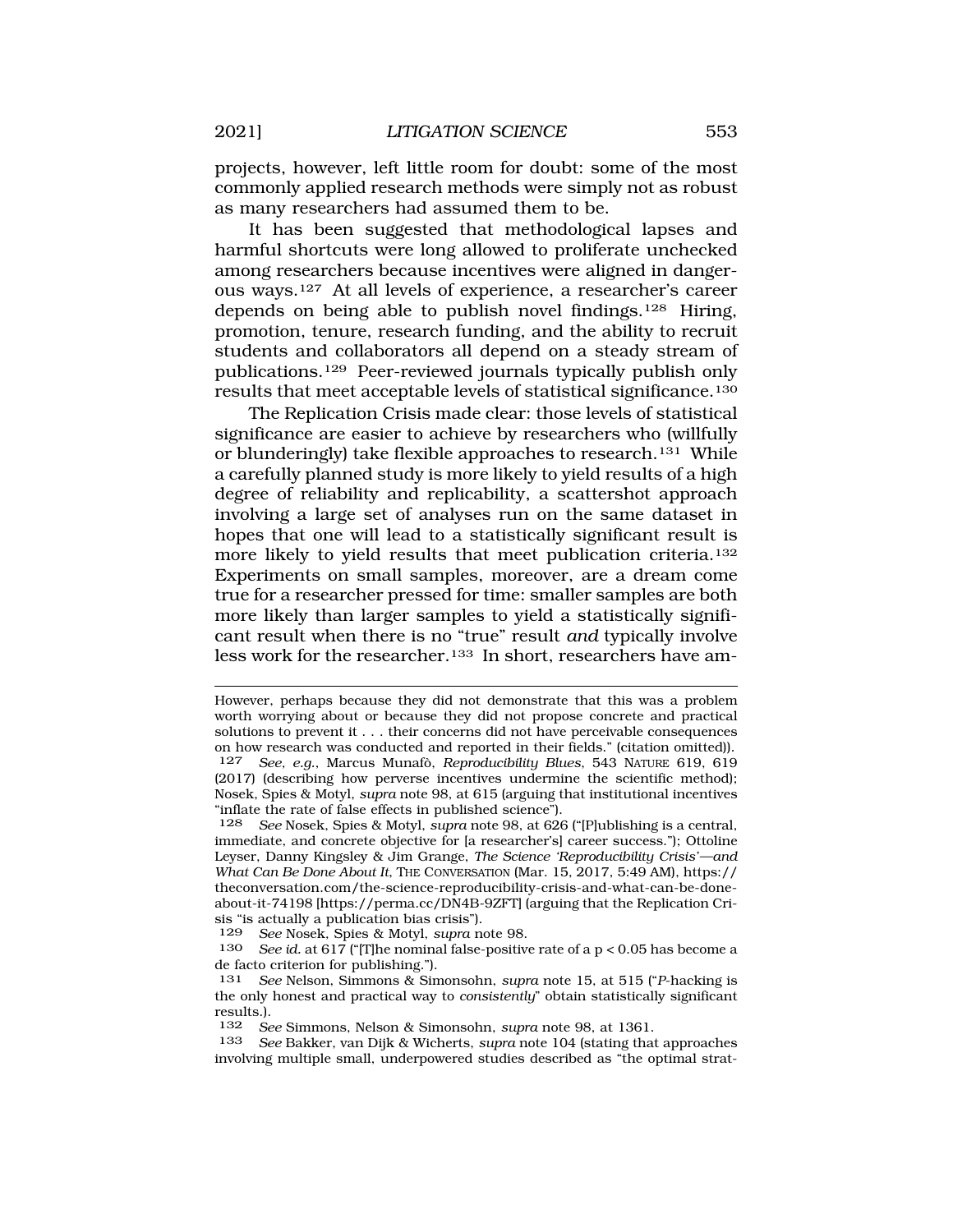projects, however, left little room for doubt: some of the most commonly applied research methods were simply not as robust as many researchers had assumed them to be.

It has been suggested that methodological lapses and harmful shortcuts were long allowed to proliferate unchecked among researchers because incentives were aligned in dangerous ways.[127] At all levels of experience, a researcher's career depends on being able to publish novel findings.[128] Hiring, promotion, tenure, research funding, and the ability to recruit students and collaborators all depend on a steady stream of publications.[129] Peer-reviewed journals typically publish only results that meet acceptable levels of statistical significance.[130]

The Replication Crisis made clear: those levels of statistical significance are easier to achieve by researchers who (willfully or blunderingly) take flexible approaches to research.[131] While a carefully planned study is more likely to yield results of a high degree of reliability and replicability, a scattershot approach involving a large set of analyses run on the same dataset in hopes that one will lead to a statistically significant result is more likely to yield results that meet publication criteria.[132] Experiments on small samples, moreover, are a dream come true for a researcher pressed for time: smaller samples are both more likely than larger samples to yield a statistically significant result when there is no "true" result *and* typically involve less work for the researcher.[133] In short, researchers have am-

---

However, perhaps because they did not demonstrate that this was a problem worth worrying about or because they did not propose concrete and practical solutions to prevent it . . . their concerns did not have perceivable consequences on how research was conducted and reported in their fields." (citation omitted)).

127 *See, e.g.*, Marcus Munafò, *Reproducibility Blues*, 543 NATURE 619, 619 (2017) (describing how perverse incentives undermine the scientific method); Nosek, Spies & Motyl, *supra* note 98, at 615 (arguing that institutional incentives "inflate the rate of false effects in published science").

128 *See* Nosek, Spies & Motyl, *supra* note 98, at 626 ("[P]ublishing is a central, immediate, and concrete objective for [a researcher's] career success."); Ottoline Leyser, Danny Kingsley & Jim Grange, *The Science 'Reproducibility Crisis'—and What Can Be Done About It*, THE CONVERSATION (Mar. 15, 2017, 5:49 AM), https://theconversation.com/the-science-reproducibility-crisis-and-what-can-be-done-about-it-74198 [https://perma.cc/DN4B-9ZFT] (arguing that the Replication Crisis "is actually a publication bias crisis").

129 *See* Nosek, Spies & Motyl, *supra* note 98.

130 *See id.* at 617 ("[T]he nominal false-positive rate of a $p < 0.05$ has become a de facto criterion for publishing.").

131 *See* Nelson, Simmons & Simonsohn, *supra* note 15, at 515 ("*P*-hacking is the only honest and practical way to *consistently*" obtain statistically significant results.).

132 *See* Simmons, Nelson & Simonsohn, *supra* note 98, at 1361.

133 *See* Bakker, van Dijk & Wicherts, *supra* note 104 (stating that approaches involving multiple small, underpowered studies described as "the optimal strat-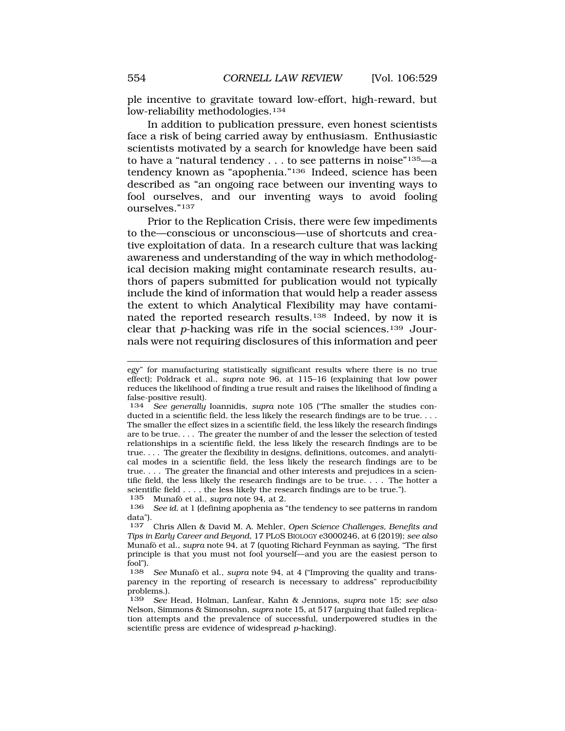ple incentive to gravitate toward low-effort, high-reward, but low-reliability methodologies.[134]

In addition to publication pressure, even honest scientists face a risk of being carried away by enthusiasm. Enthusiastic scientists motivated by a search for knowledge have been said to have a "natural tendency . . . to see patterns in noise"[135]—a tendency known as "apophenia."[136] Indeed, science has been described as "an ongoing race between our inventing ways to fool ourselves, and our inventing ways to avoid fooling ourselves."[137]

Prior to the Replication Crisis, there were few impediments to the—conscious or unconscious—use of shortcuts and creative exploitation of data. In a research culture that was lacking awareness and understanding of the way in which methodological decision making might contaminate research results, authors of papers submitted for publication would not typically include the kind of information that would help a reader assess the extent to which Analytical Flexibility may have contaminated the reported research results.[138] Indeed, by now it is clear that *p*-hacking was rife in the social sciences.[139] Journals were not requiring disclosures of this information and peer

---

egy" for manufacturing statistically significant results where there is no true effect); Poldrack et al., *supra* note 96, at 115–16 (explaining that low power reduces the likelihood of finding a true result and raises the likelihood of finding a false-positive result).

134 *See generally* Ioannidis, *supra* note 105 ("The smaller the studies conducted in a scientific field, the less likely the research findings are to be true. . . . The smaller the effect sizes in a scientific field, the less likely the research findings are to be true. . . . The greater the number of and the lesser the selection of tested relationships in a scientific field, the less likely the research findings are to be true. . . . The greater the flexibility in designs, definitions, outcomes, and analytical modes in a scientific field, the less likely the research findings are to be true. . . . The greater the financial and other interests and prejudices in a scientific field, the less likely the research findings are to be true. . . . The hotter a scientific field . . . , the less likely the research findings are to be true.").

135 Munafò et al., *supra* note 94, at 2.

136 *See id.* at 1 (defining apophenia as "the tendency to see patterns in random data").

137 Chris Allen & David M. A. Mehler, *Open Science Challenges, Benefits and Tips in Early Career and Beyond*, 17 PLoS BIOLOGY e3000246, at 6 (2019); *see also* Munafò et al., *supra* note 94, at 7 (quoting Richard Feynman as saying, "The first principle is that you must not fool yourself—and you are the easiest person to fool").

138 *See* Munafò et al., *supra* note 94, at 4 ("Improving the quality and transparency in the reporting of research is necessary to address" reproducibility problems.).

139 *See* Head, Holman, Lanfear, Kahn & Jennions, *supra* note 15; *see also* Nelson, Simmons & Simonsohn, *supra* note 15, at 517 (arguing that failed replication attempts and the prevalence of successful, underpowered studies in the scientific press are evidence of widespread *p*-hacking).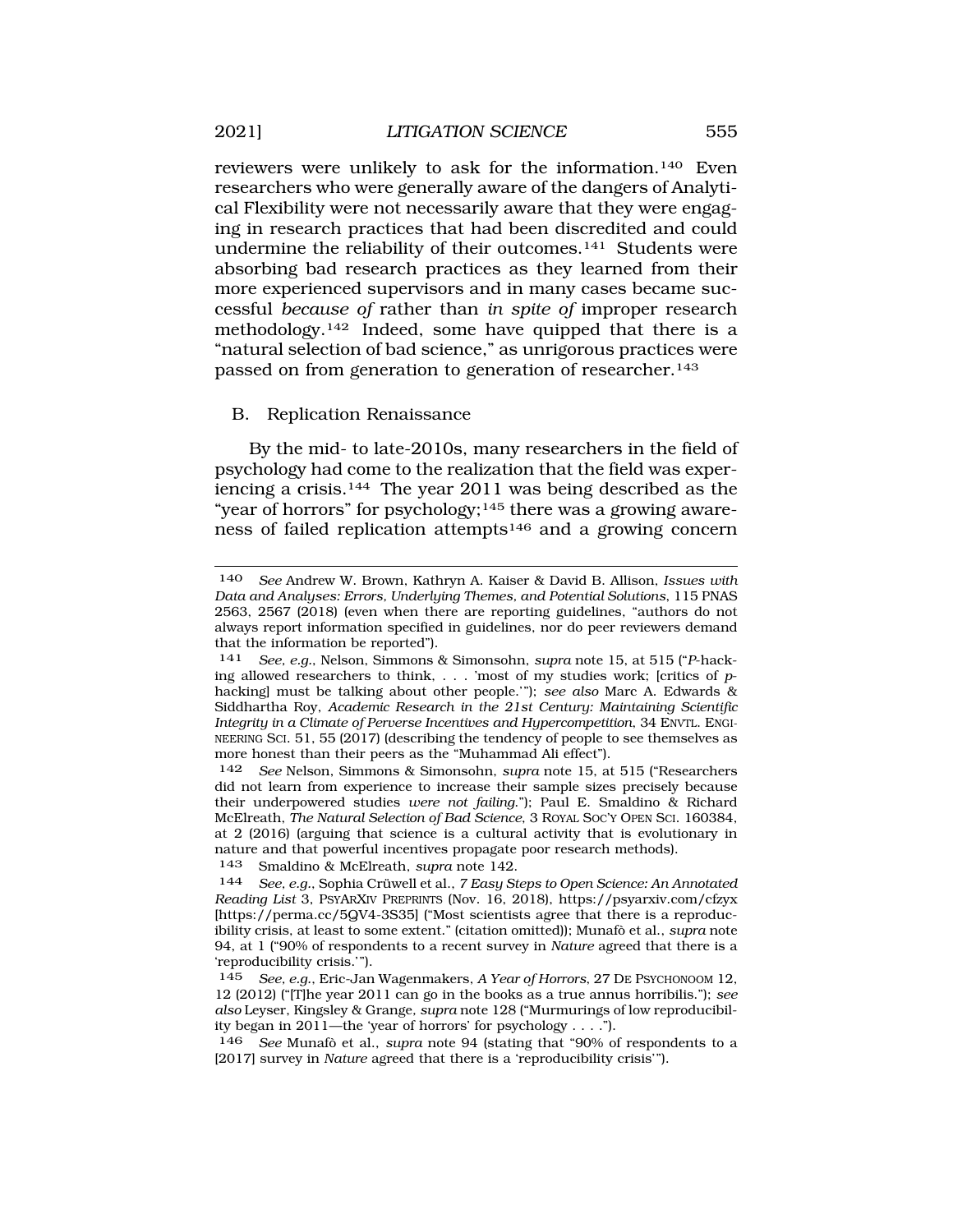reviewers were unlikely to ask for the information.[140] Even researchers who were generally aware of the dangers of Analytical Flexibility were not necessarily aware that they were engaging in research practices that had been discredited and could undermine the reliability of their outcomes.[141] Students were absorbing bad research practices as they learned from their more experienced supervisors and in many cases became successful *because of* rather than *in spite of* improper research methodology.[142] Indeed, some have quipped that there is a "natural selection of bad science," as unrigorous practices were passed on from generation to generation of researcher.[143]

## B. Replication Renaissance

By the mid- to late-2010s, many researchers in the field of psychology had come to the realization that the field was experiencing a crisis.[144] The year 2011 was being described as the "year of horrors" for psychology;[145] there was a growing awareness of failed replication attempts[146] and a growing concern

---

140 *See* Andrew W. Brown, Kathryn A. Kaiser & David B. Allison, *Issues with Data and Analyses: Errors, Underlying Themes, and Potential Solutions*, 115 PNAS 2563, 2567 (2018) (even when there are reporting guidelines, "authors do not always report information specified in guidelines, nor do peer reviewers demand that the information be reported").

141 *See, e.g.*, Nelson, Simmons & Simonsohn, *supra* note 15, at 515 ("*P*-hacking allowed researchers to think, . . . 'most of my studies work; [critics of *p*-hacking] must be talking about other people.'"); *see also* Marc A. Edwards & Siddhartha Roy, *Academic Research in the 21st Century: Maintaining Scientific Integrity in a Climate of Perverse Incentives and Hypercompetition*, 34 ENVTL. ENGINEERING SCI. 51, 55 (2017) (describing the tendency of people to see themselves as more honest than their peers as the "Muhammad Ali effect").

142 *See* Nelson, Simmons & Simonsohn, *supra* note 15, at 515 ("Researchers did not learn from experience to increase their sample sizes precisely because their underpowered studies *were not failing*."); Paul E. Smaldino & Richard McElreath, *The Natural Selection of Bad Science*, 3 ROYAL SOC'Y OPEN SCI. 160384, at 2 (2016) (arguing that science is a cultural activity that is evolutionary in nature and that powerful incentives propagate poor research methods).

143 Smaldino & McElreath, *supra* note 142.

144 *See, e.g.*, Sophia Crüwell et al., *7 Easy Steps to Open Science: An Annotated Reading List* 3, PSYARXIV PREPRINTS (Nov. 16, 2018), https://psyarxiv.com/cfzyx [https://perma.cc/5QV4-3S35] ("Most scientists agree that there is a reproducibility crisis, at least to some extent." (citation omitted)); Munafò et al., *supra* note 94, at 1 ("90% of respondents to a recent survey in *Nature* agreed that there is a 'reproducibility crisis.'").

145 *See, e.g.*, Eric-Jan Wagenmakers, *A Year of Horrors*, 27 DE PSYCHONOOM 12, 12 (2012) ("[T]he year 2011 can go in the books as a true annus horribilis."); *see also* Leyser, Kingsley & Grange, *supra* note 128 ("Murmurings of low reproducibility began in 2011—the 'year of horrors' for psychology . . . .").

146 *See* Munafò et al., *supra* note 94 (stating that "90% of respondents to a [2017] survey in *Nature* agreed that there is a 'reproducibility crisis'").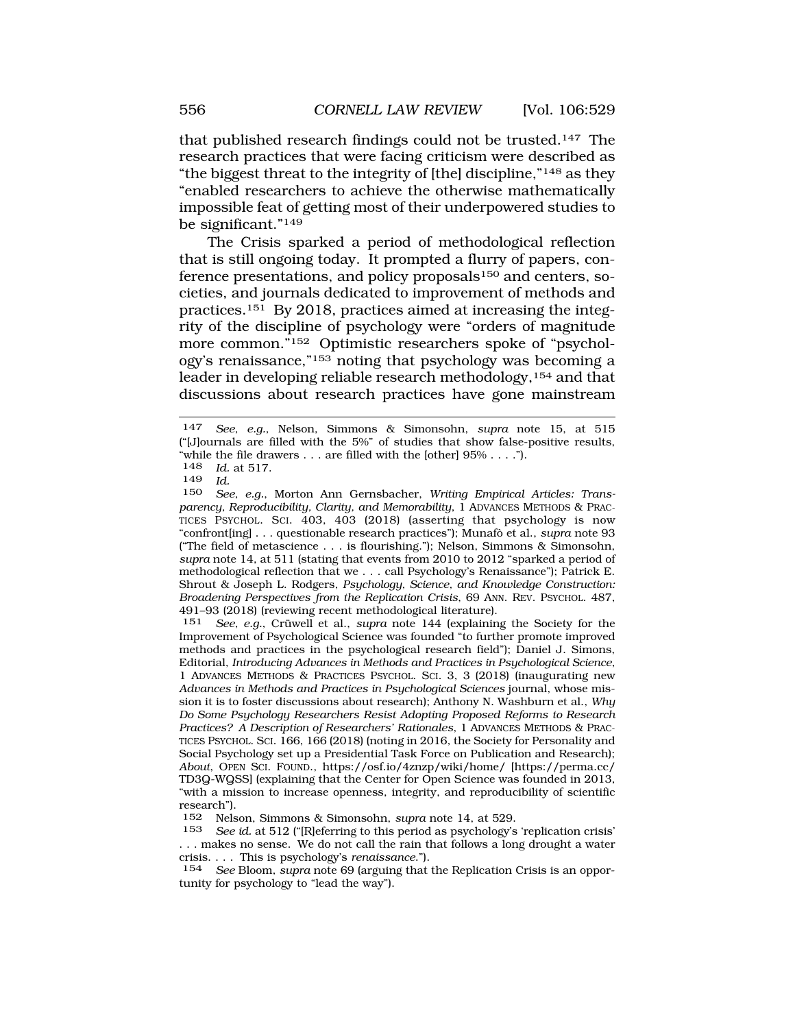that published research findings could not be trusted.[147] The research practices that were facing criticism were described as "the biggest threat to the integrity of [the] discipline,"[148] as they "enabled researchers to achieve the otherwise mathematically impossible feat of getting most of their underpowered studies to be significant."[149]

The Crisis sparked a period of methodological reflection that is still ongoing today. It prompted a flurry of papers, conference presentations, and policy proposals[150] and centers, societies, and journals dedicated to improvement of methods and practices.[151] By 2018, practices aimed at increasing the integrity of the discipline of psychology were "orders of magnitude more common."[152] Optimistic researchers spoke of "psychology's renaissance,"[153] noting that psychology was becoming a leader in developing reliable research methodology,[154] and that discussions about research practices have gone mainstream

---

147 *See, e.g.*, Nelson, Simmons & Simonsohn, *supra* note 15, at 515 ("[J]ournals are filled with the 5%" of studies that show false-positive results, "while the file drawers . . . are filled with the [other] 95% . . . .").

148 *Id.* at 517.

149 *Id.*

150 *See, e.g.*, Morton Ann Gernsbacher, *Writing Empirical Articles: Transparency, Reproducibility, Clarity, and Memorability*, 1 ADVANCES METHODS & PRACTICES PSYCHOL. SCI. 403, 403 (2018) (asserting that psychology is now "confront[ing] . . . questionable research practices"); Munafò et al., *supra* note 93 ("The field of metascience . . . is flourishing."); Nelson, Simmons & Simonsohn, *supra* note 14, at 511 (stating that events from 2010 to 2012 "sparked a period of methodological reflection that we . . . call Psychology's Renaissance"); Patrick E. Shrout & Joseph L. Rodgers, *Psychology, Science, and Knowledge Construction: Broadening Perspectives from the Replication Crisis*, 69 ANN. REV. PSYCHOL. 487, 491–93 (2018) (reviewing recent methodological literature).

151 *See, e.g.*, Crüwell et al., *supra* note 144 (explaining the Society for the Improvement of Psychological Science was founded "to further promote improved methods and practices in the psychological research field"); Daniel J. Simons, Editorial, *Introducing Advances in Methods and Practices in Psychological Science*, 1 ADVANCES METHODS & PRACTICES PSYCHOL. SCI. 3, 3 (2018) (inaugurating new *Advances in Methods and Practices in Psychological Sciences* journal, whose mission it is to foster discussions about research); Anthony N. Washburn et al., *Why Do Some Psychology Researchers Resist Adopting Proposed Reforms to Research Practices? A Description of Researchers' Rationales*, 1 ADVANCES METHODS & PRACTICES PSYCHOL. SCI. 166, 166 (2018) (noting in 2016, the Society for Personality and Social Psychology set up a Presidential Task Force on Publication and Research); *About*, OPEN SCI. FOUND., https://osf.io/4znzp/wiki/home/ [https://perma.cc/TD3Q-WQSS] (explaining that the Center for Open Science was founded in 2013, "with a mission to increase openness, integrity, and reproducibility of scientific research").

152 Nelson, Simmons & Simonsohn, *supra* note 14, at 529.

153 *See id.* at 512 ("[R]eferring to this period as psychology's 'replication crisis' . . . makes no sense. We do not call the rain that follows a long drought a water crisis. . . . This is psychology's *renaissance*.").

154 *See* Bloom, *supra* note 69 (arguing that the Replication Crisis is an opportunity for psychology to "lead the way").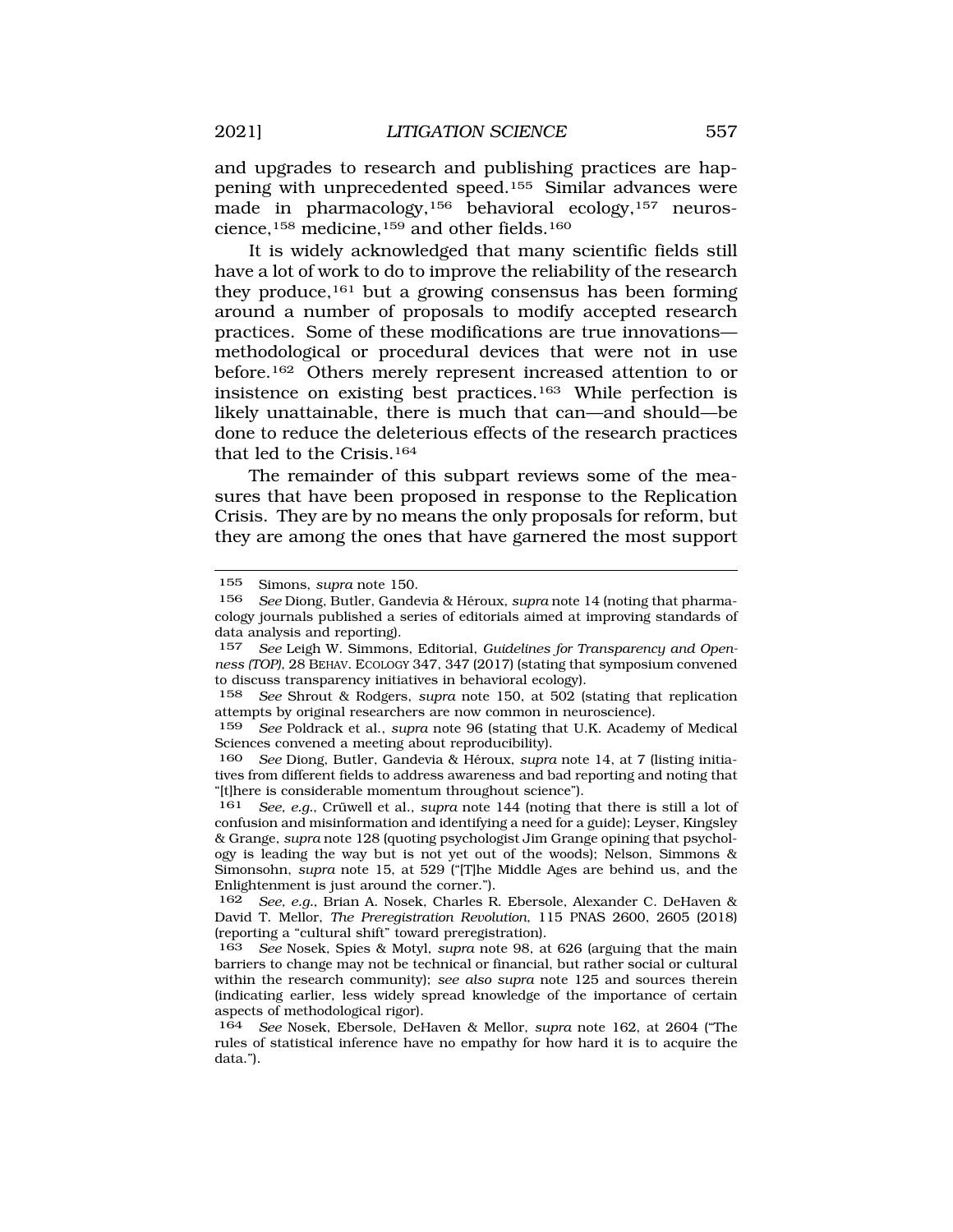and upgrades to research and publishing practices are happening with unprecedented speed.[155] Similar advances were made in pharmacology,[156] behavioral ecology,[157] neuroscience,[158] medicine,[159] and other fields.[160]

It is widely acknowledged that many scientific fields still have a lot of work to do to improve the reliability of the research they produce,[161] but a growing consensus has been forming around a number of proposals to modify accepted research practices. Some of these modifications are true innovations—methodological or procedural devices that were not in use before.[162] Others merely represent increased attention to or insistence on existing best practices.[163] While perfection is likely unattainable, there is much that can—and should—be done to reduce the deleterious effects of the research practices that led to the Crisis.[164]

The remainder of this subpart reviews some of the measures that have been proposed in response to the Replication Crisis. They are by no means the only proposals for reform, but they are among the ones that have garnered the most support

---

155 Simons, *supra* note 150.

156 *See* Diong, Butler, Gandevia & Héroux, *supra* note 14 (noting that pharmacology journals published a series of editorials aimed at improving standards of data analysis and reporting).

157 *See* Leigh W. Simmons, Editorial, *Guidelines for Transparency and Openness (TOP)*, 28 BEHAV. ECOLOGY 347, 347 (2017) (stating that symposium convened to discuss transparency initiatives in behavioral ecology).

158 *See* Shrout & Rodgers, *supra* note 150, at 502 (stating that replication attempts by original researchers are now common in neuroscience).

159 *See* Poldrack et al., *supra* note 96 (stating that U.K. Academy of Medical Sciences convened a meeting about reproducibility).

160 *See* Diong, Butler, Gandevia & Héroux, *supra* note 14, at 7 (listing initiatives from different fields to address awareness and bad reporting and noting that "[t]here is considerable momentum throughout science").

161 *See, e.g.*, Crüwell et al., *supra* note 144 (noting that there is still a lot of confusion and misinformation and identifying a need for a guide); Leyser, Kingsley & Grange, *supra* note 128 (quoting psychologist Jim Grange opining that psychology is leading the way but is not yet out of the woods); Nelson, Simmons & Simonsohn, *supra* note 15, at 529 ("[T]he Middle Ages are behind us, and the Enlightenment is just around the corner.").

162 *See, e.g.*, Brian A. Nosek, Charles R. Ebersole, Alexander C. DeHaven & David T. Mellor, *The Preregistration Revolution*, 115 PNAS 2600, 2605 (2018) (reporting a "cultural shift" toward preregistration).

163 *See* Nosek, Spies & Motyl, *supra* note 98, at 626 (arguing that the main barriers to change may not be technical or financial, but rather social or cultural within the research community); *see also supra* note 125 and sources therein (indicating earlier, less widely spread knowledge of the importance of certain aspects of methodological rigor).

164 *See* Nosek, Ebersole, DeHaven & Mellor, *supra* note 162, at 2604 ("The rules of statistical inference have no empathy for how hard it is to acquire the data.").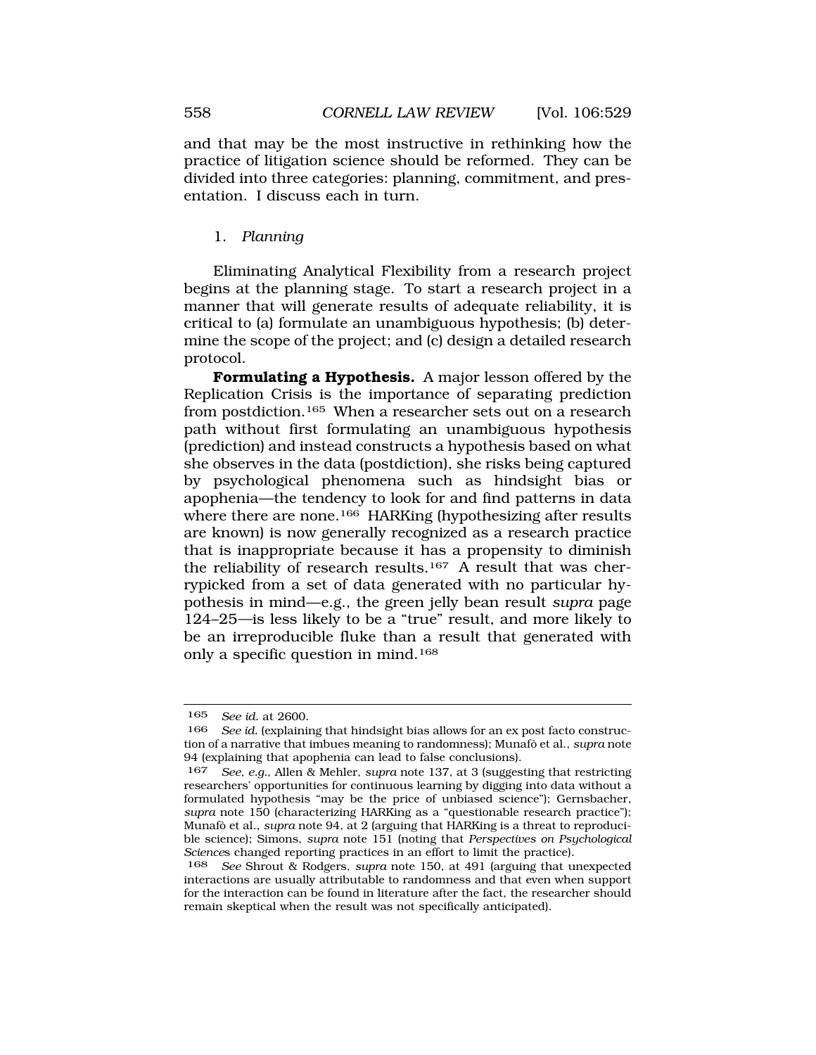and that may be the most instructive in rethinking how the practice of litigation science should be reformed. They can be divided into three categories: planning, commitment, and presentation. I discuss each in turn.

### 1. *Planning*

Eliminating Analytical Flexibility from a research project begins at the planning stage. To start a research project in a manner that will generate results of adequate reliability, it is critical to (a) formulate an unambiguous hypothesis; (b) determine the scope of the project; and (c) design a detailed research protocol.

**Formulating a Hypothesis.** A major lesson offered by the Replication Crisis is the importance of separating prediction from postdiction.[165] When a researcher sets out on a research path without first formulating an unambiguous hypothesis (prediction) and instead constructs a hypothesis based on what she observes in the data (postdiction), she risks being captured by psychological phenomena such as hindsight bias or apophenia—the tendency to look for and find patterns in data where there are none.[166] HARKing (hypothesizing after results are known) is now generally recognized as a research practice that is inappropriate because it has a propensity to diminish the reliability of research results.[167] A result that was cherrypicked from a set of data generated with no particular hypothesis in mind—e.g., the green jelly bean result *supra* page 124–25—is less likely to be a "true" result, and more likely to be an irreproducible fluke than a result that generated with only a specific question in mind.[168]

---

165 *See id.* at 2600.

166 *See id.* (explaining that hindsight bias allows for an ex post facto construction of a narrative that imbues meaning to randomness); Munafò et al., *supra* note 94 (explaining that apophenia can lead to false conclusions).

167 *See, e.g.*, Allen & Mehler, *supra* note 137, at 3 (suggesting that restricting researchers' opportunities for continuous learning by digging into data without a formulated hypothesis "may be the price of unbiased science"); Gernsbacher, *supra* note 150 (characterizing HARKing as a "questionable research practice"); Munafò et al., *supra* note 94, at 2 (arguing that HARKing is a threat to reproducible science); Simons, *supra* note 151 (noting that *Perspectives on Psychological Science*s changed reporting practices in an effort to limit the practice).

168 *See* Shrout & Rodgers, *supra* note 150, at 491 (arguing that unexpected interactions are usually attributable to randomness and that even when support for the interaction can be found in literature after the fact, the researcher should remain skeptical when the result was not specifically anticipated).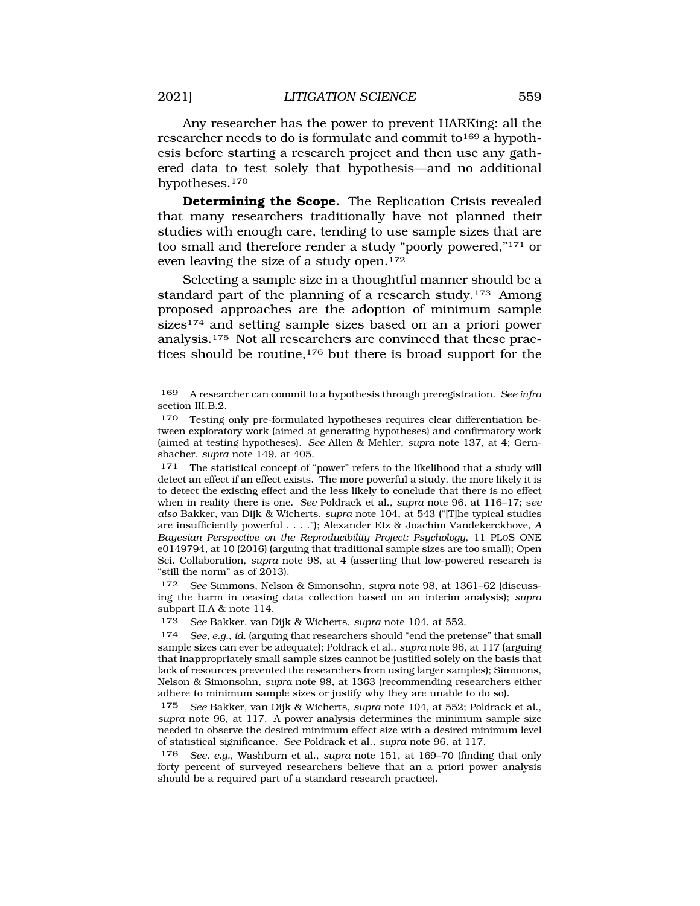Any researcher has the power to prevent HARKing: all the researcher needs to do is formulate and commit to[169] a hypothesis before starting a research project and then use any gathered data to test solely that hypothesis—and no additional hypotheses.[170]

**Determining the Scope.** The Replication Crisis revealed that many researchers traditionally have not planned their studies with enough care, tending to use sample sizes that are too small and therefore render a study "poorly powered,"[171] or even leaving the size of a study open.[172]

Selecting a sample size in a thoughtful manner should be a standard part of the planning of a research study.[173] Among proposed approaches are the adoption of minimum sample sizes[174] and setting sample sizes based on an a priori power analysis.[175] Not all researchers are convinced that these practices should be routine,[176] but there is broad support for the

---

169 A researcher can commit to a hypothesis through preregistration. *See infra* section III.B.2.

170 Testing only pre-formulated hypotheses requires clear differentiation between exploratory work (aimed at generating hypotheses) and confirmatory work (aimed at testing hypotheses). *See* Allen & Mehler, *supra* note 137, at 4; Gernsbacher, *supra* note 149, at 405.

171 The statistical concept of "power" refers to the likelihood that a study will detect an effect if an effect exists. The more powerful a study, the more likely it is to detect the existing effect and the less likely to conclude that there is no effect when in reality there is one. *See* Poldrack et al., *supra* note 96, at 116–17; *see also* Bakker, van Dijk & Wicherts, *supra* note 104, at 543 ("[T]he typical studies are insufficiently powerful . . . ."); Alexander Etz & Joachim Vandekerckhove, *A Bayesian Perspective on the Reproducibility Project: Psychology*, 11 PLoS ONE e0149794, at 10 (2016) (arguing that traditional sample sizes are too small); Open Sci. Collaboration, *supra* note 98, at 4 (asserting that low-powered research is "still the norm" as of 2013).

172 *See* Simmons, Nelson & Simonsohn, *supra* note 98, at 1361–62 (discussing the harm in ceasing data collection based on an interim analysis); *supra* subpart II.A & note 114.

173 *See* Bakker, van Dijk & Wicherts, *supra* note 104, at 552.

174 *See, e.g.*, *id.* (arguing that researchers should "end the pretense" that small sample sizes can ever be adequate); Poldrack et al., *supra* note 96, at 117 (arguing that inappropriately small sample sizes cannot be justified solely on the basis that lack of resources prevented the researchers from using larger samples); Simmons, Nelson & Simonsohn, *supra* note 98, at 1363 (recommending researchers either adhere to minimum sample sizes or justify why they are unable to do so).

175 *See* Bakker, van Dijk & Wicherts, *supra* note 104, at 552; Poldrack et al., *supra* note 96, at 117. A power analysis determines the minimum sample size needed to observe the desired minimum effect size with a desired minimum level of statistical significance. *See* Poldrack et al., *supra* note 96, at 117.

176 *See, e.g.*, Washburn et al., *supra* note 151, at 169–70 (finding that only forty percent of surveyed researchers believe that an a priori power analysis should be a required part of a standard research practice).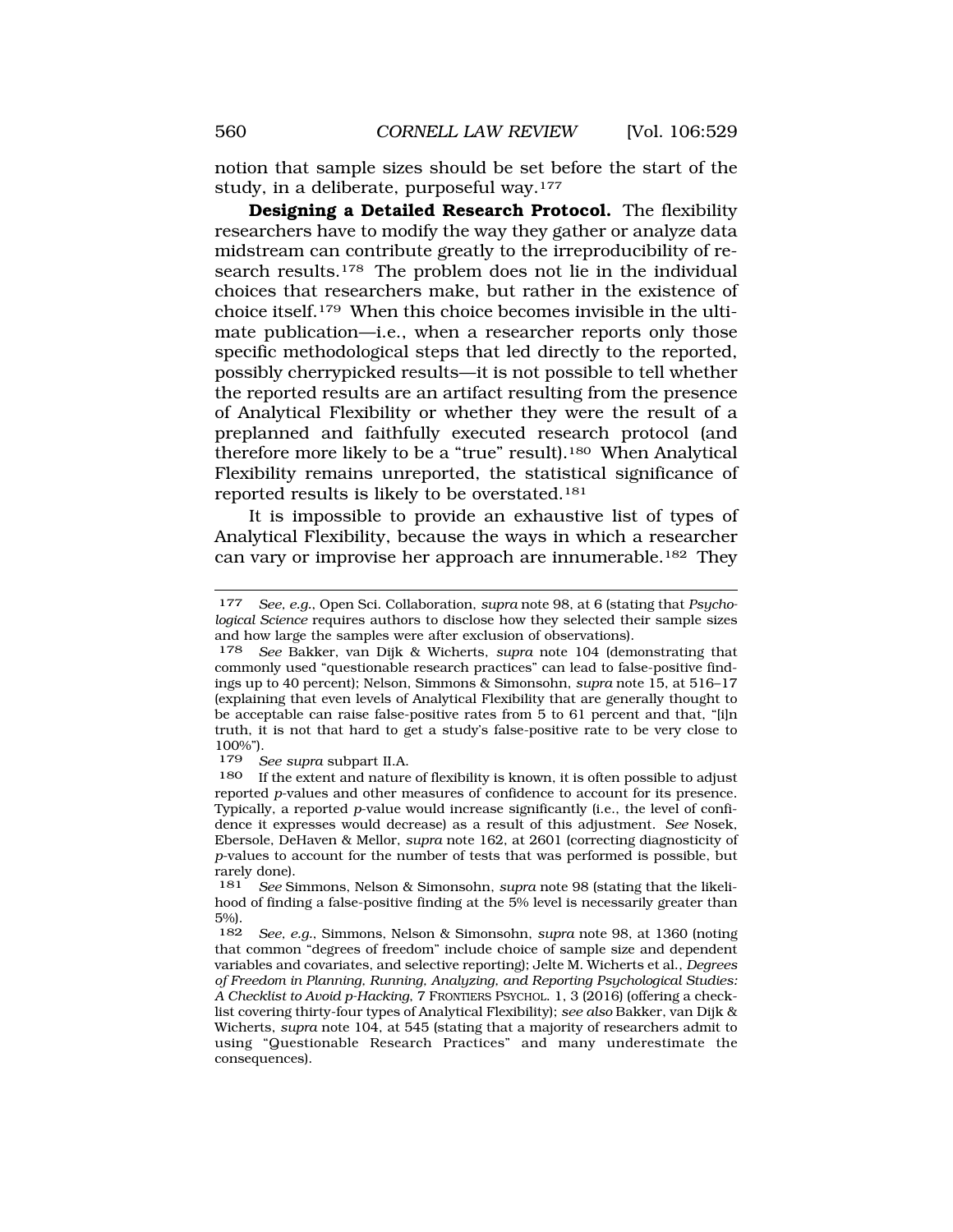notion that sample sizes should be set before the start of the study, in a deliberate, purposeful way.[177]

**Designing a Detailed Research Protocol.** The flexibility researchers have to modify the way they gather or analyze data midstream can contribute greatly to the irreproducibility of research results.[178] The problem does not lie in the individual choices that researchers make, but rather in the existence of choice itself.[179] When this choice becomes invisible in the ultimate publication—i.e., when a researcher reports only those specific methodological steps that led directly to the reported, possibly cherrypicked results—it is not possible to tell whether the reported results are an artifact resulting from the presence of Analytical Flexibility or whether they were the result of a preplanned and faithfully executed research protocol (and therefore more likely to be a "true" result).[180] When Analytical Flexibility remains unreported, the statistical significance of reported results is likely to be overstated.[181]

It is impossible to provide an exhaustive list of types of Analytical Flexibility, because the ways in which a researcher can vary or improvise her approach are innumerable.[182] They

---

177 *See, e.g.*, Open Sci. Collaboration, *supra* note 98, at 6 (stating that *Psychological Science* requires authors to disclose how they selected their sample sizes and how large the samples were after exclusion of observations).

178 *See* Bakker, van Dijk & Wicherts, *supra* note 104 (demonstrating that commonly used "questionable research practices" can lead to false-positive findings up to 40 percent); Nelson, Simmons & Simonsohn, *supra* note 15, at 516–17 (explaining that even levels of Analytical Flexibility that are generally thought to be acceptable can raise false-positive rates from 5 to 61 percent and that, "[i]n truth, it is not that hard to get a study's false-positive rate to be very close to 100%").

179 *See supra* subpart II.A.

180 If the extent and nature of flexibility is known, it is often possible to adjust reported *p*-values and other measures of confidence to account for its presence. Typically, a reported *p*-value would increase significantly (i.e., the level of confidence it expresses would decrease) as a result of this adjustment. *See* Nosek, Ebersole, DeHaven & Mellor, *supra* note 162, at 2601 (correcting diagnosticity of *p*-values to account for the number of tests that was performed is possible, but rarely done).

181 *See* Simmons, Nelson & Simonsohn, *supra* note 98 (stating that the likelihood of finding a false-positive finding at the 5% level is necessarily greater than 5%).

182 *See, e.g.*, Simmons, Nelson & Simonsohn, *supra* note 98, at 1360 (noting that common "degrees of freedom" include choice of sample size and dependent variables and covariates, and selective reporting); Jelte M. Wicherts et al., *Degrees of Freedom in Planning, Running, Analyzing, and Reporting Psychological Studies: A Checklist to Avoid p-Hacking*, 7 FRONTIERS PSYCHOL. 1, 3 (2016) (offering a checklist covering thirty-four types of Analytical Flexibility); *see also* Bakker, van Dijk & Wicherts, *supra* note 104, at 545 (stating that a majority of researchers admit to using "Questionable Research Practices" and many underestimate the consequences).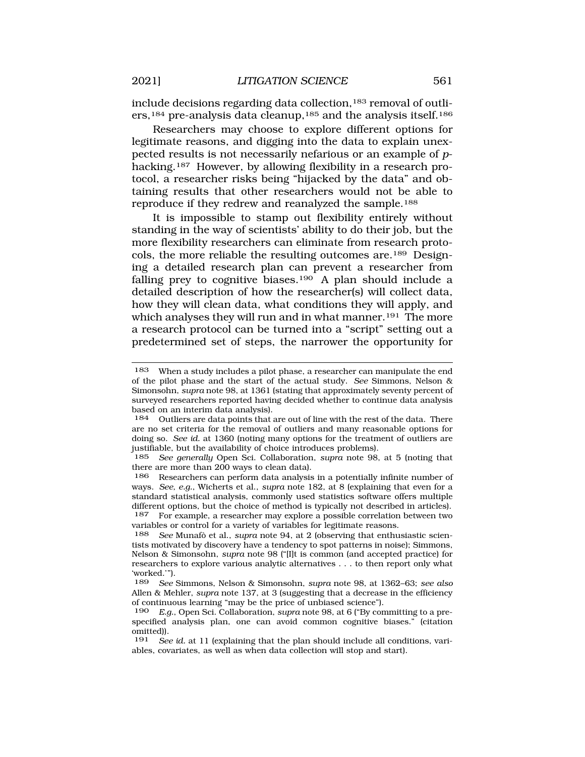include decisions regarding data collection,[183] removal of outliers,[184] pre-analysis data cleanup,[185] and the analysis itself.[186]

Researchers may choose to explore different options for legitimate reasons, and digging into the data to explain unexpected results is not necessarily nefarious or an example of *p*-hacking.[187] However, by allowing flexibility in a research protocol, a researcher risks being "hijacked by the data" and obtaining results that other researchers would not be able to reproduce if they redrew and reanalyzed the sample.[188]

It is impossible to stamp out flexibility entirely without standing in the way of scientists' ability to do their job, but the more flexibility researchers can eliminate from research protocols, the more reliable the resulting outcomes are.[189] Designing a detailed research plan can prevent a researcher from falling prey to cognitive biases.[190] A plan should include a detailed description of how the researcher(s) will collect data, how they will clean data, what conditions they will apply, and which analyses they will run and in what manner.[191] The more a research protocol can be turned into a "script" setting out a predetermined set of steps, the narrower the opportunity for

---

183 When a study includes a pilot phase, a researcher can manipulate the end of the pilot phase and the start of the actual study. *See* Simmons, Nelson & Simonsohn, *supra* note 98, at 1361 (stating that approximately seventy percent of surveyed researchers reported having decided whether to continue data analysis based on an interim data analysis).

184 Outliers are data points that are out of line with the rest of the data. There are no set criteria for the removal of outliers and many reasonable options for doing so. *See id.* at 1360 (noting many options for the treatment of outliers are justifiable, but the availability of choice introduces problems).

185 *See generally* Open Sci. Collaboration, *supra* note 98, at 5 (noting that there are more than 200 ways to clean data).

186 Researchers can perform data analysis in a potentially infinite number of ways. *See, e.g.*, Wicherts et al., *supra* note 182, at 8 (explaining that even for a standard statistical analysis, commonly used statistics software offers multiple different options, but the choice of method is typically not described in articles).

187 For example, a researcher may explore a possible correlation between two variables or control for a variety of variables for legitimate reasons.

188 *See* Munafò et al., *supra* note 94, at 2 (observing that enthusiastic scientists motivated by discovery have a tendency to spot patterns in noise); Simmons, Nelson & Simonsohn, *supra* note 98 ("[I]t is common (and accepted practice) for researchers to explore various analytic alternatives . . . to then report only what 'worked.'").

189 *See* Simmons, Nelson & Simonsohn, *supra* note 98, at 1362–63; *see also* Allen & Mehler, *supra* note 137, at 3 (suggesting that a decrease in the efficiency of continuous learning "may be the price of unbiased science").

190 *E.g.*, Open Sci. Collaboration, *supra* note 98, at 6 ("By committing to a pre-specified analysis plan, one can avoid common cognitive biases." (citation omitted)).

191 *See id.* at 11 (explaining that the plan should include all conditions, variables, covariates, as well as when data collection will stop and start).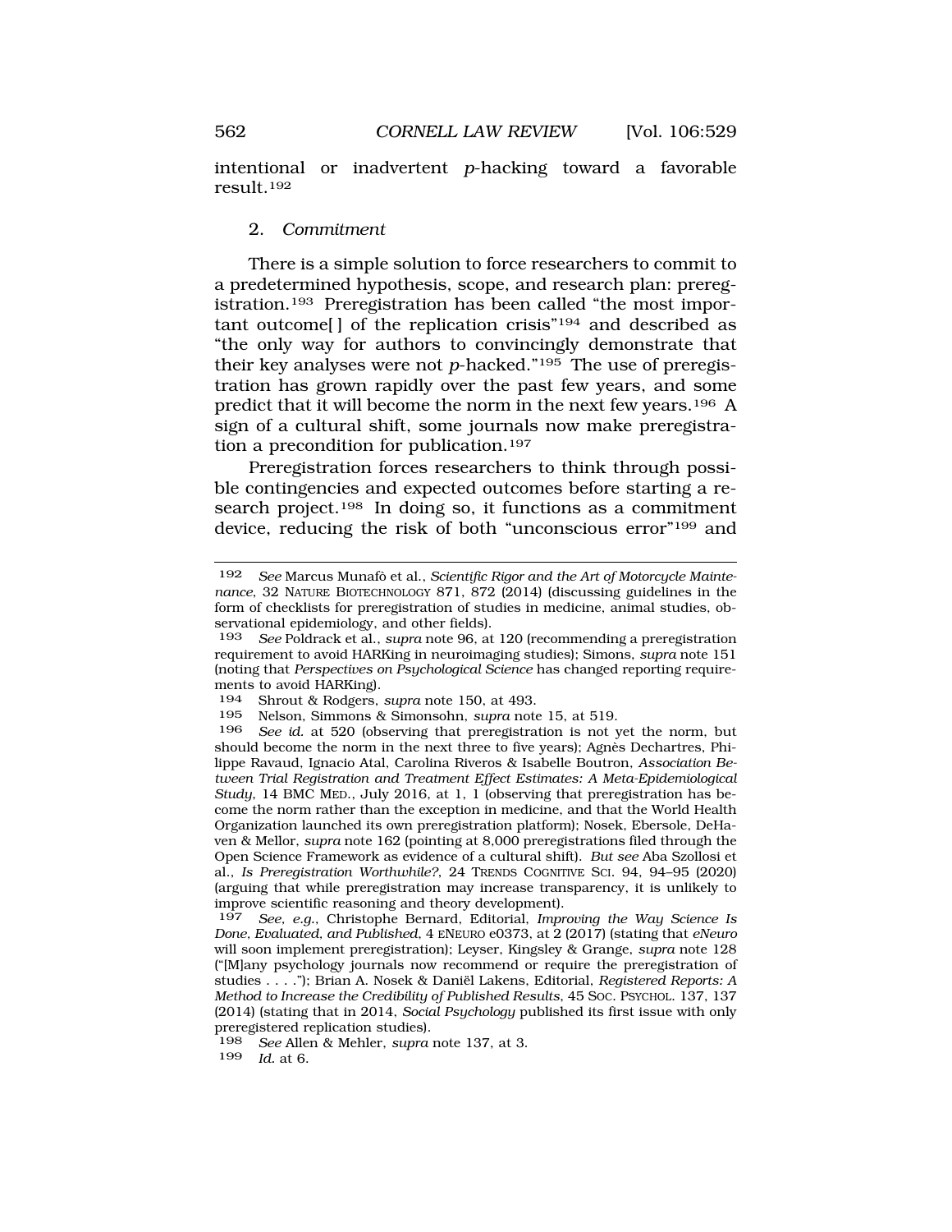intentional or inadvertent *p*-hacking toward a favorable result.[192]

### 2. *Commitment*

There is a simple solution to force researchers to commit to a predetermined hypothesis, scope, and research plan: preregistration.[193] Preregistration has been called "the most important outcome[ ] of the replication crisis"[194] and described as "the only way for authors to convincingly demonstrate that their key analyses were not *p*-hacked."[195] The use of preregistration has grown rapidly over the past few years, and some predict that it will become the norm in the next few years.[196] A sign of a cultural shift, some journals now make preregistration a precondition for publication.[197]

Preregistration forces researchers to think through possible contingencies and expected outcomes before starting a research project.[198] In doing so, it functions as a commitment device, reducing the risk of both "unconscious error"[199] and

---

[192] *See* Marcus Munafò et al., *Scientific Rigor and the Art of Motorcycle Maintenance*, 32 NATURE BIOTECHNOLOGY 871, 872 (2014) (discussing guidelines in the form of checklists for preregistration of studies in medicine, animal studies, observational epidemiology, and other fields).

[193] *See* Poldrack et al., *supra* note 96, at 120 (recommending a preregistration requirement to avoid HARKing in neuroimaging studies); Simons, *supra* note 151 (noting that *Perspectives on Psychological Science* has changed reporting requirements to avoid HARKing).

[194] Shrout & Rodgers, *supra* note 150, at 493.

[195] Nelson, Simmons & Simonsohn, *supra* note 15, at 519.

[196] *See id.* at 520 (observing that preregistration is not yet the norm, but should become the norm in the next three to five years); Agnès Dechartres, Philippe Ravaud, Ignacio Atal, Carolina Riveros & Isabelle Boutron, *Association Between Trial Registration and Treatment Effect Estimates: A Meta-Epidemiological Study*, 14 BMC MED., July 2016, at 1, 1 (observing that preregistration has become the norm rather than the exception in medicine, and that the World Health Organization launched its own preregistration platform); Nosek, Ebersole, DeHaven & Mellor, *supra* note 162 (pointing at 8,000 preregistrations filed through the Open Science Framework as evidence of a cultural shift). *But see* Aba Szollosi et al., *Is Preregistration Worthwhile?*, 24 TRENDS COGNITIVE SCI. 94, 94–95 (2020) (arguing that while preregistration may increase transparency, it is unlikely to improve scientific reasoning and theory development).

[197] *See, e.g.*, Christophe Bernard, Editorial, *Improving the Way Science Is Done, Evaluated, and Published*, 4 ENEURO e0373, at 2 (2017) (stating that *eNeuro* will soon implement preregistration); Leyser, Kingsley & Grange, *supra* note 128 ("[M]any psychology journals now recommend or require the preregistration of studies . . . ."); Brian A. Nosek & Daniël Lakens, Editorial, *Registered Reports: A Method to Increase the Credibility of Published Results*, 45 SOC. PSYCHOL. 137, 137 (2014) (stating that in 2014, *Social Psychology* published its first issue with only preregistered replication studies).

[198] *See* Allen & Mehler, *supra* note 137, at 3.

[199] *Id.* at 6.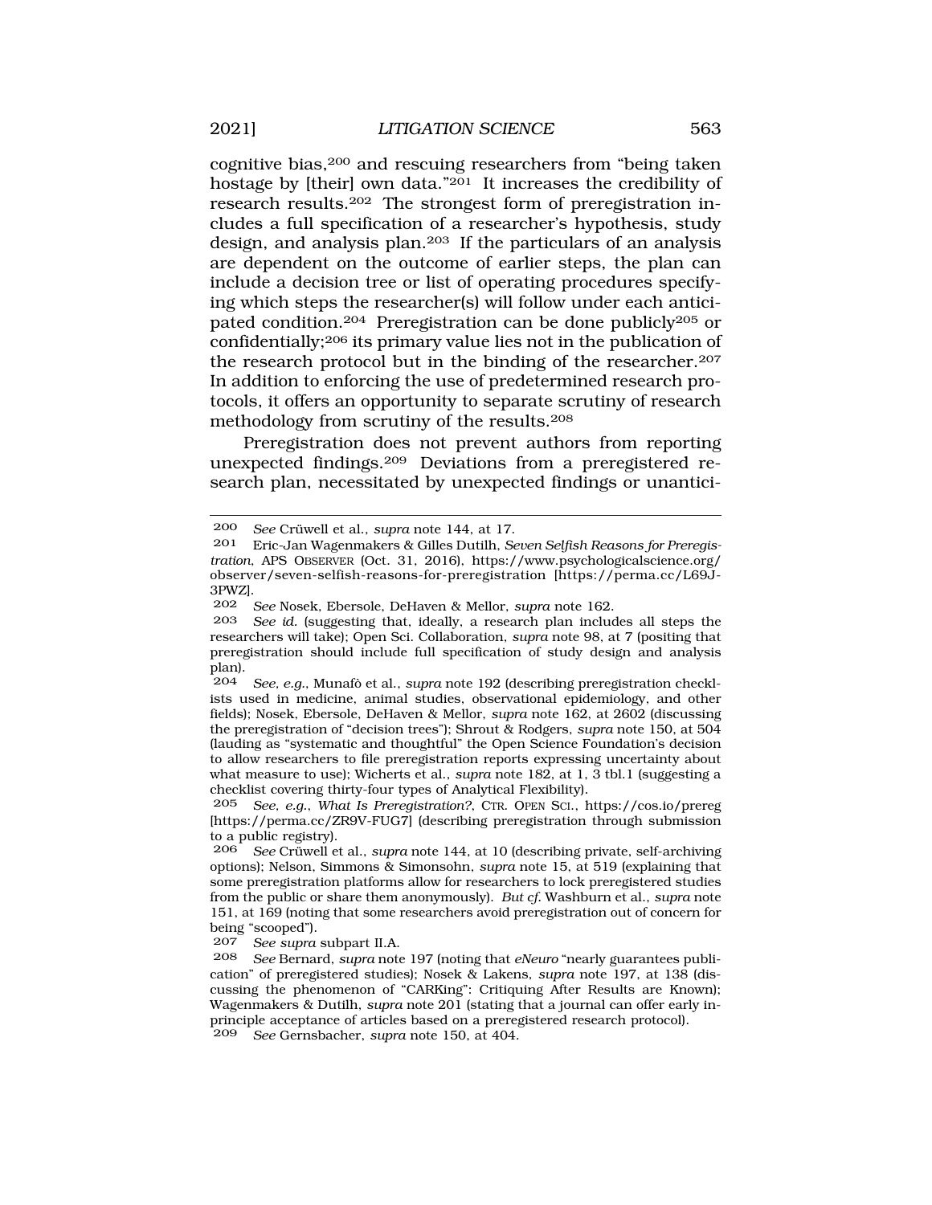cognitive bias,[200] and rescuing researchers from "being taken hostage by [their] own data."[201] It increases the credibility of research results.[202] The strongest form of preregistration includes a full specification of a researcher's hypothesis, study design, and analysis plan.[203] If the particulars of an analysis are dependent on the outcome of earlier steps, the plan can include a decision tree or list of operating procedures specifying which steps the researcher(s) will follow under each anticipated condition.[204] Preregistration can be done publicly[205] or confidentially;[206] its primary value lies not in the publication of the research protocol but in the binding of the researcher.[207] In addition to enforcing the use of predetermined research protocols, it offers an opportunity to separate scrutiny of research methodology from scrutiny of the results.[208]

Preregistration does not prevent authors from reporting unexpected findings.[209] Deviations from a preregistered research plan, necessitated by unexpected findings or unantici-

---

200 *See* Crüwell et al., *supra* note 144, at 17.

201 Eric-Jan Wagenmakers & Gilles Dutilh, *Seven Selfish Reasons for Preregistration*, APS OBSERVER (Oct. 31, 2016), https://www.psychologicalscience.org/observer/seven-selfish-reasons-for-preregistration [https://perma.cc/L69J-3PWZ].

202 *See* Nosek, Ebersole, DeHaven & Mellor, *supra* note 162.

203 *See id.* (suggesting that, ideally, a research plan includes all steps the researchers will take); Open Sci. Collaboration, *supra* note 98, at 7 (positing that preregistration should include full specification of study design and analysis plan).

204 *See, e.g.*, Munafò et al., *supra* note 192 (describing preregistration checklists used in medicine, animal studies, observational epidemiology, and other fields); Nosek, Ebersole, DeHaven & Mellor, *supra* note 162, at 2602 (discussing the preregistration of "decision trees"); Shrout & Rodgers, *supra* note 150, at 504 (lauding as "systematic and thoughtful" the Open Science Foundation's decision to allow researchers to file preregistration reports expressing uncertainty about what measure to use); Wicherts et al., *supra* note 182, at 1, 3 tbl.1 (suggesting a checklist covering thirty-four types of Analytical Flexibility).

205 *See, e.g.*, *What Is Preregistration?*, CTR. OPEN SCI., https://cos.io/prereg [https://perma.cc/ZR9V-FUG7] (describing preregistration through submission to a public registry).

206 *See* Crüwell et al., *supra* note 144, at 10 (describing private, self-archiving options); Nelson, Simmons & Simonsohn, *supra* note 15, at 519 (explaining that some preregistration platforms allow for researchers to lock preregistered studies from the public or share them anonymously). *But cf.* Washburn et al., *supra* note 151, at 169 (noting that some researchers avoid preregistration out of concern for being "scooped").

207 *See supra* subpart II.A.

208 *See* Bernard, *supra* note 197 (noting that *eNeuro* "nearly guarantees publication" of preregistered studies); Nosek & Lakens, *supra* note 197, at 138 (discussing the phenomenon of "CARKing": Critiquing After Results are Known); Wagenmakers & Dutilh, *supra* note 201 (stating that a journal can offer early in-principle acceptance of articles based on a preregistered research protocol).

209 *See* Gernsbacher, *supra* note 150, at 404.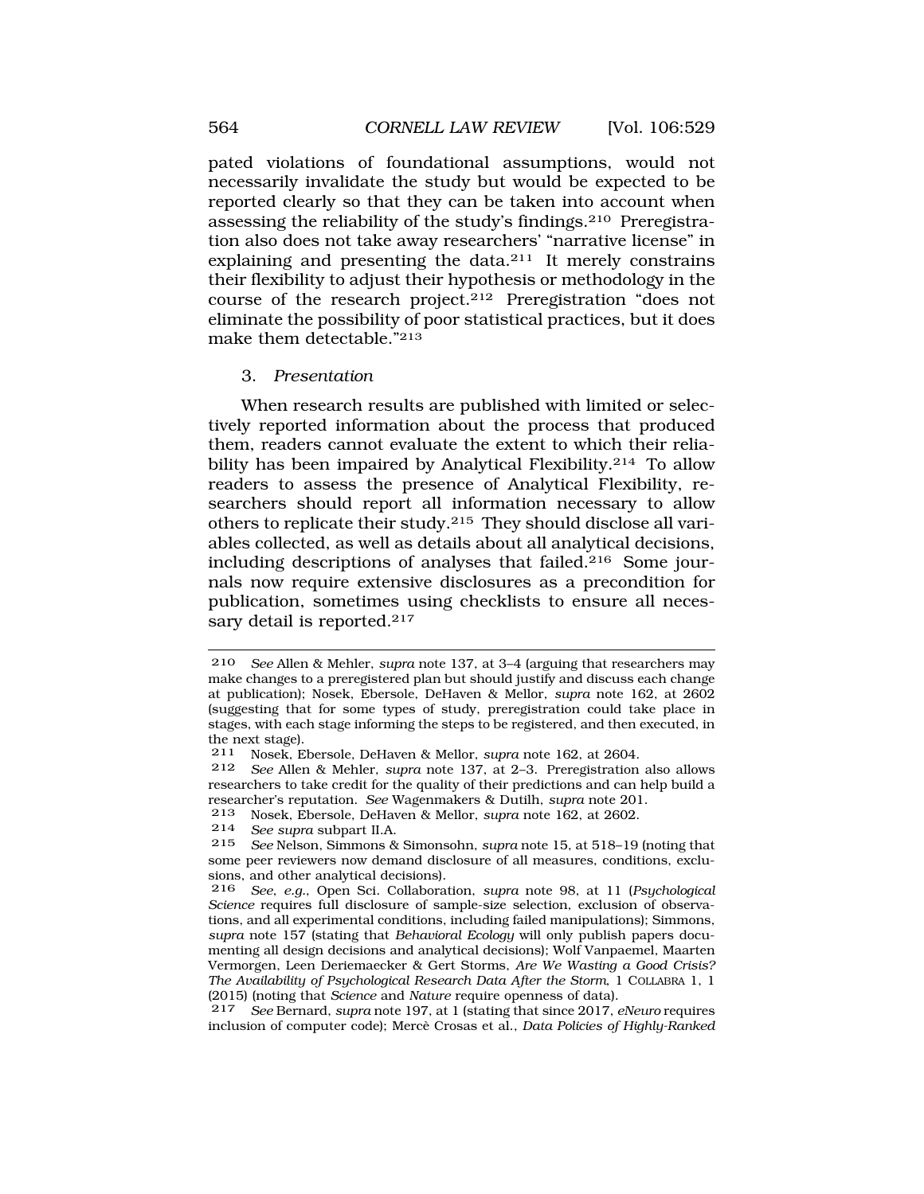pated violations of foundational assumptions, would not necessarily invalidate the study but would be expected to be reported clearly so that they can be taken into account when assessing the reliability of the study's findings.[210] Preregistration also does not take away researchers' "narrative license" in explaining and presenting the data.[211] It merely constrains their flexibility to adjust their hypothesis or methodology in the course of the research project.[212] Preregistration "does not eliminate the possibility of poor statistical practices, but it does make them detectable."[213]

### 3. *Presentation*

When research results are published with limited or selectively reported information about the process that produced them, readers cannot evaluate the extent to which their reliability has been impaired by Analytical Flexibility.[214] To allow readers to assess the presence of Analytical Flexibility, researchers should report all information necessary to allow others to replicate their study.[215] They should disclose all variables collected, as well as details about all analytical decisions, including descriptions of analyses that failed.[216] Some journals now require extensive disclosures as a precondition for publication, sometimes using checklists to ensure all necessary detail is reported.[217]

---

210 *See* Allen & Mehler, *supra* note 137, at 3–4 (arguing that researchers may make changes to a preregistered plan but should justify and discuss each change at publication); Nosek, Ebersole, DeHaven & Mellor, *supra* note 162, at 2602 (suggesting that for some types of study, preregistration could take place in stages, with each stage informing the steps to be registered, and then executed, in the next stage).

211 Nosek, Ebersole, DeHaven & Mellor, *supra* note 162, at 2604.

212 *See* Allen & Mehler, *supra* note 137, at 2–3. Preregistration also allows researchers to take credit for the quality of their predictions and can help build a researcher's reputation. *See* Wagenmakers & Dutilh, *supra* note 201.

213 Nosek, Ebersole, DeHaven & Mellor, *supra* note 162, at 2602.

214 *See supra* subpart II.A.

215 *See* Nelson, Simmons & Simonsohn, *supra* note 15, at 518–19 (noting that some peer reviewers now demand disclosure of all measures, conditions, exclusions, and other analytical decisions).

216 *See, e.g.*, Open Sci. Collaboration, *supra* note 98, at 11 (*Psychological Science* requires full disclosure of sample-size selection, exclusion of observations, and all experimental conditions, including failed manipulations); Simmons, *supra* note 157 (stating that *Behavioral Ecology* will only publish papers documenting all design decisions and analytical decisions); Wolf Vanpaemel, Maarten Vermorgen, Leen Deriemaecker & Gert Storms, *Are We Wasting a Good Crisis? The Availability of Psychological Research Data After the Storm*, 1 COLLABRA 1, 1 (2015) (noting that *Science* and *Nature* require openness of data).

217 *See* Bernard, *supra* note 197, at 1 (stating that since 2017, *eNeuro* requires inclusion of computer code); Mercè Crosas et al., *Data Policies of Highly-Ranked*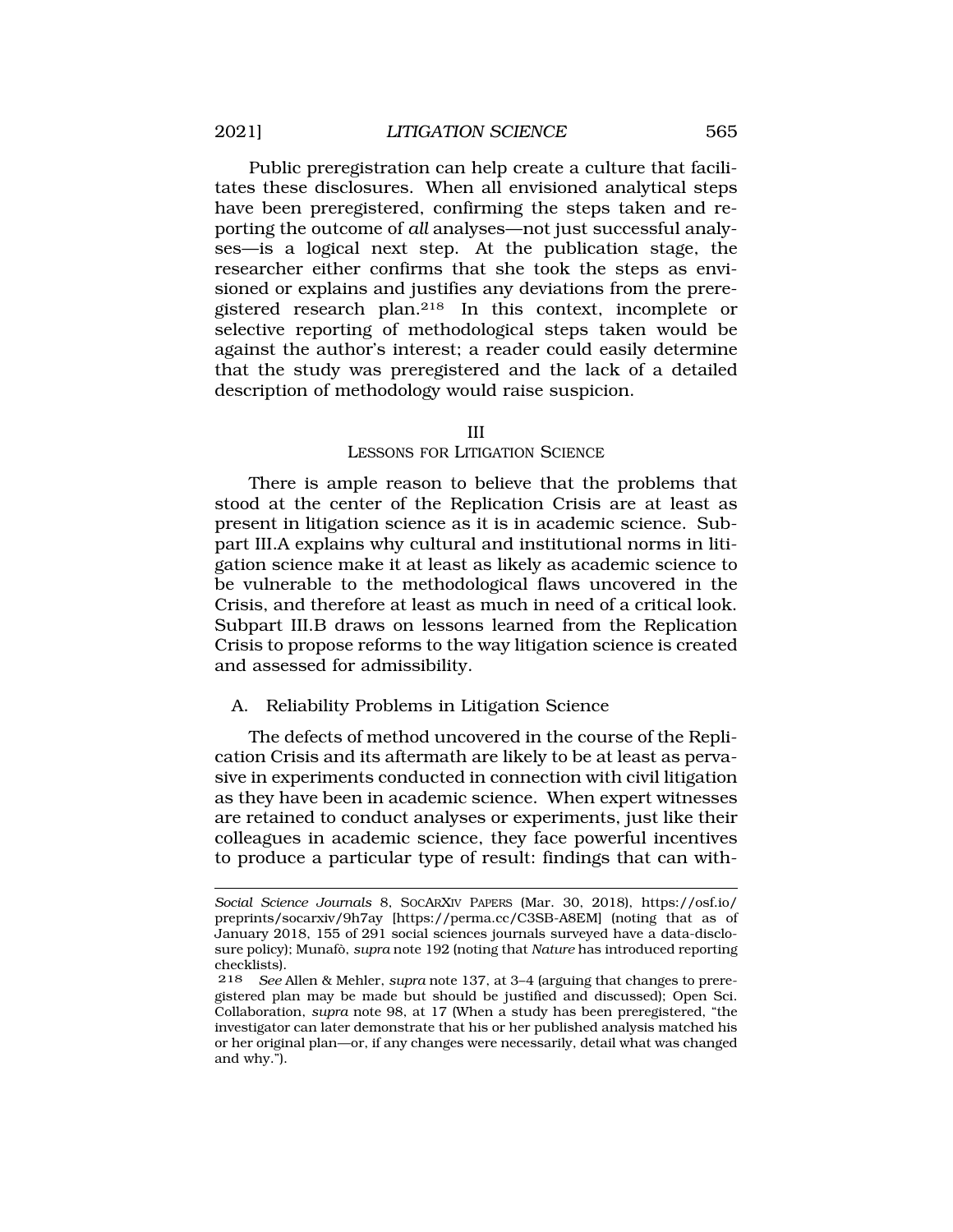Public preregistration can help create a culture that facilitates these disclosures. When all envisioned analytical steps have been preregistered, confirming the steps taken and reporting the outcome of *all* analyses—not just successful analyses—is a logical next step. At the publication stage, the researcher either confirms that she took the steps as envisioned or explains and justifies any deviations from the preregistered research plan.[218] In this context, incomplete or selective reporting of methodological steps taken would be against the author's interest; a reader could easily determine that the study was preregistered and the lack of a detailed description of methodology would raise suspicion.

## III
## LESSONS FOR LITIGATION SCIENCE

There is ample reason to believe that the problems that stood at the center of the Replication Crisis are at least as present in litigation science as it is in academic science. Subpart III.A explains why cultural and institutional norms in litigation science make it at least as likely as academic science to be vulnerable to the methodological flaws uncovered in the Crisis, and therefore at least as much in need of a critical look. Subpart III.B draws on lessons learned from the Replication Crisis to propose reforms to the way litigation science is created and assessed for admissibility.

### A. Reliability Problems in Litigation Science

The defects of method uncovered in the course of the Replication Crisis and its aftermath are likely to be at least as pervasive in experiments conducted in connection with civil litigation as they have been in academic science. When expert witnesses are retained to conduct analyses or experiments, just like their colleagues in academic science, they face powerful incentives to produce a particular type of result: findings that can with-

---

*Social Science Journals* 8, SOCARXIV PAPERS (Mar. 30, 2018), https://osf.io/preprints/socarxiv/9h7ay [https://perma.cc/C3SB-A8EM] (noting that as of January 2018, 155 of 291 social sciences journals surveyed have a data-disclosure policy); Munafò, *supra* note 192 (noting that *Nature* has introduced reporting checklists).

218 *See* Allen & Mehler, *supra* note 137, at 3–4 (arguing that changes to preregistered plan may be made but should be justified and discussed); Open Sci. Collaboration, *supra* note 98, at 17 (When a study has been preregistered, "the investigator can later demonstrate that his or her published analysis matched his or her original plan—or, if any changes were necessarily, detail what was changed and why.").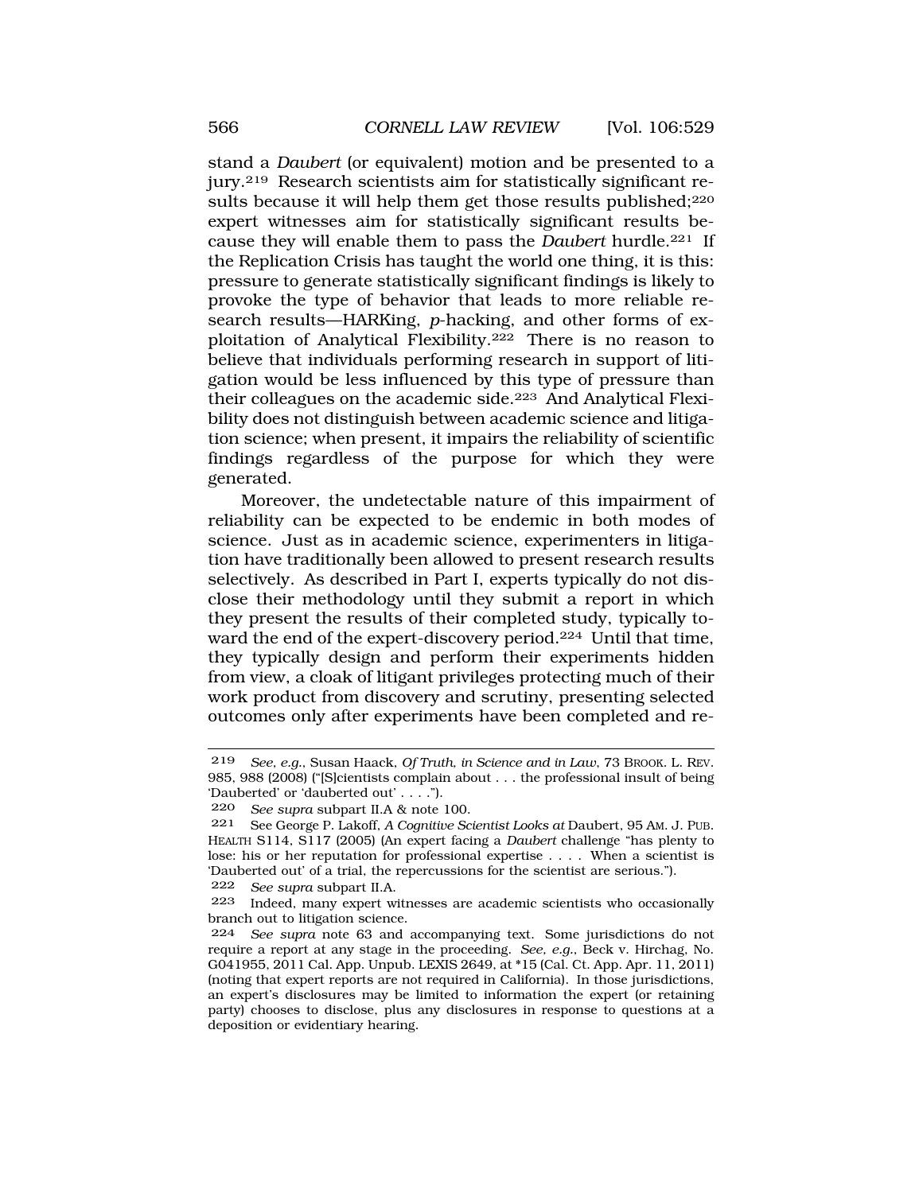stand a *Daubert* (or equivalent) motion and be presented to a jury.[219] Research scientists aim for statistically significant results because it will help them get those results published;[220] expert witnesses aim for statistically significant results because they will enable them to pass the *Daubert* hurdle.[221] If the Replication Crisis has taught the world one thing, it is this: pressure to generate statistically significant findings is likely to provoke the type of behavior that leads to more reliable research results—HARKing, *p*-hacking, and other forms of exploitation of Analytical Flexibility.[222] There is no reason to believe that individuals performing research in support of litigation would be less influenced by this type of pressure than their colleagues on the academic side.[223] And Analytical Flexibility does not distinguish between academic science and litigation science; when present, it impairs the reliability of scientific findings regardless of the purpose for which they were generated.

Moreover, the undetectable nature of this impairment of reliability can be expected to be endemic in both modes of science. Just as in academic science, experimenters in litigation have traditionally been allowed to present research results selectively. As described in Part I, experts typically do not disclose their methodology until they submit a report in which they present the results of their completed study, typically toward the end of the expert-discovery period.[224] Until that time, they typically design and perform their experiments hidden from view, a cloak of litigant privileges protecting much of their work product from discovery and scrutiny, presenting selected outcomes only after experiments have been completed and re-

---

219 *See, e.g.*, Susan Haack, *Of Truth, in Science and in Law*, 73 BROOK. L. REV. 985, 988 (2008) ("[S]cientists complain about . . . the professional insult of being 'Dauberted' or 'dauberted out' . . . .").

220 *See supra* subpart II.A & note 100.

221 See George P. Lakoff, *A Cognitive Scientist Looks at* Daubert, 95 AM. J. PUB. HEALTH S114, S117 (2005) (An expert facing a *Daubert* challenge "has plenty to lose: his or her reputation for professional expertise . . . . When a scientist is 'Dauberted out' of a trial, the repercussions for the scientist are serious.").

222 *See supra* subpart II.A.

223 Indeed, many expert witnesses are academic scientists who occasionally branch out to litigation science.

224 *See supra* note 63 and accompanying text. Some jurisdictions do not require a report at any stage in the proceeding. *See, e.g.*, Beck v. Hirchag, No. G041955, 2011 Cal. App. Unpub. LEXIS 2649, at *15 (Cal. Ct. App. Apr. 11, 2011) (noting that expert reports are not required in California). In those jurisdictions, an expert's disclosures may be limited to information the expert (or retaining party) chooses to disclose, plus any disclosures in response to questions at a deposition or evidentiary hearing.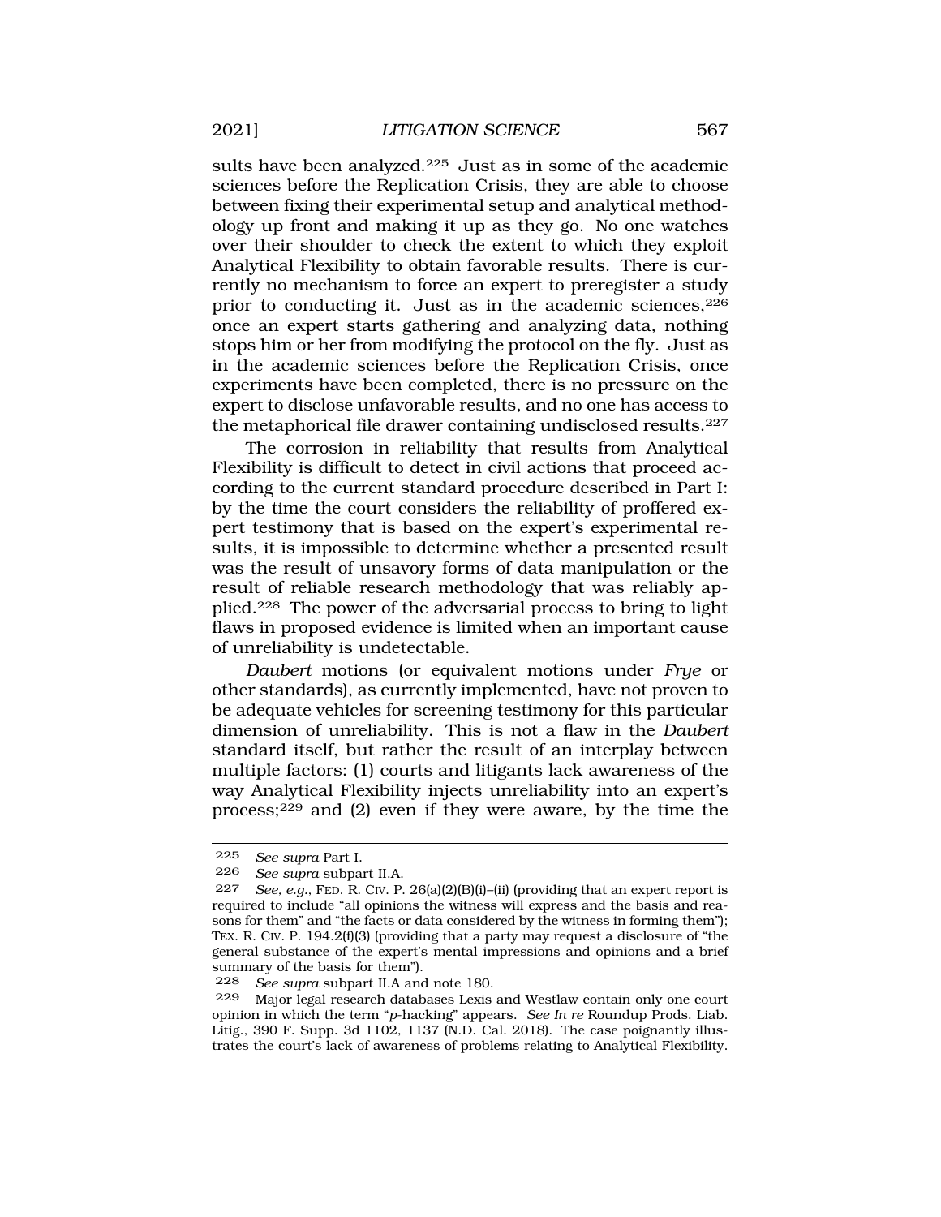sults have been analyzed.[225] Just as in some of the academic sciences before the Replication Crisis, they are able to choose between fixing their experimental setup and analytical methodology up front and making it up as they go. No one watches over their shoulder to check the extent to which they exploit Analytical Flexibility to obtain favorable results. There is currently no mechanism to force an expert to preregister a study prior to conducting it. Just as in the academic sciences,[226] once an expert starts gathering and analyzing data, nothing stops him or her from modifying the protocol on the fly. Just as in the academic sciences before the Replication Crisis, once experiments have been completed, there is no pressure on the expert to disclose unfavorable results, and no one has access to the metaphorical file drawer containing undisclosed results.[227]

The corrosion in reliability that results from Analytical Flexibility is difficult to detect in civil actions that proceed according to the current standard procedure described in Part I: by the time the court considers the reliability of proffered expert testimony that is based on the expert's experimental results, it is impossible to determine whether a presented result was the result of unsavory forms of data manipulation or the result of reliable research methodology that was reliably applied.[228] The power of the adversarial process to bring to light flaws in proposed evidence is limited when an important cause of unreliability is undetectable.

*Daubert* motions (or equivalent motions under *Frye* or other standards), as currently implemented, have not proven to be adequate vehicles for screening testimony for this particular dimension of unreliability. This is not a flaw in the *Daubert* standard itself, but rather the result of an interplay between multiple factors: (1) courts and litigants lack awareness of the way Analytical Flexibility injects unreliability into an expert's process;[229] and (2) even if they were aware, by the time the

---

225 *See supra* Part I.

226 *See supra* subpart II.A.

227 *See, e.g.*, FED. R. CIV. P. 26(a)(2)(B)(i)–(ii) (providing that an expert report is required to include "all opinions the witness will express and the basis and reasons for them" and "the facts or data considered by the witness in forming them"); TEX. R. CIV. P. 194.2(f)(3) (providing that a party may request a disclosure of "the general substance of the expert's mental impressions and opinions and a brief summary of the basis for them").

228 *See supra* subpart II.A and note 180.

229 Major legal research databases Lexis and Westlaw contain only one court opinion in which the term "*p*-hacking" appears. *See In re* Roundup Prods. Liab. Litig., 390 F. Supp. 3d 1102, 1137 (N.D. Cal. 2018). The case poignantly illustrates the court's lack of awareness of problems relating to Analytical Flexibility.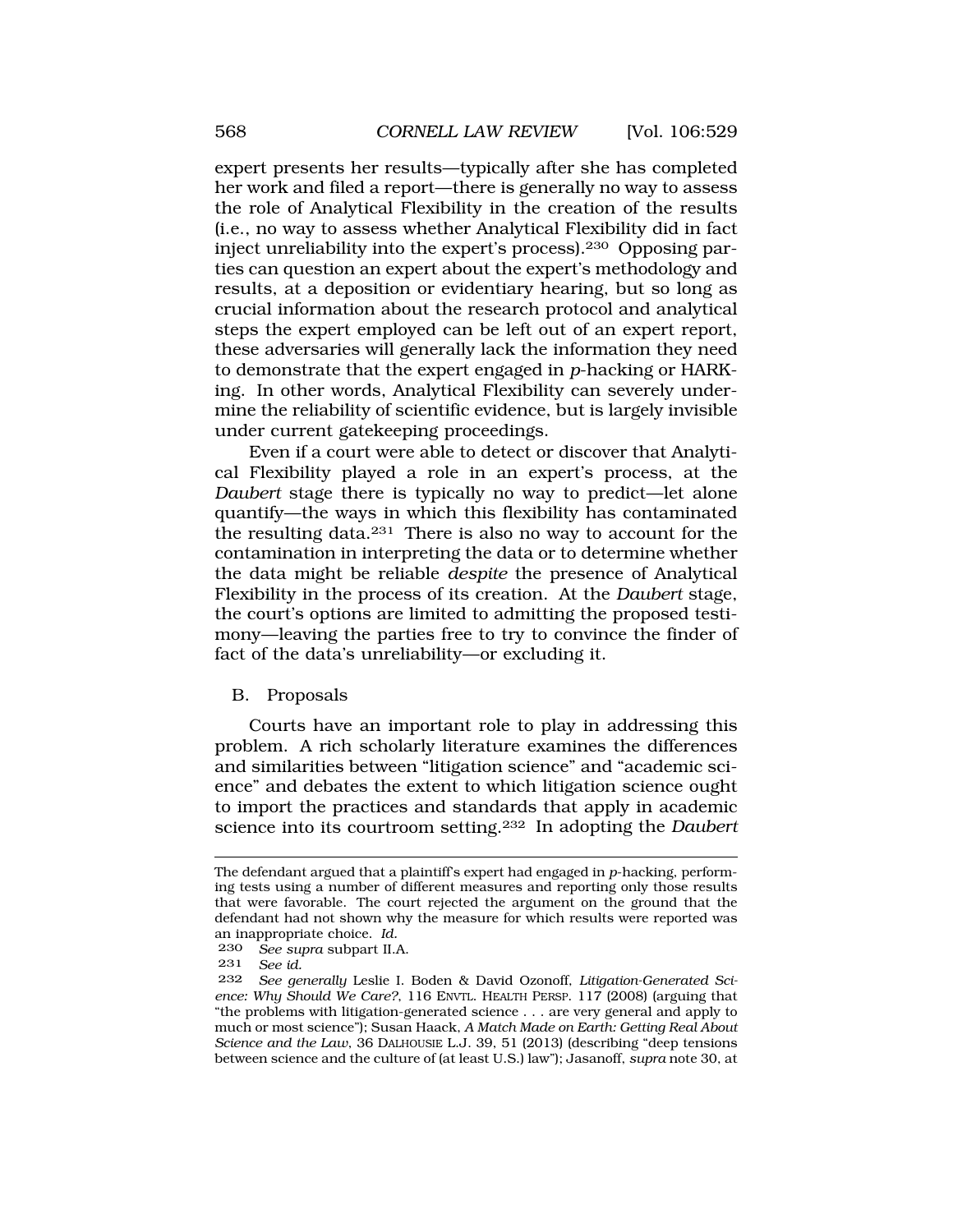expert presents her results—typically after she has completed her work and filed a report—there is generally no way to assess the role of Analytical Flexibility in the creation of the results (i.e., no way to assess whether Analytical Flexibility did in fact inject unreliability into the expert's process).[230] Opposing parties can question an expert about the expert's methodology and results, at a deposition or evidentiary hearing, but so long as crucial information about the research protocol and analytical steps the expert employed can be left out of an expert report, these adversaries will generally lack the information they need to demonstrate that the expert engaged in *p*-hacking or HARKing. In other words, Analytical Flexibility can severely undermine the reliability of scientific evidence, but is largely invisible under current gatekeeping proceedings.

Even if a court were able to detect or discover that Analytical Flexibility played a role in an expert's process, at the *Daubert* stage there is typically no way to predict—let alone quantify—the ways in which this flexibility has contaminated the resulting data.[231] There is also no way to account for the contamination in interpreting the data or to determine whether the data might be reliable *despite* the presence of Analytical Flexibility in the process of its creation. At the *Daubert* stage, the court's options are limited to admitting the proposed testimony—leaving the parties free to try to convince the finder of fact of the data's unreliability—or excluding it.

## B. Proposals

Courts have an important role to play in addressing this problem. A rich scholarly literature examines the differences and similarities between "litigation science" and "academic science" and debates the extent to which litigation science ought to import the practices and standards that apply in academic science into its courtroom setting.[232] In adopting the *Daubert*

---

The defendant argued that a plaintiff's expert had engaged in *p*-hacking, performing tests using a number of different measures and reporting only those results that were favorable. The court rejected the argument on the ground that the defendant had not shown why the measure for which results were reported was an inappropriate choice. *Id.*

230 *See supra* subpart II.A.

231 *See id.*

232 *See generally* Leslie I. Boden & David Ozonoff, *Litigation-Generated Science: Why Should We Care?*, 116 ENVTL. HEALTH PERSP. 117 (2008) (arguing that "the problems with litigation-generated science . . . are very general and apply to much or most science"); Susan Haack, *A Match Made on Earth: Getting Real About Science and the Law*, 36 DALHOUSIE L.J. 39, 51 (2013) (describing "deep tensions between science and the culture of (at least U.S.) law"); Jasanoff, *supra* note 30, at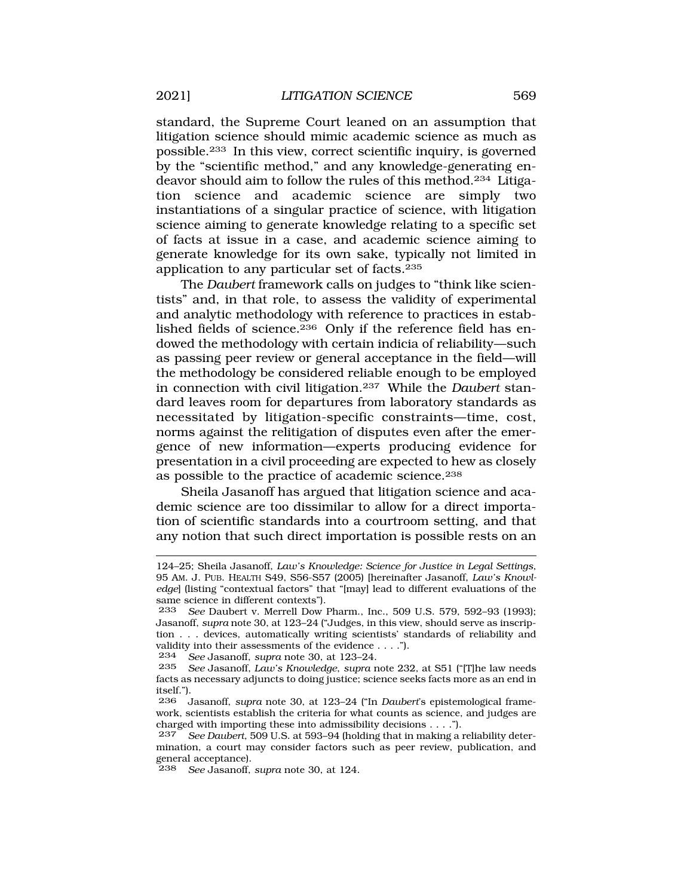standard, the Supreme Court leaned on an assumption that litigation science should mimic academic science as much as possible.[233] In this view, correct scientific inquiry, is governed by the "scientific method," and any knowledge-generating endeavor should aim to follow the rules of this method.[234] Litigation science and academic science are simply two instantiations of a singular practice of science, with litigation science aiming to generate knowledge relating to a specific set of facts at issue in a case, and academic science aiming to generate knowledge for its own sake, typically not limited in application to any particular set of facts.[235]

The *Daubert* framework calls on judges to "think like scientists" and, in that role, to assess the validity of experimental and analytic methodology with reference to practices in established fields of science.[236] Only if the reference field has endowed the methodology with certain indicia of reliability—such as passing peer review or general acceptance in the field—will the methodology be considered reliable enough to be employed in connection with civil litigation.[237] While the *Daubert* standard leaves room for departures from laboratory standards as necessitated by litigation-specific constraints—time, cost, norms against the relitigation of disputes even after the emergence of new information—experts producing evidence for presentation in a civil proceeding are expected to hew as closely as possible to the practice of academic science.[238]

Sheila Jasanoff has argued that litigation science and academic science are too dissimilar to allow for a direct importation of scientific standards into a courtroom setting, and that any notion that such direct importation is possible rests on an

---

124–25; Sheila Jasanoff, *Law's Knowledge: Science for Justice in Legal Settings*, 95 AM. J. PUB. HEALTH S49, S56-S57 (2005) [hereinafter Jasanoff, *Law's Knowledge*] (listing "contextual factors" that "[may] lead to different evaluations of the same science in different contexts").

233 *See* Daubert v. Merrell Dow Pharm., Inc., 509 U.S. 579, 592–93 (1993); Jasanoff, *supra* note 30, at 123–24 ("Judges, in this view, should serve as inscription . . . devices, automatically writing scientists' standards of reliability and validity into their assessments of the evidence . . . .").

234 *See* Jasanoff, *supra* note 30, at 123–24.

235 *See* Jasanoff, *Law's Knowledge*, *supra* note 232, at S51 ("[T]he law needs facts as necessary adjuncts to doing justice; science seeks facts more as an end in itself.").

236 Jasanoff, *supra* note 30, at 123–24 ("In *Daubert*'s epistemological framework, scientists establish the criteria for what counts as science, and judges are charged with importing these into admissibility decisions . . . .").

237 *See Daubert*, 509 U.S. at 593–94 (holding that in making a reliability determination, a court may consider factors such as peer review, publication, and general acceptance).

238 *See* Jasanoff, *supra* note 30, at 124.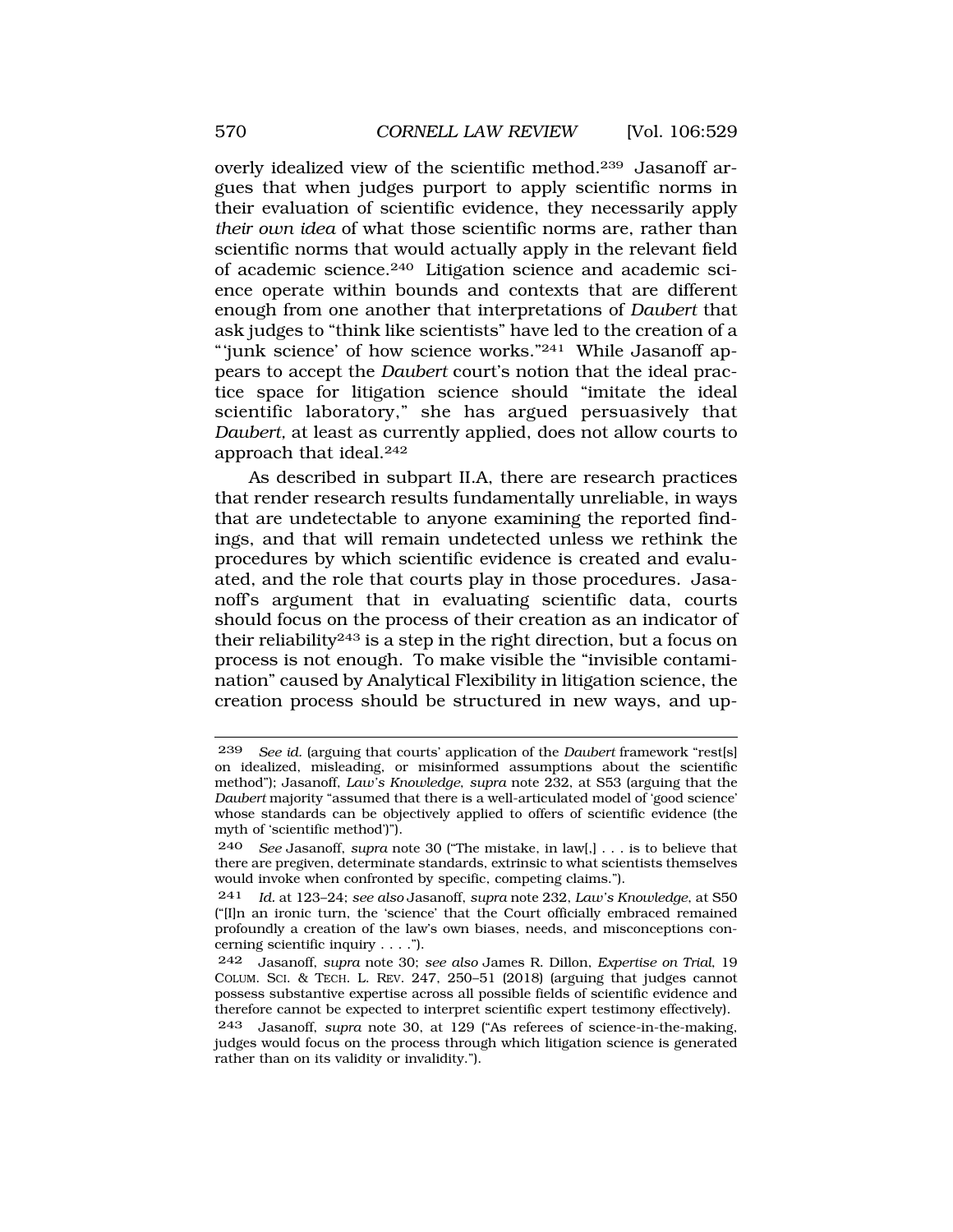overly idealized view of the scientific method.[239] Jasanoff argues that when judges purport to apply scientific norms in their evaluation of scientific evidence, they necessarily apply *their own idea* of what those scientific norms are, rather than scientific norms that would actually apply in the relevant field of academic science.[240] Litigation science and academic science operate within bounds and contexts that are different enough from one another that interpretations of *Daubert* that ask judges to "think like scientists" have led to the creation of a "'junk science' of how science works."[241] While Jasanoff appears to accept the *Daubert* court's notion that the ideal practice space for litigation science should "imitate the ideal scientific laboratory," she has argued persuasively that *Daubert,* at least as currently applied, does not allow courts to approach that ideal.[242]

As described in subpart II.A, there are research practices that render research results fundamentally unreliable, in ways that are undetectable to anyone examining the reported findings, and that will remain undetected unless we rethink the procedures by which scientific evidence is created and evaluated, and the role that courts play in those procedures. Jasanoff's argument that in evaluating scientific data, courts should focus on the process of their creation as an indicator of their reliability[243] is a step in the right direction, but a focus on process is not enough. To make visible the "invisible contamination" caused by Analytical Flexibility in litigation science, the creation process should be structured in new ways, and up-

---

239 *See id.* (arguing that courts' application of the *Daubert* framework "rest[s] on idealized, misleading, or misinformed assumptions about the scientific method"); Jasanoff, *Law's Knowledge*, *supra* note 232, at S53 (arguing that the *Daubert* majority "assumed that there is a well-articulated model of 'good science' whose standards can be objectively applied to offers of scientific evidence (the myth of 'scientific method')").

240 *See* Jasanoff, *supra* note 30 ("The mistake, in law[,] . . . is to believe that there are pregiven, determinate standards, extrinsic to what scientists themselves would invoke when confronted by specific, competing claims.").

241 *Id.* at 123–24; *see also* Jasanoff, *supra* note 232, *Law's Knowledge*, at S50 ("[I]n an ironic turn, the 'science' that the Court officially embraced remained profoundly a creation of the law's own biases, needs, and misconceptions concerning scientific inquiry . . . .").

242 Jasanoff, *supra* note 30; *see also* James R. Dillon, *Expertise on Trial*, 19 COLUM. SCI. & TECH. L. REV. 247, 250–51 (2018) (arguing that judges cannot possess substantive expertise across all possible fields of scientific evidence and therefore cannot be expected to interpret scientific expert testimony effectively).

243 Jasanoff, *supra* note 30, at 129 ("As referees of science-in-the-making, judges would focus on the process through which litigation science is generated rather than on its validity or invalidity.").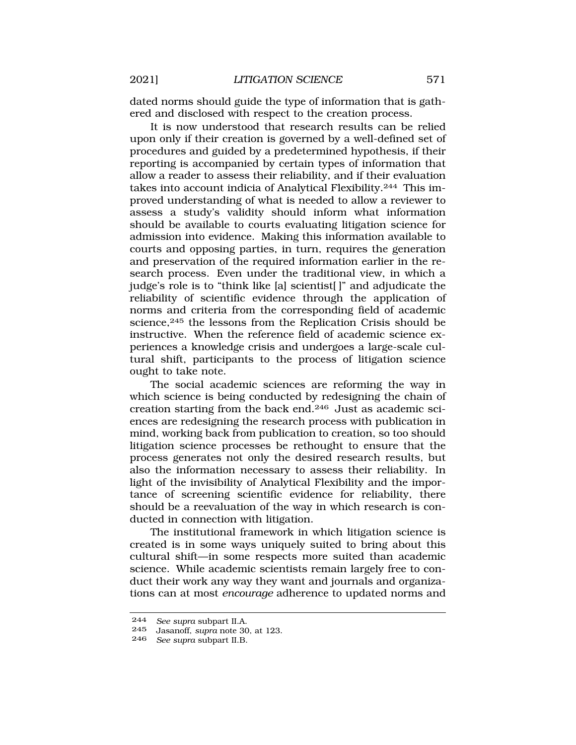dated norms should guide the type of information that is gathered and disclosed with respect to the creation process.

It is now understood that research results can be relied upon only if their creation is governed by a well-defined set of procedures and guided by a predetermined hypothesis, if their reporting is accompanied by certain types of information that allow a reader to assess their reliability, and if their evaluation takes into account indicia of Analytical Flexibility.[244] This improved understanding of what is needed to allow a reviewer to assess a study's validity should inform what information should be available to courts evaluating litigation science for admission into evidence. Making this information available to courts and opposing parties, in turn, requires the generation and preservation of the required information earlier in the research process. Even under the traditional view, in which a judge's role is to "think like [a] scientist[ ]" and adjudicate the reliability of scientific evidence through the application of norms and criteria from the corresponding field of academic science,[245] the lessons from the Replication Crisis should be instructive. When the reference field of academic science experiences a knowledge crisis and undergoes a large-scale cultural shift, participants to the process of litigation science ought to take note.

The social academic sciences are reforming the way in which science is being conducted by redesigning the chain of creation starting from the back end.[246] Just as academic sciences are redesigning the research process with publication in mind, working back from publication to creation, so too should litigation science processes be rethought to ensure that the process generates not only the desired research results, but also the information necessary to assess their reliability. In light of the invisibility of Analytical Flexibility and the importance of screening scientific evidence for reliability, there should be a reevaluation of the way in which research is conducted in connection with litigation.

The institutional framework in which litigation science is created is in some ways uniquely suited to bring about this cultural shift—in some respects more suited than academic science. While academic scientists remain largely free to conduct their work any way they want and journals and organizations can at most *encourage* adherence to updated norms and

---

244 *See supra* subpart II.A.

245 Jasanoff, *supra* note 30, at 123.

246 *See supra* subpart II.B.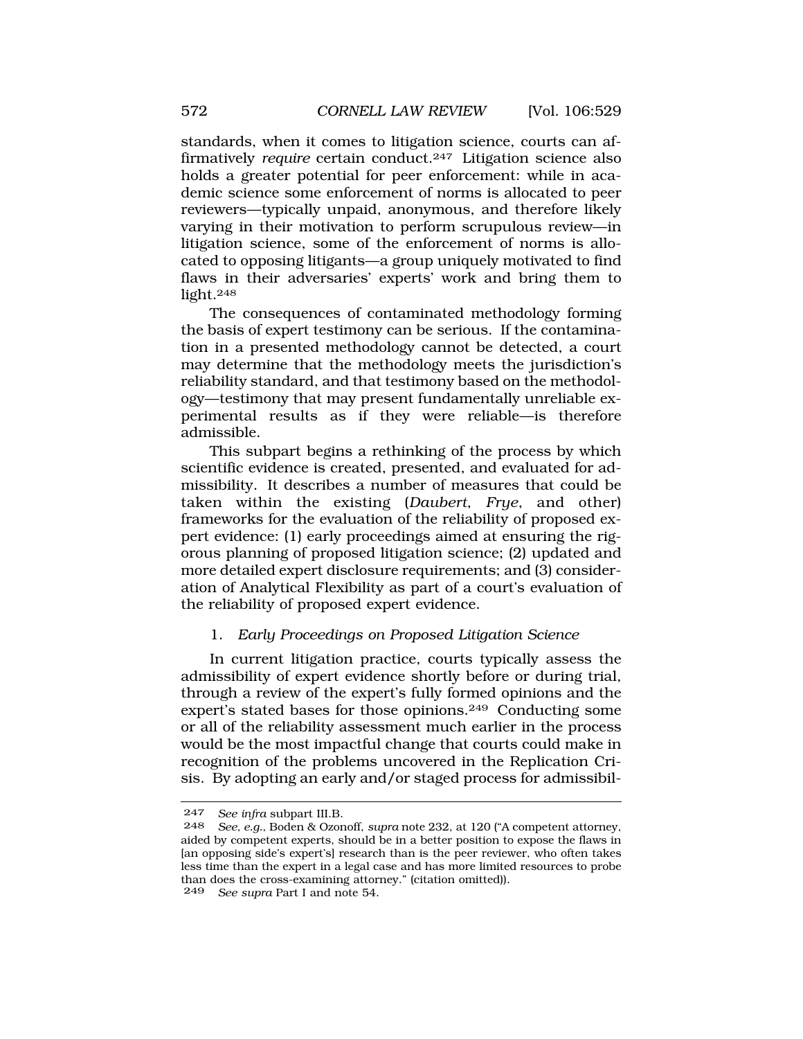standards, when it comes to litigation science, courts can affirmatively *require* certain conduct.[247] Litigation science also holds a greater potential for peer enforcement: while in academic science some enforcement of norms is allocated to peer reviewers—typically unpaid, anonymous, and therefore likely varying in their motivation to perform scrupulous review—in litigation science, some of the enforcement of norms is allocated to opposing litigants—a group uniquely motivated to find flaws in their adversaries' experts' work and bring them to light.[248]

The consequences of contaminated methodology forming the basis of expert testimony can be serious. If the contamination in a presented methodology cannot be detected, a court may determine that the methodology meets the jurisdiction's reliability standard, and that testimony based on the methodology—testimony that may present fundamentally unreliable experimental results as if they were reliable—is therefore admissible.

This subpart begins a rethinking of the process by which scientific evidence is created, presented, and evaluated for admissibility. It describes a number of measures that could be taken within the existing (*Daubert*, *Frye*, and other) frameworks for the evaluation of the reliability of proposed expert evidence: (1) early proceedings aimed at ensuring the rigorous planning of proposed litigation science; (2) updated and more detailed expert disclosure requirements; and (3) consideration of Analytical Flexibility as part of a court's evaluation of the reliability of proposed expert evidence.

### 1. *Early Proceedings on Proposed Litigation Science*

In current litigation practice, courts typically assess the admissibility of expert evidence shortly before or during trial, through a review of the expert's fully formed opinions and the expert's stated bases for those opinions.[249] Conducting some or all of the reliability assessment much earlier in the process would be the most impactful change that courts could make in recognition of the problems uncovered in the Replication Crisis. By adopting an early and/or staged process for admissibil-

---

247 *See infra* subpart III.B.

248 *See, e.g.*, Boden & Ozonoff, *supra* note 232, at 120 ("A competent attorney, aided by competent experts, should be in a better position to expose the flaws in [an opposing side's expert's] research than is the peer reviewer, who often takes less time than the expert in a legal case and has more limited resources to probe than does the cross-examining attorney." (citation omitted)).

249 *See supra* Part I and note 54.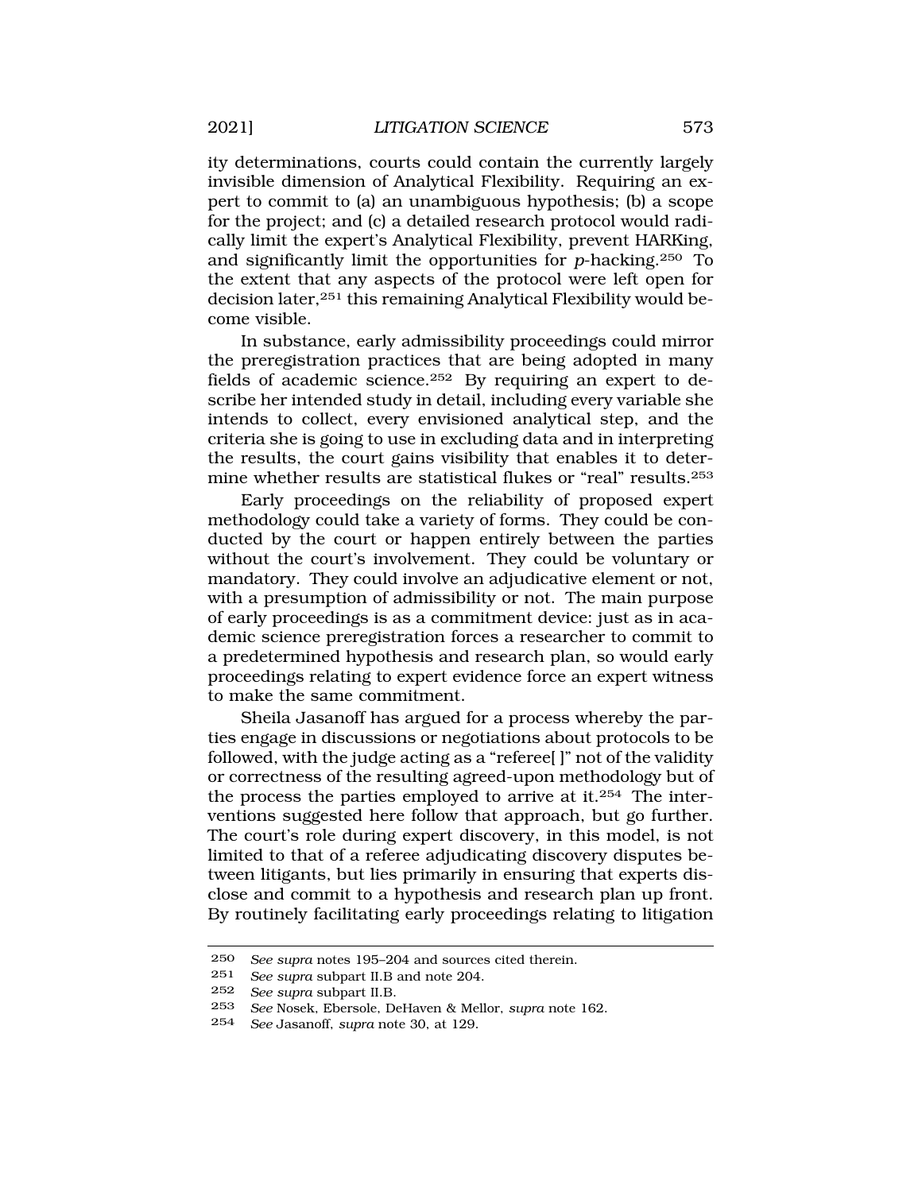ity determinations, courts could contain the currently largely invisible dimension of Analytical Flexibility. Requiring an expert to commit to (a) an unambiguous hypothesis; (b) a scope for the project; and (c) a detailed research protocol would radically limit the expert's Analytical Flexibility, prevent HARKing, and significantly limit the opportunities for *p*-hacking.[250] To the extent that any aspects of the protocol were left open for decision later,[251] this remaining Analytical Flexibility would become visible.

In substance, early admissibility proceedings could mirror the preregistration practices that are being adopted in many fields of academic science.[252] By requiring an expert to describe her intended study in detail, including every variable she intends to collect, every envisioned analytical step, and the criteria she is going to use in excluding data and in interpreting the results, the court gains visibility that enables it to determine whether results are statistical flukes or "real" results.[253]

Early proceedings on the reliability of proposed expert methodology could take a variety of forms. They could be conducted by the court or happen entirely between the parties without the court's involvement. They could be voluntary or mandatory. They could involve an adjudicative element or not, with a presumption of admissibility or not. The main purpose of early proceedings is as a commitment device: just as in academic science preregistration forces a researcher to commit to a predetermined hypothesis and research plan, so would early proceedings relating to expert evidence force an expert witness to make the same commitment.

Sheila Jasanoff has argued for a process whereby the parties engage in discussions or negotiations about protocols to be followed, with the judge acting as a "referee[ ]" not of the validity or correctness of the resulting agreed-upon methodology but of the process the parties employed to arrive at it.[254] The interventions suggested here follow that approach, but go further. The court's role during expert discovery, in this model, is not limited to that of a referee adjudicating discovery disputes between litigants, but lies primarily in ensuring that experts disclose and commit to a hypothesis and research plan up front. By routinely facilitating early proceedings relating to litigation

---

250 *See supra* notes 195–204 and sources cited therein.

251 *See supra* subpart II.B and note 204.

252 *See supra* subpart II.B.

253 *See* Nosek, Ebersole, DeHaven & Mellor, *supra* note 162.

254 *See* Jasanoff, *supra* note 30, at 129.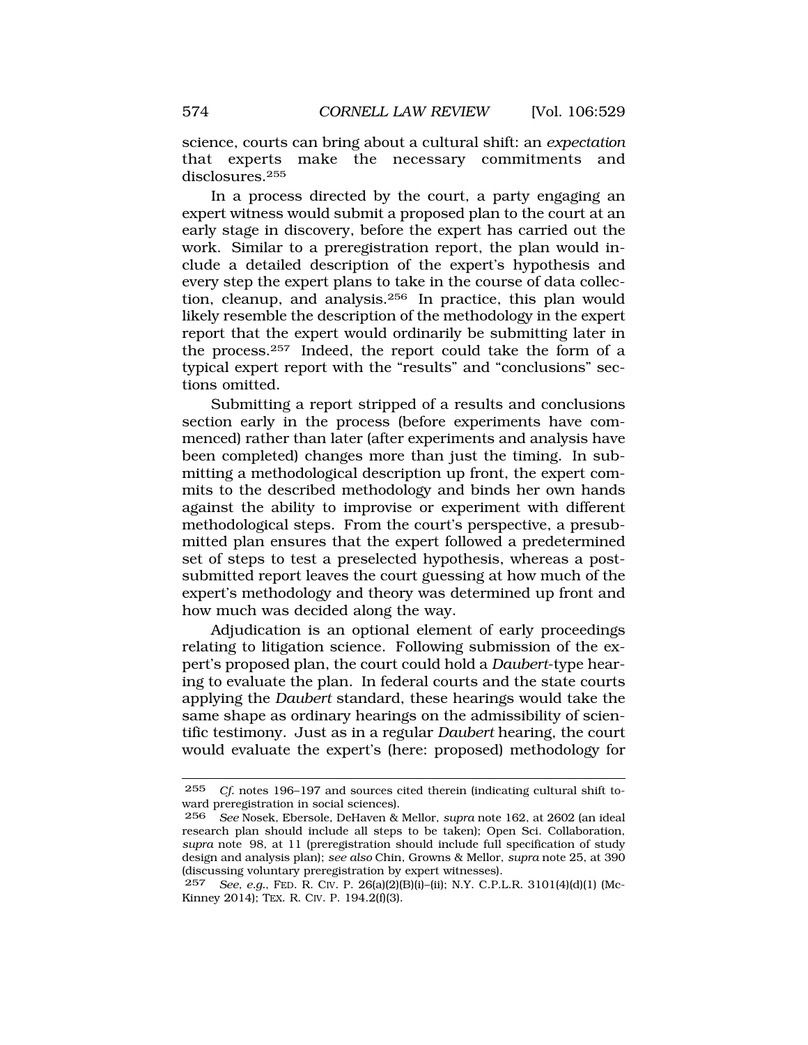science, courts can bring about a cultural shift: an *expectation* that experts make the necessary commitments and disclosures.[255]

In a process directed by the court, a party engaging an expert witness would submit a proposed plan to the court at an early stage in discovery, before the expert has carried out the work. Similar to a preregistration report, the plan would include a detailed description of the expert's hypothesis and every step the expert plans to take in the course of data collection, cleanup, and analysis.[256] In practice, this plan would likely resemble the description of the methodology in the expert report that the expert would ordinarily be submitting later in the process.[257] Indeed, the report could take the form of a typical expert report with the "results" and "conclusions" sections omitted.

Submitting a report stripped of a results and conclusions section early in the process (before experiments have commenced) rather than later (after experiments and analysis have been completed) changes more than just the timing. In submitting a methodological description up front, the expert commits to the described methodology and binds her own hands against the ability to improvise or experiment with different methodological steps. From the court's perspective, a presubmitted plan ensures that the expert followed a predetermined set of steps to test a preselected hypothesis, whereas a post-submitted report leaves the court guessing at how much of the expert's methodology and theory was determined up front and how much was decided along the way.

Adjudication is an optional element of early proceedings relating to litigation science. Following submission of the expert's proposed plan, the court could hold a *Daubert*-type hearing to evaluate the plan. In federal courts and the state courts applying the *Daubert* standard, these hearings would take the same shape as ordinary hearings on the admissibility of scientific testimony. Just as in a regular *Daubert* hearing, the court would evaluate the expert's (here: proposed) methodology for

---

255 *Cf.* notes 196–197 and sources cited therein (indicating cultural shift toward preregistration in social sciences).

256 *See* Nosek, Ebersole, DeHaven & Mellor, *supra* note 162, at 2602 (an ideal research plan should include all steps to be taken); Open Sci. Collaboration, *supra* note 98, at 11 (preregistration should include full specification of study design and analysis plan); *see also* Chin, Growns & Mellor, *supra* note 25, at 390 (discussing voluntary preregistration by expert witnesses).

257 *See, e.g.*, FED. R. CIV. P. 26(a)(2)(B)(i)–(ii); N.Y. C.P.L.R. 3101(4)(d)(1) (McKinney 2014); TEX. R. CIV. P. 194.2(f)(3).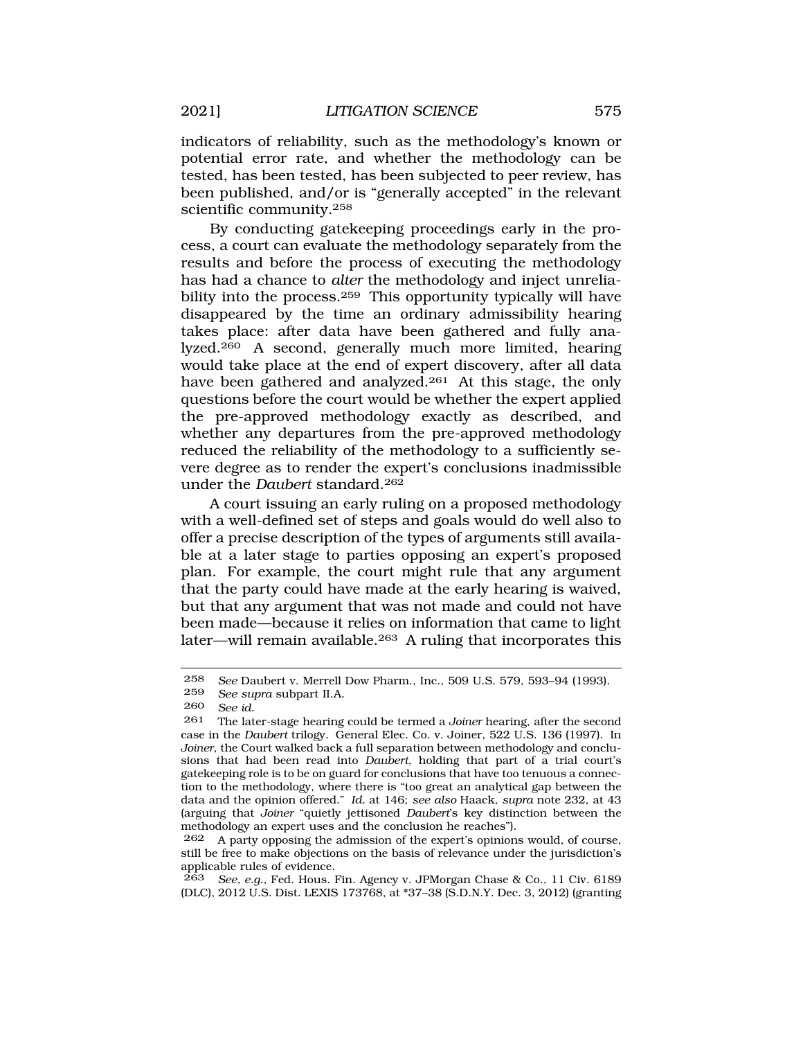indicators of reliability, such as the methodology's known or potential error rate, and whether the methodology can be tested, has been tested, has been subjected to peer review, has been published, and/or is "generally accepted" in the relevant scientific community.[258]

By conducting gatekeeping proceedings early in the process, a court can evaluate the methodology separately from the results and before the process of executing the methodology has had a chance to *alter* the methodology and inject unreliability into the process.[259] This opportunity typically will have disappeared by the time an ordinary admissibility hearing takes place: after data have been gathered and fully analyzed.[260] A second, generally much more limited, hearing would take place at the end of expert discovery, after all data have been gathered and analyzed.[261] At this stage, the only questions before the court would be whether the expert applied the pre-approved methodology exactly as described, and whether any departures from the pre-approved methodology reduced the reliability of the methodology to a sufficiently severe degree as to render the expert's conclusions inadmissible under the *Daubert* standard.[262]

A court issuing an early ruling on a proposed methodology with a well-defined set of steps and goals would do well also to offer a precise description of the types of arguments still available at a later stage to parties opposing an expert's proposed plan. For example, the court might rule that any argument that the party could have made at the early hearing is waived, but that any argument that was not made and could not have been made—because it relies on information that came to light later—will remain available.[263] A ruling that incorporates this

---

[258] *See* Daubert v. Merrell Dow Pharm., Inc., 509 U.S. 579, 593–94 (1993).

[259] *See supra* subpart II.A.

[260] *See id.*

[261] The later-stage hearing could be termed a *Joiner* hearing, after the second case in the *Daubert* trilogy. General Elec. Co. v. Joiner, 522 U.S. 136 (1997). In *Joiner*, the Court walked back a full separation between methodology and conclusions that had been read into *Daubert*, holding that part of a trial court's gatekeeping role is to be on guard for conclusions that have too tenuous a connection to the methodology, where there is "too great an analytical gap between the data and the opinion offered." *Id.* at 146; *see also* Haack, *supra* note 232, at 43 (arguing that *Joiner* "quietly jettisoned *Daubert*'s key distinction between the methodology an expert uses and the conclusion he reaches").

[262] A party opposing the admission of the expert's opinions would, of course, still be free to make objections on the basis of relevance under the jurisdiction's applicable rules of evidence.

[263] *See, e.g.*, Fed. Hous. Fin. Agency v. JPMorgan Chase & Co., 11 Civ. 6189 (DLC), 2012 U.S. Dist. LEXIS 173768, at *37–38 (S.D.N.Y. Dec. 3, 2012) (granting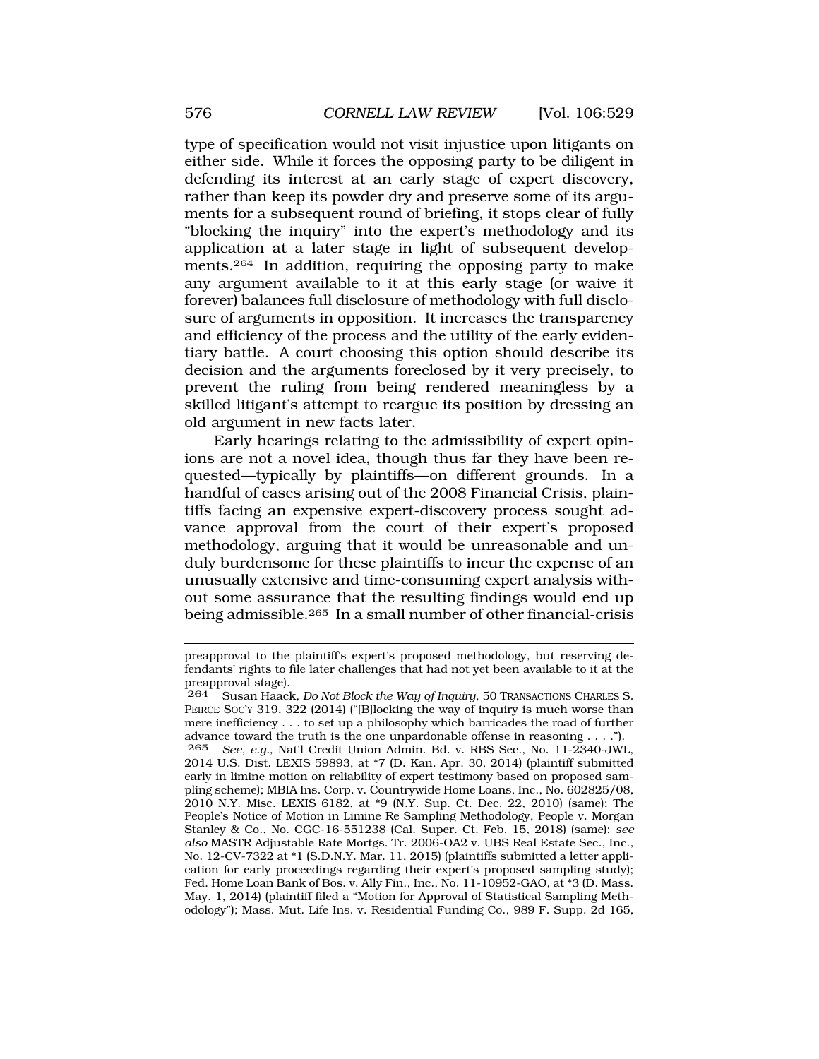type of specification would not visit injustice upon litigants on either side. While it forces the opposing party to be diligent in defending its interest at an early stage of expert discovery, rather than keep its powder dry and preserve some of its arguments for a subsequent round of briefing, it stops clear of fully "blocking the inquiry" into the expert's methodology and its application at a later stage in light of subsequent developments.[264] In addition, requiring the opposing party to make any argument available to it at this early stage (or waive it forever) balances full disclosure of methodology with full disclosure of arguments in opposition. It increases the transparency and efficiency of the process and the utility of the early evidentiary battle. A court choosing this option should describe its decision and the arguments foreclosed by it very precisely, to prevent the ruling from being rendered meaningless by a skilled litigant's attempt to reargue its position by dressing an old argument in new facts later.

Early hearings relating to the admissibility of expert opinions are not a novel idea, though thus far they have been requested—typically by plaintiffs—on different grounds. In a handful of cases arising out of the 2008 Financial Crisis, plaintiffs facing an expensive expert-discovery process sought advance approval from the court of their expert's proposed methodology, arguing that it would be unreasonable and unduly burdensome for these plaintiffs to incur the expense of an unusually extensive and time-consuming expert analysis without some assurance that the resulting findings would end up being admissible.[265] In a small number of other financial-crisis

---

preapproval to the plaintiff's expert's proposed methodology, but reserving defendants' rights to file later challenges that had not yet been available to it at the preapproval stage).

264 Susan Haack, *Do Not Block the Way of Inquiry*, 50 TRANSACTIONS CHARLES S. PEIRCE SOC'Y 319, 322 (2014) ("[B]locking the way of inquiry is much worse than mere inefficiency . . . to set up a philosophy which barricades the road of further advance toward the truth is the one unpardonable offense in reasoning . . . .").

265 *See, e.g.*, Nat'l Credit Union Admin. Bd. v. RBS Sec., No. 11-2340-JWL, 2014 U.S. Dist. LEXIS 59893, at *7 (D. Kan. Apr. 30, 2014) (plaintiff submitted early in limine motion on reliability of expert testimony based on proposed sampling scheme); MBIA Ins. Corp. v. Countrywide Home Loans, Inc., No. 602825/08, 2010 N.Y. Misc. LEXIS 6182, at *9 (N.Y. Sup. Ct. Dec. 22, 2010) (same); The People's Notice of Motion in Limine Re Sampling Methodology, People v. Morgan Stanley & Co., No. CGC-16-551238 (Cal. Super. Ct. Feb. 15, 2018) (same); *see also* MASTR Adjustable Rate Mortgs. Tr. 2006-OA2 v. UBS Real Estate Sec., Inc., No. 12-CV-7322 at *1 (S.D.N.Y. Mar. 11, 2015) (plaintiffs submitted a letter application for early proceedings regarding their expert's proposed sampling study); Fed. Home Loan Bank of Bos. v. Ally Fin., Inc., No. 11-10952-GAO, at *3 (D. Mass. May. 1, 2014) (plaintiff filed a "Motion for Approval of Statistical Sampling Methodology"); Mass. Mut. Life Ins. v. Residential Funding Co., 989 F. Supp. 2d 165,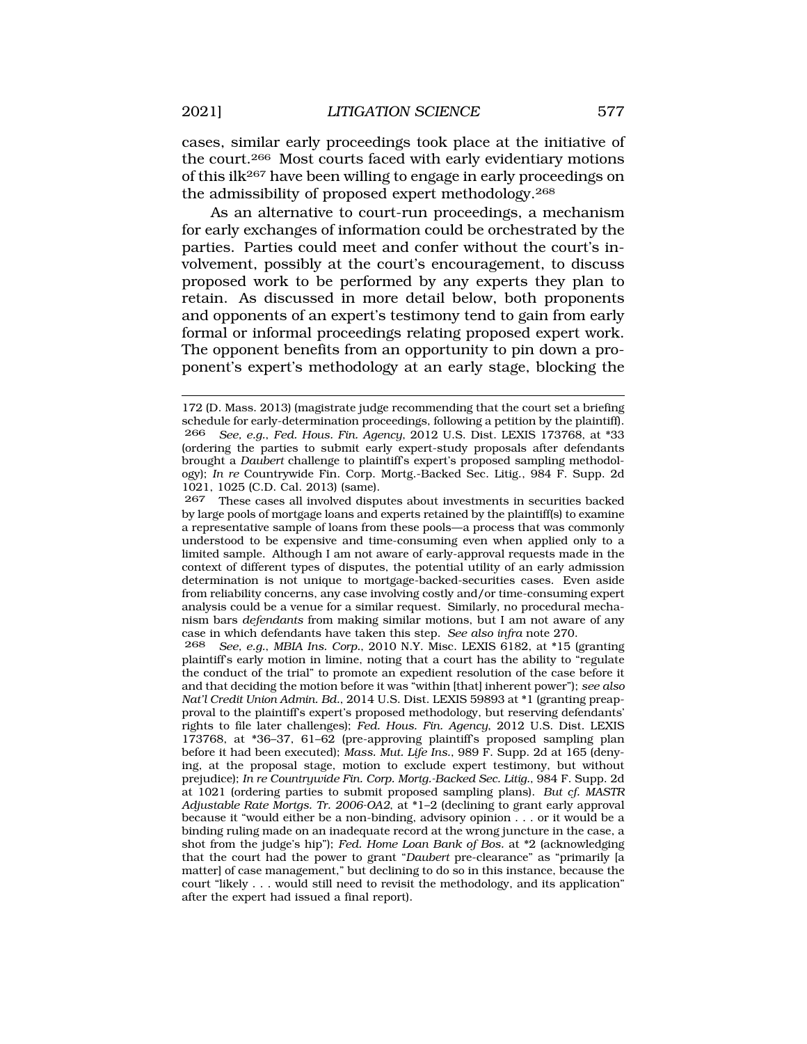cases, similar early proceedings took place at the initiative of the court.[266] Most courts faced with early evidentiary motions of this ilk[267] have been willing to engage in early proceedings on the admissibility of proposed expert methodology.[268]

As an alternative to court-run proceedings, a mechanism for early exchanges of information could be orchestrated by the parties. Parties could meet and confer without the court's involvement, possibly at the court's encouragement, to discuss proposed work to be performed by any experts they plan to retain. As discussed in more detail below, both proponents and opponents of an expert's testimony tend to gain from early formal or informal proceedings relating proposed expert work. The opponent benefits from an opportunity to pin down a proponent's expert's methodology at an early stage, blocking the

---

172 (D. Mass. 2013) (magistrate judge recommending that the court set a briefing schedule for early-determination proceedings, following a petition by the plaintiff).

266 *See, e.g.*, *Fed. Hous. Fin. Agency*, 2012 U.S. Dist. LEXIS 173768, at *33 (ordering the parties to submit early expert-study proposals after defendants brought a *Daubert* challenge to plaintiff's expert's proposed sampling methodology); *In re* Countrywide Fin. Corp. Mortg.-Backed Sec. Litig., 984 F. Supp. 2d 1021, 1025 (C.D. Cal. 2013) (same).

267 These cases all involved disputes about investments in securities backed by large pools of mortgage loans and experts retained by the plaintiff(s) to examine a representative sample of loans from these pools—a process that was commonly understood to be expensive and time-consuming even when applied only to a limited sample. Although I am not aware of early-approval requests made in the context of different types of disputes, the potential utility of an early admission determination is not unique to mortgage-backed-securities cases. Even aside from reliability concerns, any case involving costly and/or time-consuming expert analysis could be a venue for a similar request. Similarly, no procedural mechanism bars *defendants* from making similar motions, but I am not aware of any case in which defendants have taken this step. *See also infra* note 270.

268 *See, e.g.*, *MBIA Ins. Corp.*, 2010 N.Y. Misc. LEXIS 6182, at *15 (granting plaintiff's early motion in limine, noting that a court has the ability to "regulate the conduct of the trial" to promote an expedient resolution of the case before it and that deciding the motion before it was "within [that] inherent power"); *see also Nat'l Credit Union Admin. Bd.*, 2014 U.S. Dist. LEXIS 59893 at *1 (granting preapproval to the plaintiff's expert's proposed methodology, but reserving defendants' rights to file later challenges); *Fed. Hous. Fin. Agency*, 2012 U.S. Dist. LEXIS 173768, at *36–37, 61–62 (pre-approving plaintiff's proposed sampling plan before it had been executed); *Mass. Mut. Life Ins.*, 989 F. Supp. 2d at 165 (denying, at the proposal stage, motion to exclude expert testimony, but without prejudice); *In re Countrywide Fin. Corp. Mortg.-Backed Sec. Litig.*, 984 F. Supp. 2d at 1021 (ordering parties to submit proposed sampling plans). *But cf. MASTR Adjustable Rate Mortgs. Tr. 2006-OA2*, at *1–2 (declining to grant early approval because it "would either be a non-binding, advisory opinion . . . or it would be a binding ruling made on an inadequate record at the wrong juncture in the case, a shot from the judge's hip"); *Fed. Home Loan Bank of Bos.* at *2 (acknowledging that the court had the power to grant "*Daubert* pre-clearance" as "primarily [a matter] of case management," but declining to do so in this instance, because the court "likely . . . would still need to revisit the methodology, and its application" after the expert had issued a final report).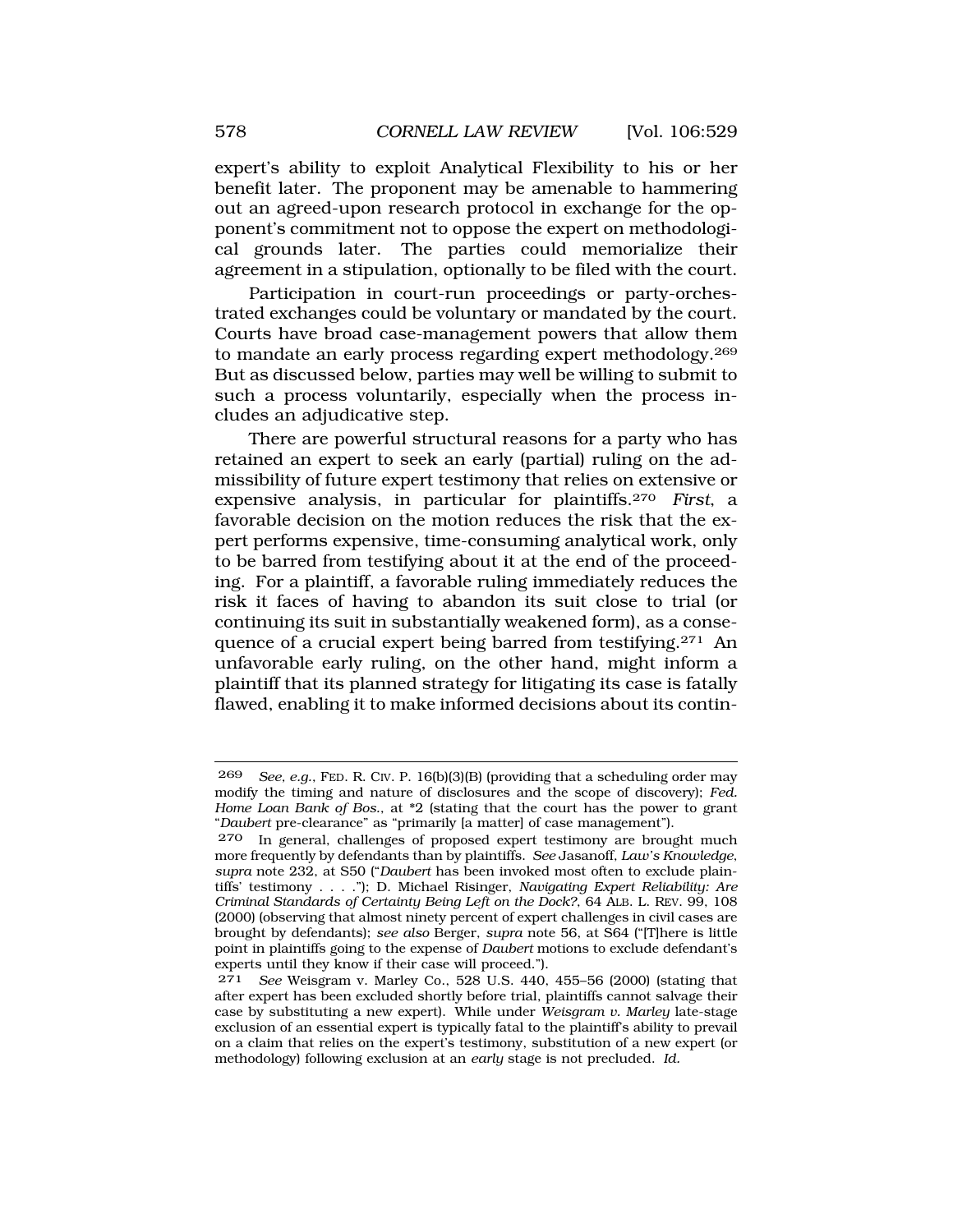expert's ability to exploit Analytical Flexibility to his or her benefit later. The proponent may be amenable to hammering out an agreed-upon research protocol in exchange for the opponent's commitment not to oppose the expert on methodological grounds later. The parties could memorialize their agreement in a stipulation, optionally to be filed with the court.

Participation in court-run proceedings or party-orchestrated exchanges could be voluntary or mandated by the court. Courts have broad case-management powers that allow them to mandate an early process regarding expert methodology.[269] But as discussed below, parties may well be willing to submit to such a process voluntarily, especially when the process includes an adjudicative step.

There are powerful structural reasons for a party who has retained an expert to seek an early (partial) ruling on the admissibility of future expert testimony that relies on extensive or expensive analysis, in particular for plaintiffs.[270] *First*, a favorable decision on the motion reduces the risk that the expert performs expensive, time-consuming analytical work, only to be barred from testifying about it at the end of the proceeding. For a plaintiff, a favorable ruling immediately reduces the risk it faces of having to abandon its suit close to trial (or continuing its suit in substantially weakened form), as a consequence of a crucial expert being barred from testifying.[271] An unfavorable early ruling, on the other hand, might inform a plaintiff that its planned strategy for litigating its case is fatally flawed, enabling it to make informed decisions about its contin-

---

269 *See, e.g.*, FED. R. CIV. P. 16(b)(3)(B) (providing that a scheduling order may modify the timing and nature of disclosures and the scope of discovery); *Fed. Home Loan Bank of Bos.*, at *2 (stating that the court has the power to grant "*Daubert* pre-clearance" as "primarily [a matter] of case management").

270 In general, challenges of proposed expert testimony are brought much more frequently by defendants than by plaintiffs. *See* Jasanoff, *Law's Knowledge*, *supra* note 232, at S50 ("*Daubert* has been invoked most often to exclude plaintiffs' testimony . . . ."); D. Michael Risinger, *Navigating Expert Reliability: Are Criminal Standards of Certainty Being Left on the Dock?*, 64 ALB. L. REV. 99, 108 (2000) (observing that almost ninety percent of expert challenges in civil cases are brought by defendants); *see also* Berger, *supra* note 56, at S64 ("[T]here is little point in plaintiffs going to the expense of *Daubert* motions to exclude defendant's experts until they know if their case will proceed.").

271 *See* Weisgram v. Marley Co., 528 U.S. 440, 455–56 (2000) (stating that after expert has been excluded shortly before trial, plaintiffs cannot salvage their case by substituting a new expert). While under *Weisgram v. Marley* late-stage exclusion of an essential expert is typically fatal to the plaintiff's ability to prevail on a claim that relies on the expert's testimony, substitution of a new expert (or methodology) following exclusion at an *early* stage is not precluded. *Id.*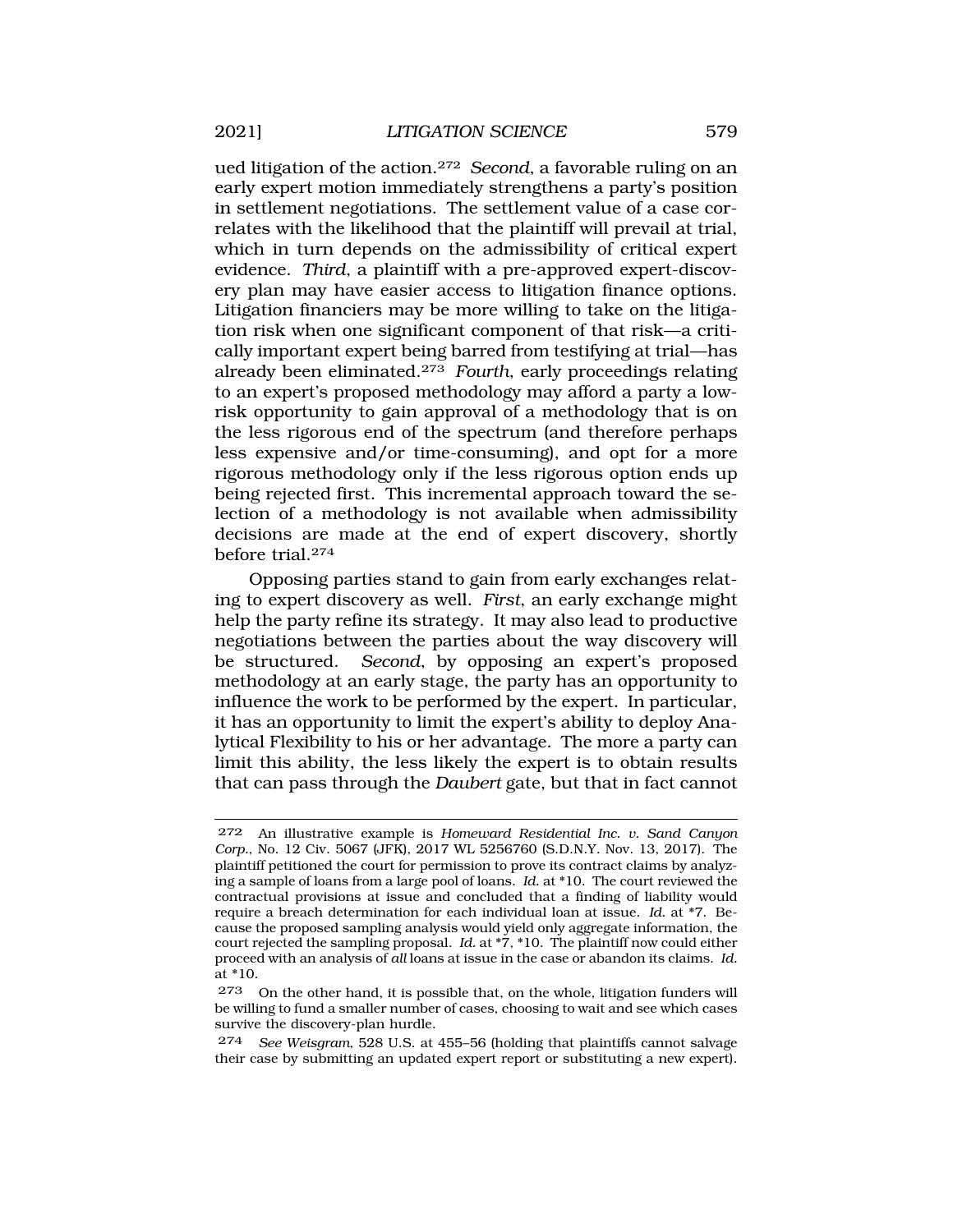ued litigation of the action.[272] *Second*, a favorable ruling on an early expert motion immediately strengthens a party's position in settlement negotiations. The settlement value of a case correlates with the likelihood that the plaintiff will prevail at trial, which in turn depends on the admissibility of critical expert evidence. *Third*, a plaintiff with a pre-approved expert-discovery plan may have easier access to litigation finance options. Litigation financiers may be more willing to take on the litigation risk when one significant component of that risk—a critically important expert being barred from testifying at trial—has already been eliminated.[273] *Fourth*, early proceedings relating to an expert's proposed methodology may afford a party a low-risk opportunity to gain approval of a methodology that is on the less rigorous end of the spectrum (and therefore perhaps less expensive and/or time-consuming), and opt for a more rigorous methodology only if the less rigorous option ends up being rejected first. This incremental approach toward the selection of a methodology is not available when admissibility decisions are made at the end of expert discovery, shortly before trial.[274]

Opposing parties stand to gain from early exchanges relating to expert discovery as well. *First*, an early exchange might help the party refine its strategy. It may also lead to productive negotiations between the parties about the way discovery will be structured. *Second*, by opposing an expert's proposed methodology at an early stage, the party has an opportunity to influence the work to be performed by the expert. In particular, it has an opportunity to limit the expert's ability to deploy Analytical Flexibility to his or her advantage. The more a party can limit this ability, the less likely the expert is to obtain results that can pass through the *Daubert* gate, but that in fact cannot

---

272 An illustrative example is *Homeward Residential Inc. v. Sand Canyon Corp.*, No. 12 Civ. 5067 (JFK), 2017 WL 5256760 (S.D.N.Y. Nov. 13, 2017). The plaintiff petitioned the court for permission to prove its contract claims by analyzing a sample of loans from a large pool of loans. *Id.* at *10. The court reviewed the contractual provisions at issue and concluded that a finding of liability would require a breach determination for each individual loan at issue. *Id.* at *7. Because the proposed sampling analysis would yield only aggregate information, the court rejected the sampling proposal. *Id.* at *7, *10. The plaintiff now could either proceed with an analysis of *all* loans at issue in the case or abandon its claims. *Id.* at *10.

273 On the other hand, it is possible that, on the whole, litigation funders will be willing to fund a smaller number of cases, choosing to wait and see which cases survive the discovery-plan hurdle.

274 *See Weisgram*, 528 U.S. at 455–56 (holding that plaintiffs cannot salvage their case by submitting an updated expert report or substituting a new expert).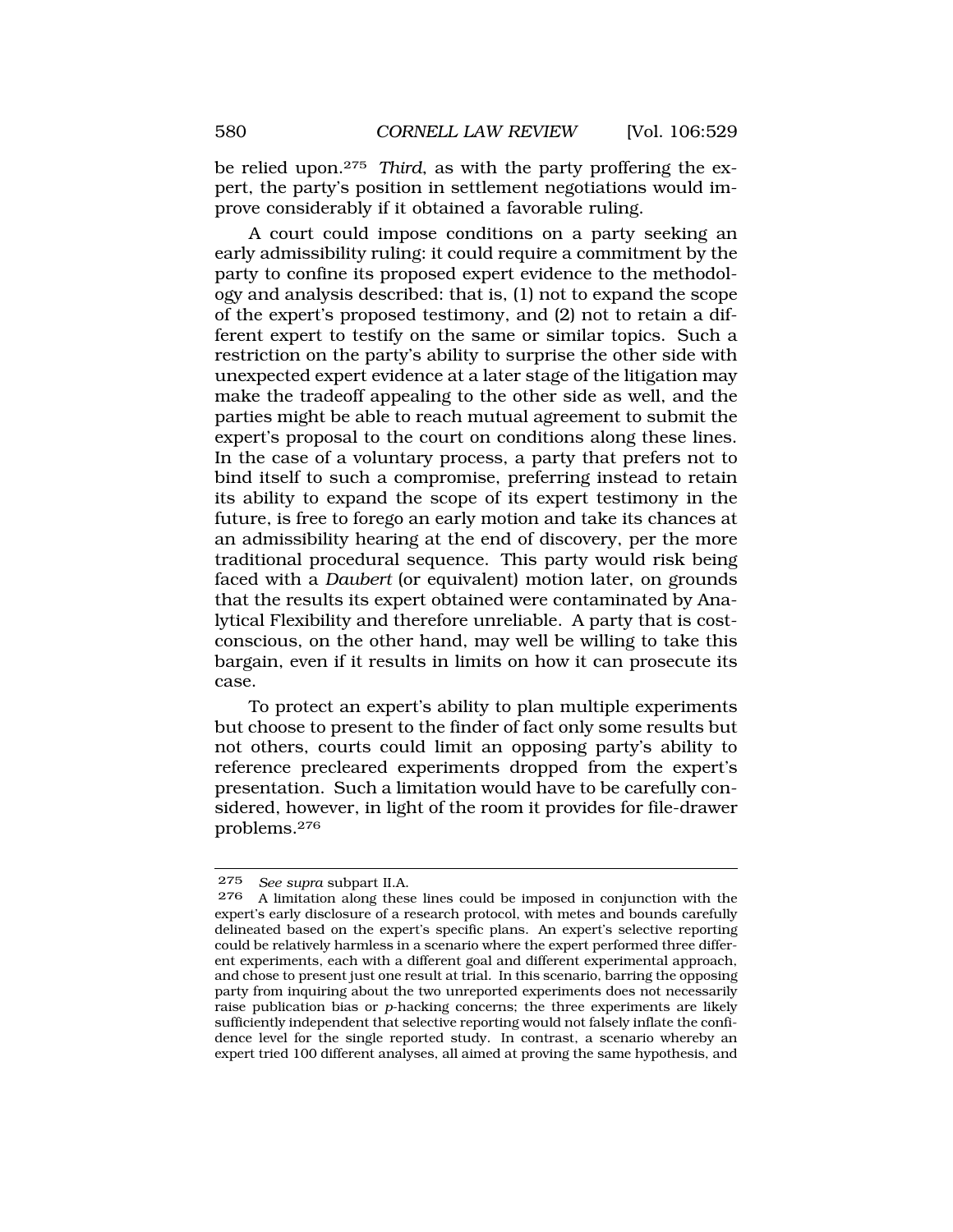be relied upon.[275] *Third*, as with the party proffering the expert, the party's position in settlement negotiations would improve considerably if it obtained a favorable ruling.

A court could impose conditions on a party seeking an early admissibility ruling: it could require a commitment by the party to confine its proposed expert evidence to the methodology and analysis described: that is, (1) not to expand the scope of the expert's proposed testimony, and (2) not to retain a different expert to testify on the same or similar topics. Such a restriction on the party's ability to surprise the other side with unexpected expert evidence at a later stage of the litigation may make the tradeoff appealing to the other side as well, and the parties might be able to reach mutual agreement to submit the expert's proposal to the court on conditions along these lines. In the case of a voluntary process, a party that prefers not to bind itself to such a compromise, preferring instead to retain its ability to expand the scope of its expert testimony in the future, is free to forego an early motion and take its chances at an admissibility hearing at the end of discovery, per the more traditional procedural sequence. This party would risk being faced with a *Daubert* (or equivalent) motion later, on grounds that the results its expert obtained were contaminated by Analytical Flexibility and therefore unreliable. A party that is cost-conscious, on the other hand, may well be willing to take this bargain, even if it results in limits on how it can prosecute its case.

To protect an expert's ability to plan multiple experiments but choose to present to the finder of fact only some results but not others, courts could limit an opposing party's ability to reference precleared experiments dropped from the expert's presentation. Such a limitation would have to be carefully considered, however, in light of the room it provides for file-drawer problems.[276]

---

[275] *See supra* subpart II.A.

[276] A limitation along these lines could be imposed in conjunction with the expert's early disclosure of a research protocol, with metes and bounds carefully delineated based on the expert's specific plans. An expert's selective reporting could be relatively harmless in a scenario where the expert performed three different experiments, each with a different goal and different experimental approach, and chose to present just one result at trial. In this scenario, barring the opposing party from inquiring about the two unreported experiments does not necessarily raise publication bias or *p*-hacking concerns; the three experiments are likely sufficiently independent that selective reporting would not falsely inflate the confidence level for the single reported study. In contrast, a scenario whereby an expert tried 100 different analyses, all aimed at proving the same hypothesis, and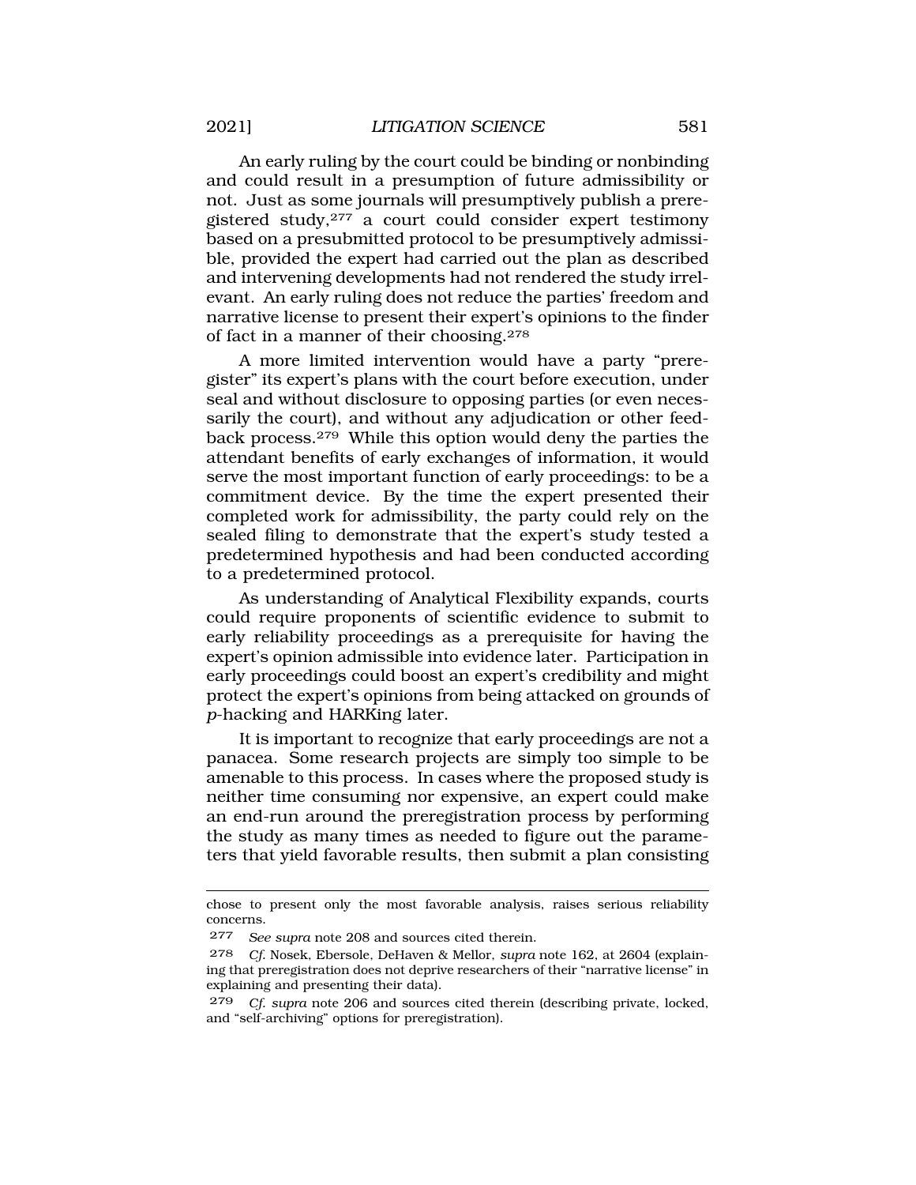An early ruling by the court could be binding or nonbinding and could result in a presumption of future admissibility or not. Just as some journals will presumptively publish a preregistered study,[277] a court could consider expert testimony based on a presubmitted protocol to be presumptively admissible, provided the expert had carried out the plan as described and intervening developments had not rendered the study irrelevant. An early ruling does not reduce the parties' freedom and narrative license to present their expert's opinions to the finder of fact in a manner of their choosing.[278]

A more limited intervention would have a party "preregister" its expert's plans with the court before execution, under seal and without disclosure to opposing parties (or even necessarily the court), and without any adjudication or other feedback process.[279] While this option would deny the parties the attendant benefits of early exchanges of information, it would serve the most important function of early proceedings: to be a commitment device. By the time the expert presented their completed work for admissibility, the party could rely on the sealed filing to demonstrate that the expert's study tested a predetermined hypothesis and had been conducted according to a predetermined protocol.

As understanding of Analytical Flexibility expands, courts could require proponents of scientific evidence to submit to early reliability proceedings as a prerequisite for having the expert's opinion admissible into evidence later. Participation in early proceedings could boost an expert's credibility and might protect the expert's opinions from being attacked on grounds of *p*-hacking and HARKing later.

It is important to recognize that early proceedings are not a panacea. Some research projects are simply too simple to be amenable to this process. In cases where the proposed study is neither time consuming nor expensive, an expert could make an end-run around the preregistration process by performing the study as many times as needed to figure out the parameters that yield favorable results, then submit a plan consisting

---

chose to present only the most favorable analysis, raises serious reliability concerns.

277 *See supra* note 208 and sources cited therein.

278 *Cf.* Nosek, Ebersole, DeHaven & Mellor, *supra* note 162, at 2604 (explaining that preregistration does not deprive researchers of their "narrative license" in explaining and presenting their data).

279 *Cf. supra* note 206 and sources cited therein (describing private, locked, and "self-archiving" options for preregistration).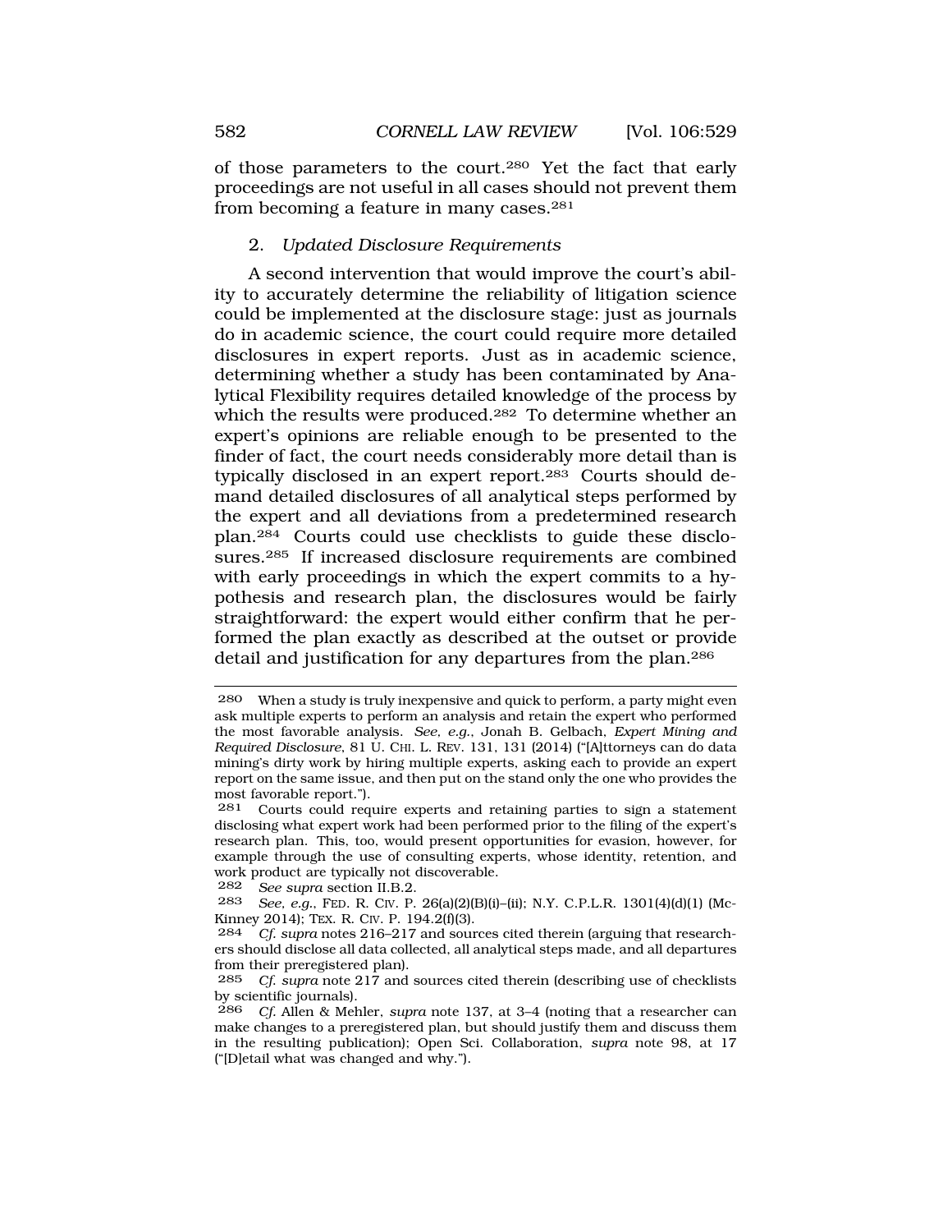of those parameters to the court.[280] Yet the fact that early proceedings are not useful in all cases should not prevent them from becoming a feature in many cases.[281]

### 2. *Updated Disclosure Requirements*

A second intervention that would improve the court's ability to accurately determine the reliability of litigation science could be implemented at the disclosure stage: just as journals do in academic science, the court could require more detailed disclosures in expert reports. Just as in academic science, determining whether a study has been contaminated by Analytical Flexibility requires detailed knowledge of the process by which the results were produced.[282] To determine whether an expert's opinions are reliable enough to be presented to the finder of fact, the court needs considerably more detail than is typically disclosed in an expert report.[283] Courts should demand detailed disclosures of all analytical steps performed by the expert and all deviations from a predetermined research plan.[284] Courts could use checklists to guide these disclosures.[285] If increased disclosure requirements are combined with early proceedings in which the expert commits to a hypothesis and research plan, the disclosures would be fairly straightforward: the expert would either confirm that he performed the plan exactly as described at the outset or provide detail and justification for any departures from the plan.[286]

---

280 When a study is truly inexpensive and quick to perform, a party might even ask multiple experts to perform an analysis and retain the expert who performed the most favorable analysis. *See, e.g.*, Jonah B. Gelbach, *Expert Mining and Required Disclosure*, 81 U. CHI. L. REV. 131, 131 (2014) ("[A]ttorneys can do data mining's dirty work by hiring multiple experts, asking each to provide an expert report on the same issue, and then put on the stand only the one who provides the most favorable report.").

281 Courts could require experts and retaining parties to sign a statement disclosing what expert work had been performed prior to the filing of the expert's research plan. This, too, would present opportunities for evasion, however, for example through the use of consulting experts, whose identity, retention, and work product are typically not discoverable.

282 *See supra* section II.B.2.

283 *See, e.g.*, FED. R. CIV. P. 26(a)(2)(B)(i)–(ii); N.Y. C.P.L.R. 1301(4)(d)(1) (McKinney 2014); TEX. R. CIV. P. 194.2(f)(3).

284 *Cf. supra* notes 216–217 and sources cited therein (arguing that researchers should disclose all data collected, all analytical steps made, and all departures from their preregistered plan).

285 *Cf. supra* note 217 and sources cited therein (describing use of checklists by scientific journals).

286 *Cf.* Allen & Mehler, *supra* note 137, at 3–4 (noting that a researcher can make changes to a preregistered plan, but should justify them and discuss them in the resulting publication); Open Sci. Collaboration, *supra* note 98, at 17 ("[D]etail what was changed and why.").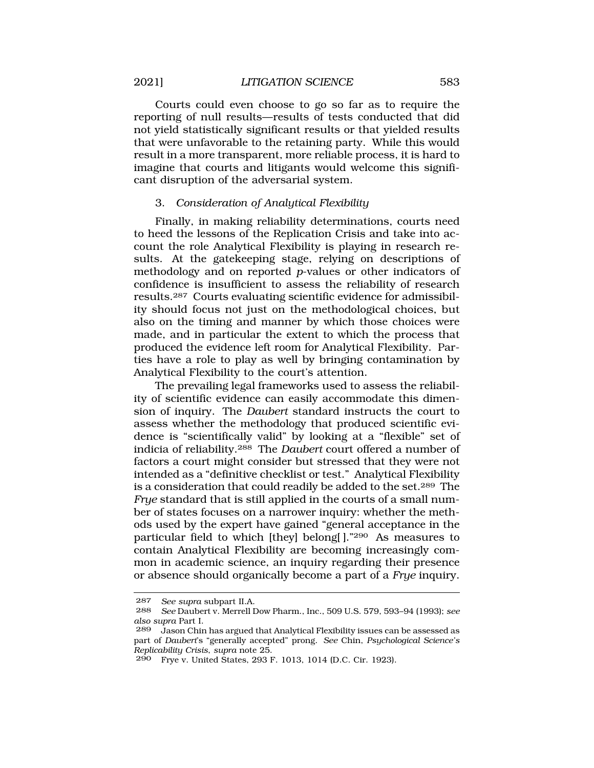Courts could even choose to go so far as to require the reporting of null results—results of tests conducted that did not yield statistically significant results or that yielded results that were unfavorable to the retaining party. While this would result in a more transparent, more reliable process, it is hard to imagine that courts and litigants would welcome this significant disruption of the adversarial system.

### 3. *Consideration of Analytical Flexibility*

Finally, in making reliability determinations, courts need to heed the lessons of the Replication Crisis and take into account the role Analytical Flexibility is playing in research results. At the gatekeeping stage, relying on descriptions of methodology and on reported *p*-values or other indicators of confidence is insufficient to assess the reliability of research results.[287] Courts evaluating scientific evidence for admissibility should focus not just on the methodological choices, but also on the timing and manner by which those choices were made, and in particular the extent to which the process that produced the evidence left room for Analytical Flexibility. Parties have a role to play as well by bringing contamination by Analytical Flexibility to the court's attention.

The prevailing legal frameworks used to assess the reliability of scientific evidence can easily accommodate this dimension of inquiry. The *Daubert* standard instructs the court to assess whether the methodology that produced scientific evidence is "scientifically valid" by looking at a "flexible" set of indicia of reliability.[288] The *Daubert* court offered a number of factors a court might consider but stressed that they were not intended as a "definitive checklist or test." Analytical Flexibility is a consideration that could readily be added to the set.[289] The *Frye* standard that is still applied in the courts of a small number of states focuses on a narrower inquiry: whether the methods used by the expert have gained "general acceptance in the particular field to which [they] belong[ ]."[290] As measures to contain Analytical Flexibility are becoming increasingly common in academic science, an inquiry regarding their presence or absence should organically become a part of a *Frye* inquiry.

---

287 *See supra* subpart II.A.

288 *See* Daubert v. Merrell Dow Pharm., Inc., 509 U.S. 579, 593–94 (1993); *see also supra* Part I.

289 Jason Chin has argued that Analytical Flexibility issues can be assessed as part of *Daubert*'s "generally accepted" prong. *See* Chin, *Psychological Science's Replicability Crisis*, *supra* note 25.

290 Frye v. United States, 293 F. 1013, 1014 (D.C. Cir. 1923).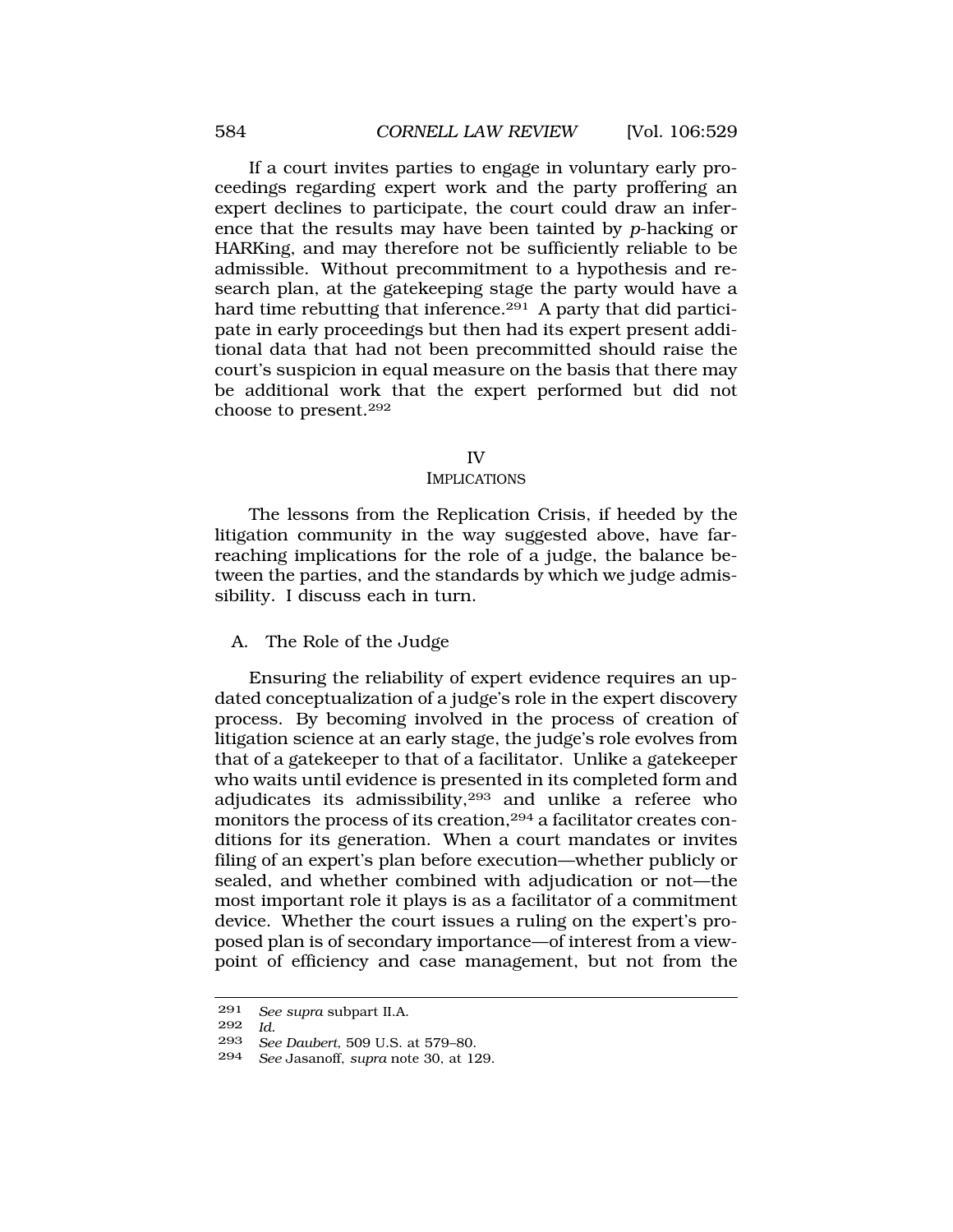If a court invites parties to engage in voluntary early proceedings regarding expert work and the party proffering an expert declines to participate, the court could draw an inference that the results may have been tainted by *p*-hacking or HARKing, and may therefore not be sufficiently reliable to be admissible. Without precommitment to a hypothesis and research plan, at the gatekeeping stage the party would have a hard time rebutting that inference.[291] A party that did participate in early proceedings but then had its expert present additional data that had not been precommitted should raise the court's suspicion in equal measure on the basis that there may be additional work that the expert performed but did not choose to present.[292]

## IV
## IMPLICATIONS

The lessons from the Replication Crisis, if heeded by the litigation community in the way suggested above, have far-reaching implications for the role of a judge, the balance between the parties, and the standards by which we judge admissibility. I discuss each in turn.

### A. The Role of the Judge

Ensuring the reliability of expert evidence requires an updated conceptualization of a judge's role in the expert discovery process. By becoming involved in the process of creation of litigation science at an early stage, the judge's role evolves from that of a gatekeeper to that of a facilitator. Unlike a gatekeeper who waits until evidence is presented in its completed form and adjudicates its admissibility,[293] and unlike a referee who monitors the process of its creation,[294] a facilitator creates conditions for its generation. When a court mandates or invites filing of an expert's plan before execution—whether publicly or sealed, and whether combined with adjudication or not—the most important role it plays is as a facilitator of a commitment device. Whether the court issues a ruling on the expert's proposed plan is of secondary importance—of interest from a viewpoint of efficiency and case management, but not from the

---

291 *See supra* subpart II.A.

292 *Id.*

293 *See Daubert*, 509 U.S. at 579–80.

294 *See* Jasanoff, *supra* note 30, at 129.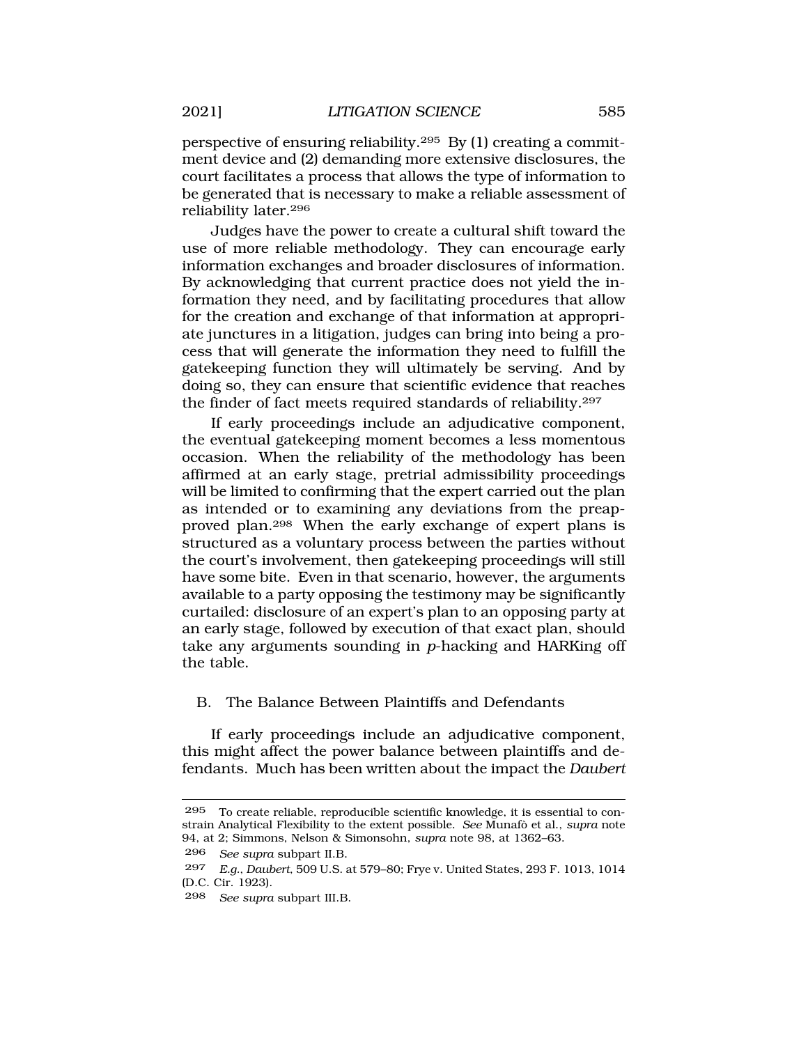perspective of ensuring reliability.[295] By (1) creating a commitment device and (2) demanding more extensive disclosures, the court facilitates a process that allows the type of information to be generated that is necessary to make a reliable assessment of reliability later.[296]

Judges have the power to create a cultural shift toward the use of more reliable methodology. They can encourage early information exchanges and broader disclosures of information. By acknowledging that current practice does not yield the information they need, and by facilitating procedures that allow for the creation and exchange of that information at appropriate junctures in a litigation, judges can bring into being a process that will generate the information they need to fulfill the gatekeeping function they will ultimately be serving. And by doing so, they can ensure that scientific evidence that reaches the finder of fact meets required standards of reliability.[297]

If early proceedings include an adjudicative component, the eventual gatekeeping moment becomes a less momentous occasion. When the reliability of the methodology has been affirmed at an early stage, pretrial admissibility proceedings will be limited to confirming that the expert carried out the plan as intended or to examining any deviations from the preapproved plan.[298] When the early exchange of expert plans is structured as a voluntary process between the parties without the court's involvement, then gatekeeping proceedings will still have some bite. Even in that scenario, however, the arguments available to a party opposing the testimony may be significantly curtailed: disclosure of an expert's plan to an opposing party at an early stage, followed by execution of that exact plan, should take any arguments sounding in *p*-hacking and HARKing off the table.

## B. The Balance Between Plaintiffs and Defendants

If early proceedings include an adjudicative component, this might affect the power balance between plaintiffs and defendants. Much has been written about the impact the *Daubert*

---

295 To create reliable, reproducible scientific knowledge, it is essential to constrain Analytical Flexibility to the extent possible. *See* Munafò et al., *supra* note 94, at 2; Simmons, Nelson & Simonsohn, *supra* note 98, at 1362–63.

296 *See supra* subpart II.B.

297 *E.g.*, *Daubert*, 509 U.S. at 579–80; Frye v. United States, 293 F. 1013, 1014 (D.C. Cir. 1923).

298 *See supra* subpart III.B.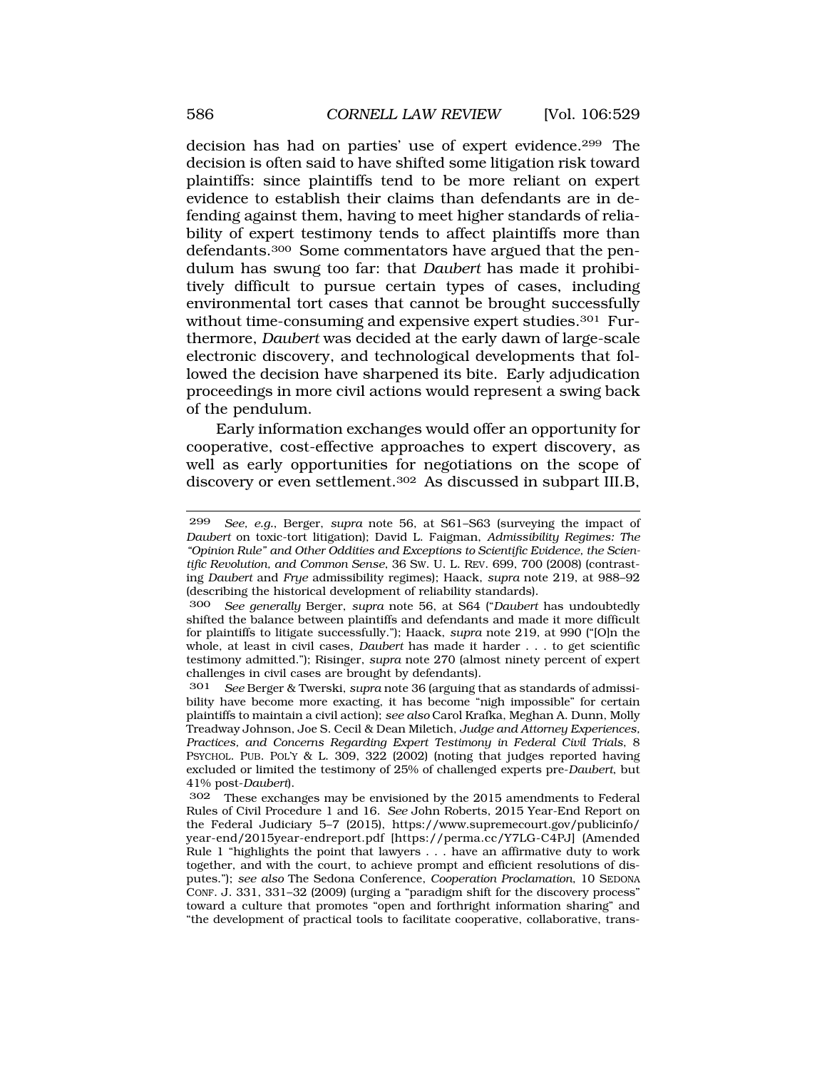decision has had on parties' use of expert evidence.[299] The decision is often said to have shifted some litigation risk toward plaintiffs: since plaintiffs tend to be more reliant on expert evidence to establish their claims than defendants are in defending against them, having to meet higher standards of reliability of expert testimony tends to affect plaintiffs more than defendants.[300] Some commentators have argued that the pendulum has swung too far: that *Daubert* has made it prohibitively difficult to pursue certain types of cases, including environmental tort cases that cannot be brought successfully without time-consuming and expensive expert studies.[301] Furthermore, *Daubert* was decided at the early dawn of large-scale electronic discovery, and technological developments that followed the decision have sharpened its bite. Early adjudication proceedings in more civil actions would represent a swing back of the pendulum.

Early information exchanges would offer an opportunity for cooperative, cost-effective approaches to expert discovery, as well as early opportunities for negotiations on the scope of discovery or even settlement.[302] As discussed in subpart III.B,

---

[299] *See, e.g.*, Berger, *supra* note 56, at S61–S63 (surveying the impact of *Daubert* on toxic-tort litigation); David L. Faigman, *Admissibility Regimes: The "Opinion Rule" and Other Oddities and Exceptions to Scientific Evidence, the Scientific Revolution, and Common Sense*, 36 SW. U. L. REV. 699, 700 (2008) (contrasting *Daubert* and *Frye* admissibility regimes); Haack, *supra* note 219, at 988–92 (describing the historical development of reliability standards).

[300] *See generally* Berger, *supra* note 56, at S64 ("*Daubert* has undoubtedly shifted the balance between plaintiffs and defendants and made it more difficult for plaintiffs to litigate successfully."); Haack, *supra* note 219, at 990 ("[O]n the whole, at least in civil cases, *Daubert* has made it harder . . . to get scientific testimony admitted."); Risinger, *supra* note 270 (almost ninety percent of expert challenges in civil cases are brought by defendants).

[301] *See* Berger & Twerski, *supra* note 36 (arguing that as standards of admissibility have become more exacting, it has become "nigh impossible" for certain plaintiffs to maintain a civil action); *see also* Carol Krafka, Meghan A. Dunn, Molly Treadway Johnson, Joe S. Cecil & Dean Miletich, *Judge and Attorney Experiences, Practices, and Concerns Regarding Expert Testimony in Federal Civil Trials*, 8 PSYCHOL. PUB. POL'Y & L. 309, 322 (2002) (noting that judges reported having excluded or limited the testimony of 25% of challenged experts pre-*Daubert*, but 41% post-*Daubert*).

[302] These exchanges may be envisioned by the 2015 amendments to Federal Rules of Civil Procedure 1 and 16. *See* John Roberts, 2015 Year-End Report on the Federal Judiciary 5–7 (2015), https://www.supremecourt.gov/publicinfo/year-end/2015year-endreport.pdf [https://perma.cc/Y7LG-C4PJ] (Amended Rule 1 "highlights the point that lawyers . . . have an affirmative duty to work together, and with the court, to achieve prompt and efficient resolutions of disputes."); *see also* The Sedona Conference, *Cooperation Proclamation*, 10 SEDONA CONF. J. 331, 331–32 (2009) (urging a "paradigm shift for the discovery process" toward a culture that promotes "open and forthright information sharing" and "the development of practical tools to facilitate cooperative, collaborative, trans-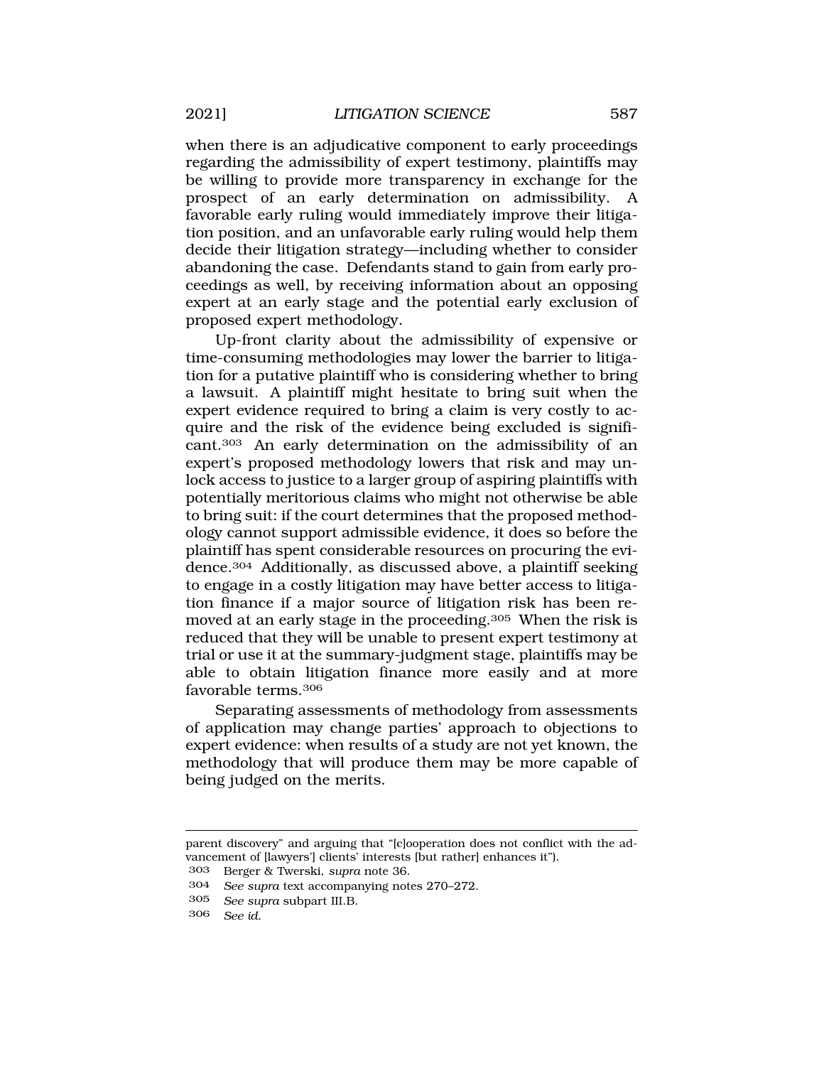when there is an adjudicative component to early proceedings regarding the admissibility of expert testimony, plaintiffs may be willing to provide more transparency in exchange for the prospect of an early determination on admissibility. A favorable early ruling would immediately improve their litigation position, and an unfavorable early ruling would help them decide their litigation strategy—including whether to consider abandoning the case. Defendants stand to gain from early proceedings as well, by receiving information about an opposing expert at an early stage and the potential early exclusion of proposed expert methodology.

Up-front clarity about the admissibility of expensive or time-consuming methodologies may lower the barrier to litigation for a putative plaintiff who is considering whether to bring a lawsuit. A plaintiff might hesitate to bring suit when the expert evidence required to bring a claim is very costly to acquire and the risk of the evidence being excluded is significant.[303] An early determination on the admissibility of an expert's proposed methodology lowers that risk and may unlock access to justice to a larger group of aspiring plaintiffs with potentially meritorious claims who might not otherwise be able to bring suit: if the court determines that the proposed methodology cannot support admissible evidence, it does so before the plaintiff has spent considerable resources on procuring the evidence.[304] Additionally, as discussed above, a plaintiff seeking to engage in a costly litigation may have better access to litigation finance if a major source of litigation risk has been removed at an early stage in the proceeding.[305] When the risk is reduced that they will be unable to present expert testimony at trial or use it at the summary-judgment stage, plaintiffs may be able to obtain litigation finance more easily and at more favorable terms.[306]

Separating assessments of methodology from assessments of application may change parties' approach to objections to expert evidence: when results of a study are not yet known, the methodology that will produce them may be more capable of being judged on the merits.

---

parent discovery" and arguing that "[c]ooperation does not conflict with the advancement of [lawyers'] clients' interests [but rather] enhances it").

303 Berger & Twerski, *supra* note 36.

304 *See supra* text accompanying notes 270–272.

305 *See supra* subpart III.B.

306 *See id.*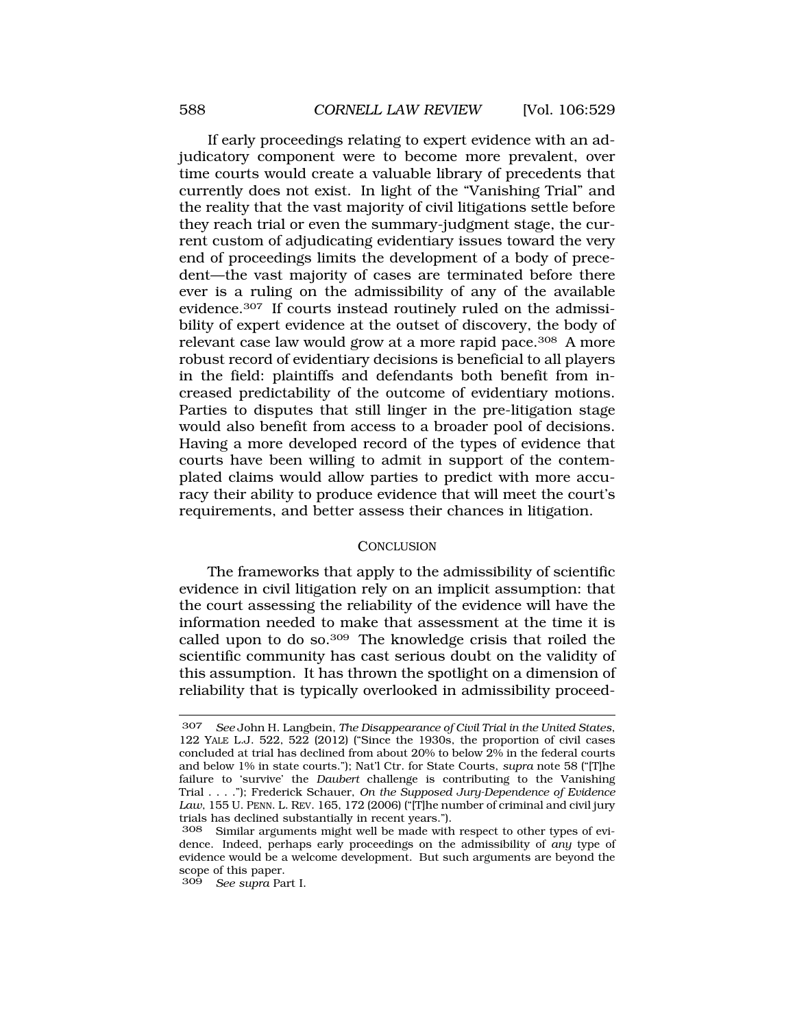If early proceedings relating to expert evidence with an adjudicatory component were to become more prevalent, over time courts would create a valuable library of precedents that currently does not exist. In light of the "Vanishing Trial" and the reality that the vast majority of civil litigations settle before they reach trial or even the summary-judgment stage, the current custom of adjudicating evidentiary issues toward the very end of proceedings limits the development of a body of precedent—the vast majority of cases are terminated before there ever is a ruling on the admissibility of any of the available evidence.[307] If courts instead routinely ruled on the admissibility of expert evidence at the outset of discovery, the body of relevant case law would grow at a more rapid pace.[308] A more robust record of evidentiary decisions is beneficial to all players in the field: plaintiffs and defendants both benefit from increased predictability of the outcome of evidentiary motions. Parties to disputes that still linger in the pre-litigation stage would also benefit from access to a broader pool of decisions. Having a more developed record of the types of evidence that courts have been willing to admit in support of the contemplated claims would allow parties to predict with more accuracy their ability to produce evidence that will meet the court's requirements, and better assess their chances in litigation.

## CONCLUSION

The frameworks that apply to the admissibility of scientific evidence in civil litigation rely on an implicit assumption: that the court assessing the reliability of the evidence will have the information needed to make that assessment at the time it is called upon to do so.[309] The knowledge crisis that roiled the scientific community has cast serious doubt on the validity of this assumption. It has thrown the spotlight on a dimension of reliability that is typically overlooked in admissibility proceed-

---

307 *See* John H. Langbein, *The Disappearance of Civil Trial in the United States*, 122 YALE L.J. 522, 522 (2012) ("Since the 1930s, the proportion of civil cases concluded at trial has declined from about 20% to below 2% in the federal courts and below 1% in state courts."); Nat'l Ctr. for State Courts, *supra* note 58 ("[T]he failure to 'survive' the *Daubert* challenge is contributing to the Vanishing Trial . . . ."); Frederick Schauer, *On the Supposed Jury-Dependence of Evidence Law*, 155 U. PENN. L. REV. 165, 172 (2006) ("[T]he number of criminal and civil jury trials has declined substantially in recent years.").

308 Similar arguments might well be made with respect to other types of evidence. Indeed, perhaps early proceedings on the admissibility of *any* type of evidence would be a welcome development. But such arguments are beyond the scope of this paper.

309 *See supra* Part I.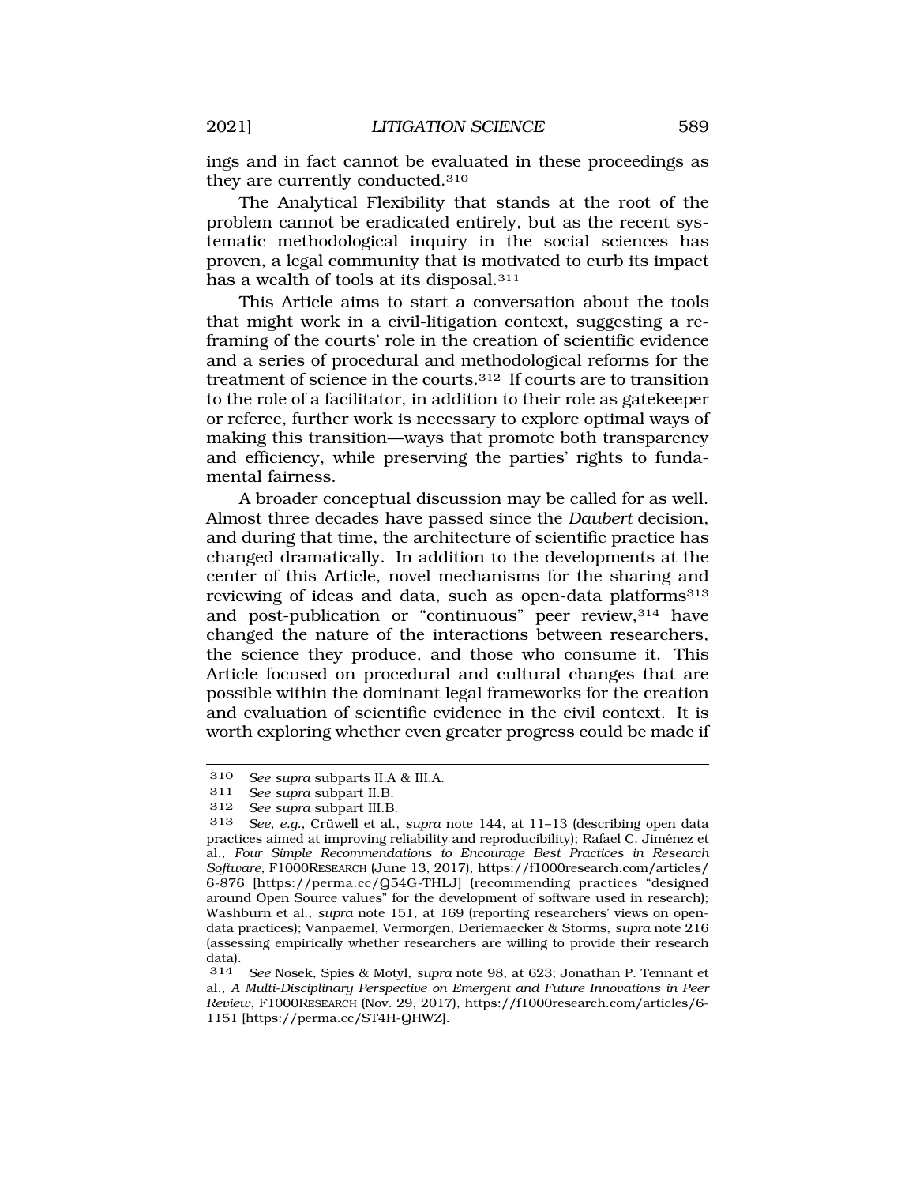ings and in fact cannot be evaluated in these proceedings as they are currently conducted.[310]

The Analytical Flexibility that stands at the root of the problem cannot be eradicated entirely, but as the recent systematic methodological inquiry in the social sciences has proven, a legal community that is motivated to curb its impact has a wealth of tools at its disposal.[311]

This Article aims to start a conversation about the tools that might work in a civil-litigation context, suggesting a reframing of the courts' role in the creation of scientific evidence and a series of procedural and methodological reforms for the treatment of science in the courts.[312] If courts are to transition to the role of a facilitator, in addition to their role as gatekeeper or referee, further work is necessary to explore optimal ways of making this transition—ways that promote both transparency and efficiency, while preserving the parties' rights to fundamental fairness.

A broader conceptual discussion may be called for as well. Almost three decades have passed since the *Daubert* decision, and during that time, the architecture of scientific practice has changed dramatically. In addition to the developments at the center of this Article, novel mechanisms for the sharing and reviewing of ideas and data, such as open-data platforms[313] and post-publication or "continuous" peer review,[314] have changed the nature of the interactions between researchers, the science they produce, and those who consume it. This Article focused on procedural and cultural changes that are possible within the dominant legal frameworks for the creation and evaluation of scientific evidence in the civil context. It is worth exploring whether even greater progress could be made if

---

310 *See supra* subparts II.A & III.A.

311 *See supra* subpart II.B.

312 *See supra* subpart III.B.

313 *See, e.g.*, Crüwell et al., *supra* note 144, at 11–13 (describing open data practices aimed at improving reliability and reproducibility); Rafael C. Jiménez et al., *Four Simple Recommendations to Encourage Best Practices in Research Software*, F1000RESEARCH (June 13, 2017), https://f1000research.com/articles/6-876 [https://perma.cc/Q54G-THLJ] (recommending practices "designed around Open Source values" for the development of software used in research); Washburn et al., *supra* note 151, at 169 (reporting researchers' views on open-data practices); Vanpaemel, Vermorgen, Deriemaecker & Storms, *supra* note 216 (assessing empirically whether researchers are willing to provide their research data).

314 *See* Nosek, Spies & Motyl, *supra* note 98, at 623; Jonathan P. Tennant et al., *A Multi-Disciplinary Perspective on Emergent and Future Innovations in Peer Review*, F1000RESEARCH (Nov. 29, 2017), https://f1000research.com/articles/6-1151 [https://perma.cc/ST4H-QHWZ].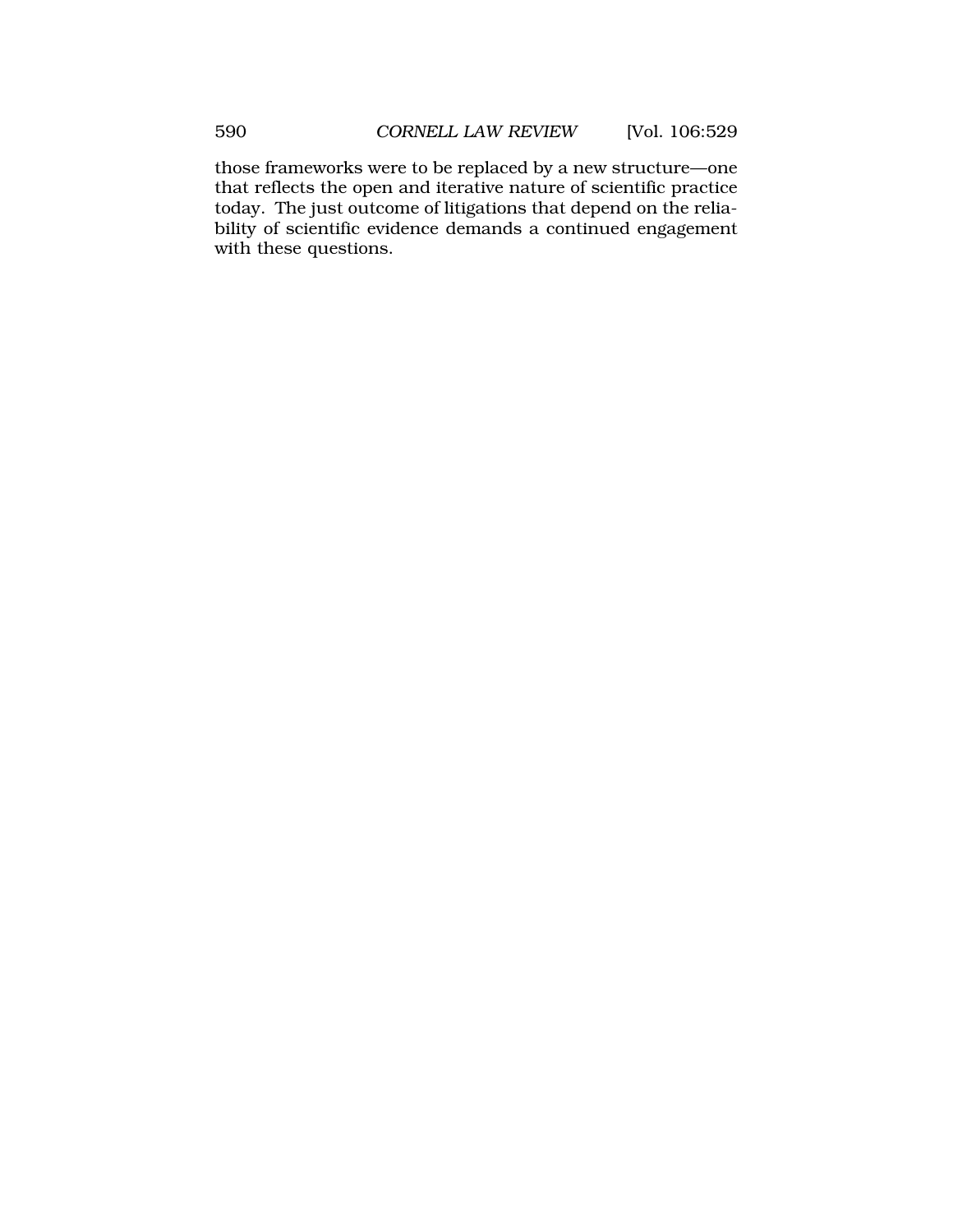those frameworks were to be replaced by a new structure—one that reflects the open and iterative nature of scientific practice today. The just outcome of litigations that depend on the reliability of scientific evidence demands a continued engagement with these questions.